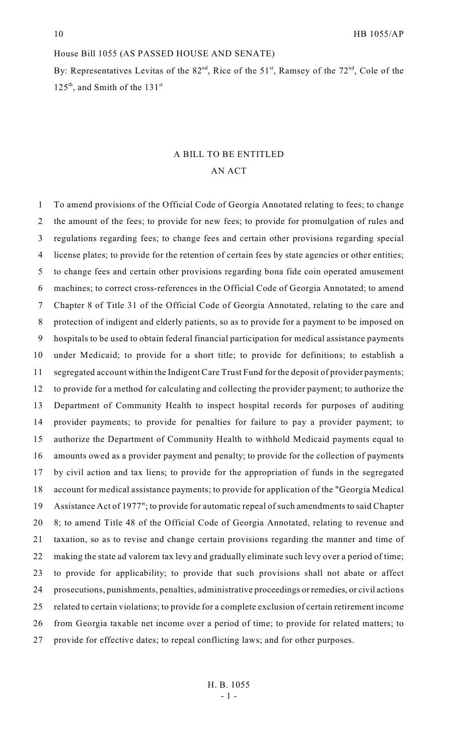House Bill 1055 (AS PASSED HOUSE AND SENATE)

By: Representatives Levitas of the 82nd, Rice of the 51st, Ramsey of the 72nd, Cole of the 125th, and Smith of the 131st

## A BILL TO BE ENTITLED
## AN ACT

1 To amend provisions of the Official Code of Georgia Annotated relating to fees; to change
2 the amount of the fees; to provide for new fees; to provide for promulgation of rules and
3 regulations regarding fees; to change fees and certain other provisions regarding special
4 license plates; to provide for the retention of certain fees by state agencies or other entities;
5 to change fees and certain other provisions regarding bona fide coin operated amusement
6 machines; to correct cross-references in the Official Code of Georgia Annotated; to amend
7 Chapter 8 of Title 31 of the Official Code of Georgia Annotated, relating to the care and
8 protection of indigent and elderly patients, so as to provide for a payment to be imposed on
9 hospitals to be used to obtain federal financial participation for medical assistance payments
10 under Medicaid; to provide for a short title; to provide for definitions; to establish a
11 segregated account within the Indigent Care Trust Fund for the deposit of provider payments;
12 to provide for a method for calculating and collecting the provider payment; to authorize the
13 Department of Community Health to inspect hospital records for purposes of auditing
14 provider payments; to provide for penalties for failure to pay a provider payment; to
15 authorize the Department of Community Health to withhold Medicaid payments equal to
16 amounts owed as a provider payment and penalty; to provide for the collection of payments
17 by civil action and tax liens; to provide for the appropriation of funds in the segregated
18 account for medical assistance payments; to provide for application of the "Georgia Medical
19 Assistance Act of 1977"; to provide for automatic repeal of such amendments to said Chapter
20 8; to amend Title 48 of the Official Code of Georgia Annotated, relating to revenue and
21 taxation, so as to revise and change certain provisions regarding the manner and time of
22 making the state ad valorem tax levy and gradually eliminate such levy over a period of time;
23 to provide for applicability; to provide that such provisions shall not abate or affect
24 prosecutions, punishments, penalties, administrative proceedings or remedies, or civil actions
25 related to certain violations; to provide for a complete exclusion of certain retirement income
26 from Georgia taxable net income over a period of time; to provide for related matters; to
27 provide for effective dates; to repeal conflicting laws; and for other purposes.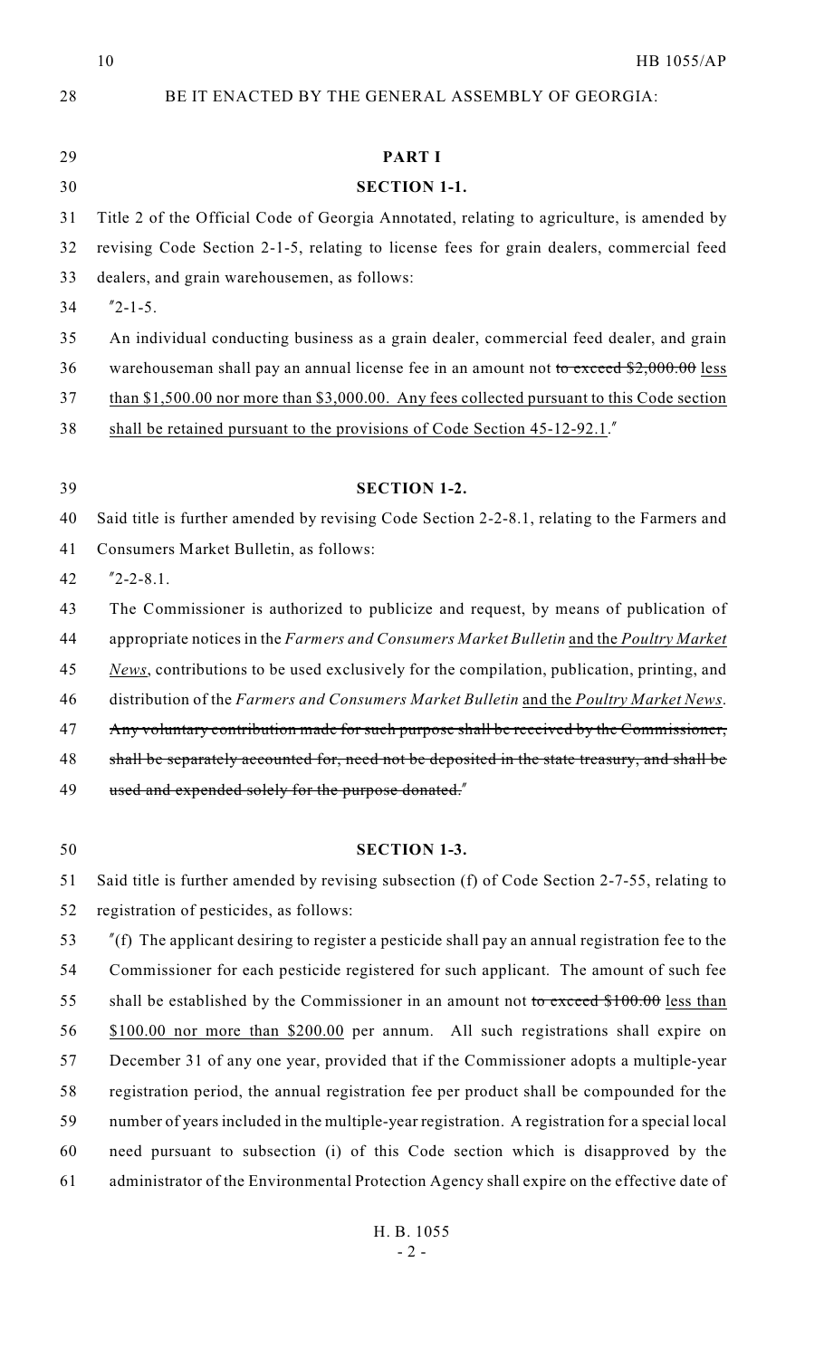BE IT ENACTED BY THE GENERAL ASSEMBLY OF GEORGIA:

**PART I**

**SECTION 1-1.**

Title 2 of the Official Code of Georgia Annotated, relating to agriculture, is amended by revising Code Section 2-1-5, relating to license fees for grain dealers, commercial feed dealers, and grain warehousemen, as follows:

"2-1-5.

An individual conducting business as a grain dealer, commercial feed dealer, and grain warehouseman shall pay an annual license fee in an amount not ~~to exceed $2,000.00~~ less than $1,500.00 nor more than $3,000.00. Any fees collected pursuant to this Code section shall be retained pursuant to the provisions of Code Section 45-12-92.1."

**SECTION 1-2.**

Said title is further amended by revising Code Section 2-2-8.1, relating to the Farmers and Consumers Market Bulletin, as follows:

"2-2-8.1.

The Commissioner is authorized to publicize and request, by means of publication of appropriate notices in the *Farmers and Consumers Market Bulletin* and the *Poultry Market News*, contributions to be used exclusively for the compilation, publication, printing, and distribution of the *Farmers and Consumers Market Bulletin* and the *Poultry Market News*. ~~Any voluntary contribution made for such purpose shall be received by the Commissioner, shall be separately accounted for, need not be deposited in the state treasury, and shall be used and expended solely for the purpose donated.~~"

**SECTION 1-3.**

Said title is further amended by revising subsection (f) of Code Section 2-7-55, relating to registration of pesticides, as follows:

"(f) The applicant desiring to register a pesticide shall pay an annual registration fee to the Commissioner for each pesticide registered for such applicant. The amount of such fee shall be established by the Commissioner in an amount not ~~to exceed $100.00~~ less than $100.00 nor more than $200.00 per annum. All such registrations shall expire on December 31 of any one year, provided that if the Commissioner adopts a multiple-year registration period, the annual registration fee per product shall be compounded for the number of years included in the multiple-year registration. A registration for a special local need pursuant to subsection (i) of this Code section which is disapproved by the administrator of the Environmental Protection Agency shall expire on the effective date of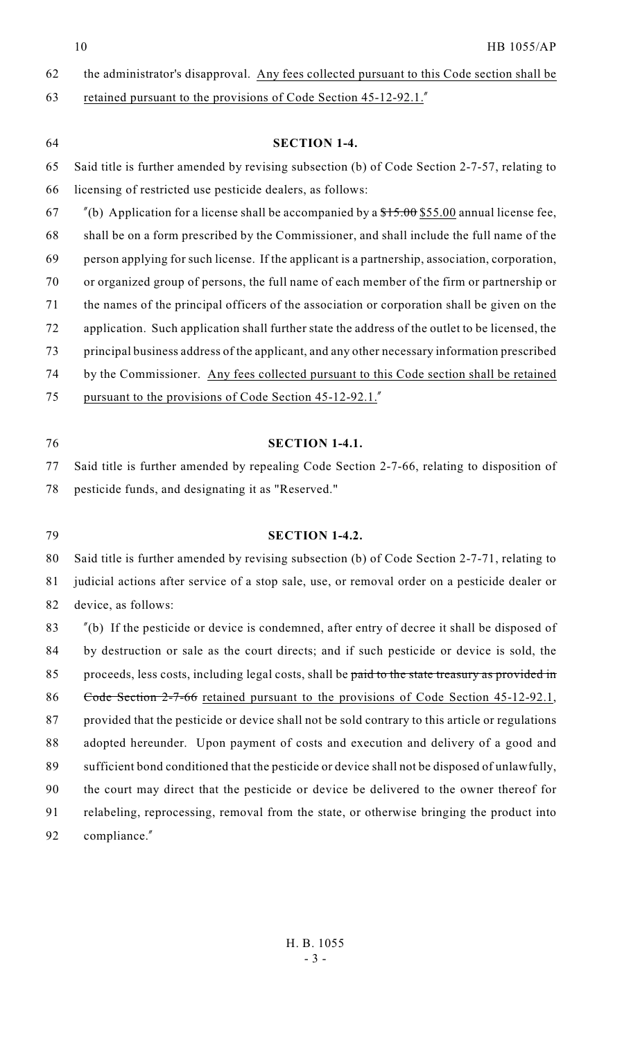the administrator's disapproval. Any fees collected pursuant to this Code section shall be retained pursuant to the provisions of Code Section 45-12-92.1."

**SECTION 1-4.**

Said title is further amended by revising subsection (b) of Code Section 2-7-57, relating to licensing of restricted use pesticide dealers, as follows:

"(b) Application for a license shall be accompanied by a ~~$15.00~~ $55.00 annual license fee, shall be on a form prescribed by the Commissioner, and shall include the full name of the person applying for such license. If the applicant is a partnership, association, corporation, or organized group of persons, the full name of each member of the firm or partnership or the names of the principal officers of the association or corporation shall be given on the application. Such application shall further state the address of the outlet to be licensed, the principal business address of the applicant, and any other necessary information prescribed by the Commissioner. Any fees collected pursuant to this Code section shall be retained pursuant to the provisions of Code Section 45-12-92.1."

**SECTION 1-4.1.**

Said title is further amended by repealing Code Section 2-7-66, relating to disposition of pesticide funds, and designating it as "Reserved."

**SECTION 1-4.2.**

Said title is further amended by revising subsection (b) of Code Section 2-7-71, relating to judicial actions after service of a stop sale, use, or removal order on a pesticide dealer or device, as follows:

"(b) If the pesticide or device is condemned, after entry of decree it shall be disposed of by destruction or sale as the court directs; and if such pesticide or device is sold, the proceeds, less costs, including legal costs, shall be ~~paid to the state treasury as provided in Code Section 2-7-66~~ retained pursuant to the provisions of Code Section 45-12-92.1, provided that the pesticide or device shall not be sold contrary to this article or regulations adopted hereunder. Upon payment of costs and execution and delivery of a good and sufficient bond conditioned that the pesticide or device shall not be disposed of unlawfully, the court may direct that the pesticide or device be delivered to the owner thereof for relabeling, reprocessing, removal from the state, or otherwise bringing the product into compliance."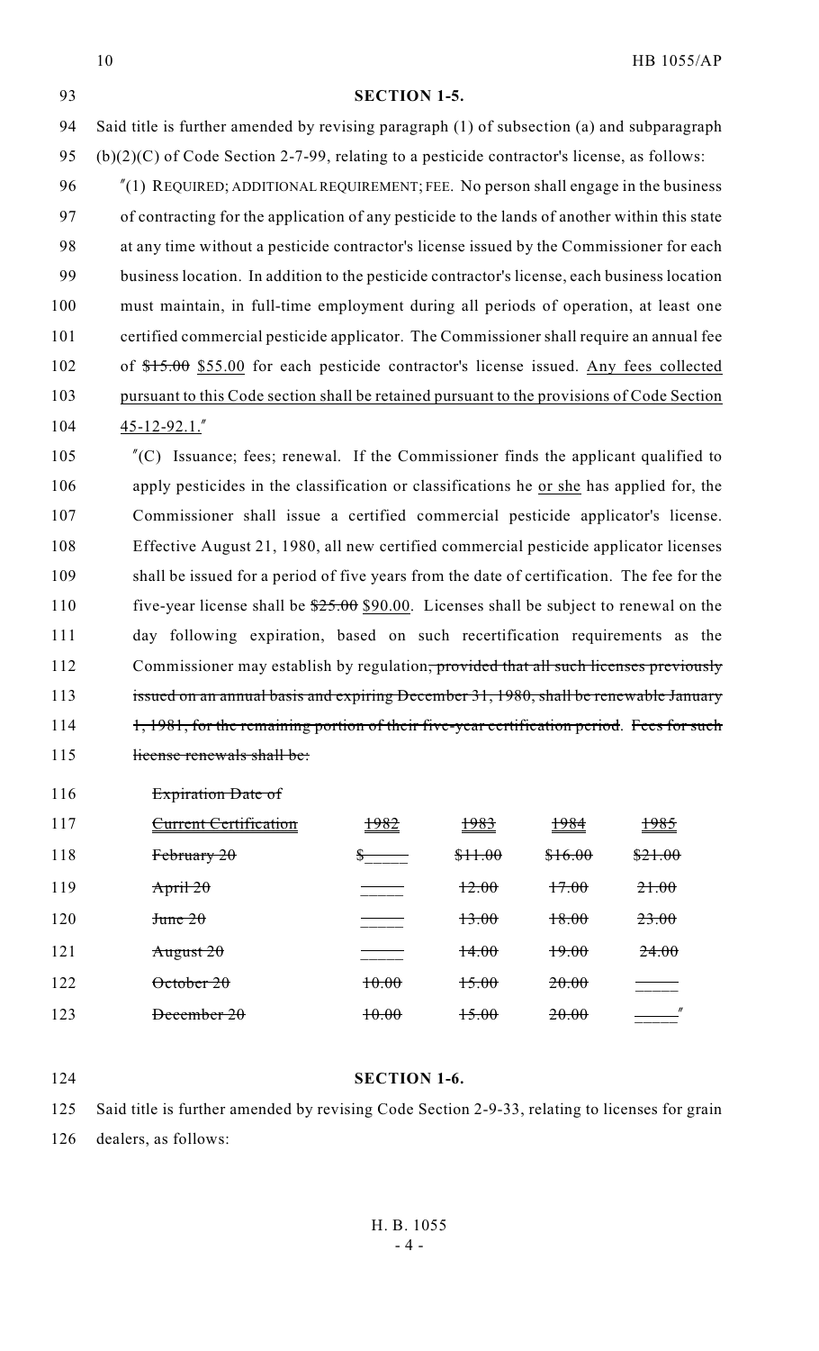**SECTION 1-5.**

Said title is further amended by revising paragraph (1) of subsection (a) and subparagraph (b)(2)(C) of Code Section 2-7-99, relating to a pesticide contractor's license, as follows:

"(1) REQUIRED; ADDITIONAL REQUIREMENT; FEE. No person shall engage in the business of contracting for the application of any pesticide to the lands of another within this state at any time without a pesticide contractor's license issued by the Commissioner for each business location. In addition to the pesticide contractor's license, each business location must maintain, in full-time employment during all periods of operation, at least one certified commercial pesticide applicator. The Commissioner shall require an annual fee of ~~$15.00~~ $55.00 for each pesticide contractor's license issued. Any fees collected pursuant to this Code section shall be retained pursuant to the provisions of Code Section 45-12-92.1."

"(C) Issuance; fees; renewal. If the Commissioner finds the applicant qualified to apply pesticides in the classification or classifications he or she has applied for, the Commissioner shall issue a certified commercial pesticide applicator's license. Effective August 21, 1980, all new certified commercial pesticide applicator licenses shall be issued for a period of five years from the date of certification. The fee for the five-year license shall be ~~$25.00~~ $90.00. Licenses shall be subject to renewal on the day following expiration, based on such recertification requirements as the Commissioner may establish by regulation~~, provided that all such licenses previously issued on an annual basis and expiring December 31, 1980, shall be renewable January 1, 1981, for the remaining portion of their five-year certification period~~. ~~Fees for such license renewals shall be:~~

| ~~Expiration Date of Current Certification~~ | ~~1982~~ | ~~1983~~ | ~~1984~~ | ~~1985~~ |
|---|---|---|---|---|
| ~~February 20~~ | ~~$\_\_\_\_~~ | ~~$11.00~~ | ~~$16.00~~ | ~~$21.00~~ |
| ~~April 20~~ | ~~\_\_\_\_~~ | ~~12.00~~ | ~~17.00~~ | ~~21.00~~ |
| ~~June 20~~ | ~~\_\_\_\_~~ | ~~13.00~~ | ~~18.00~~ | ~~23.00~~ |
| ~~August 20~~ | ~~\_\_\_\_~~ | ~~14.00~~ | ~~19.00~~ | ~~24.00~~ |
| ~~October 20~~ | ~~10.00~~ | ~~15.00~~ | ~~20.00~~ | ~~\_\_\_\_~~ |
| ~~December 20~~ | ~~10.00~~ | ~~15.00~~ | ~~20.00~~ | ~~\_\_\_\_~~" |

**SECTION 1-6.**

Said title is further amended by revising Code Section 2-9-33, relating to licenses for grain dealers, as follows: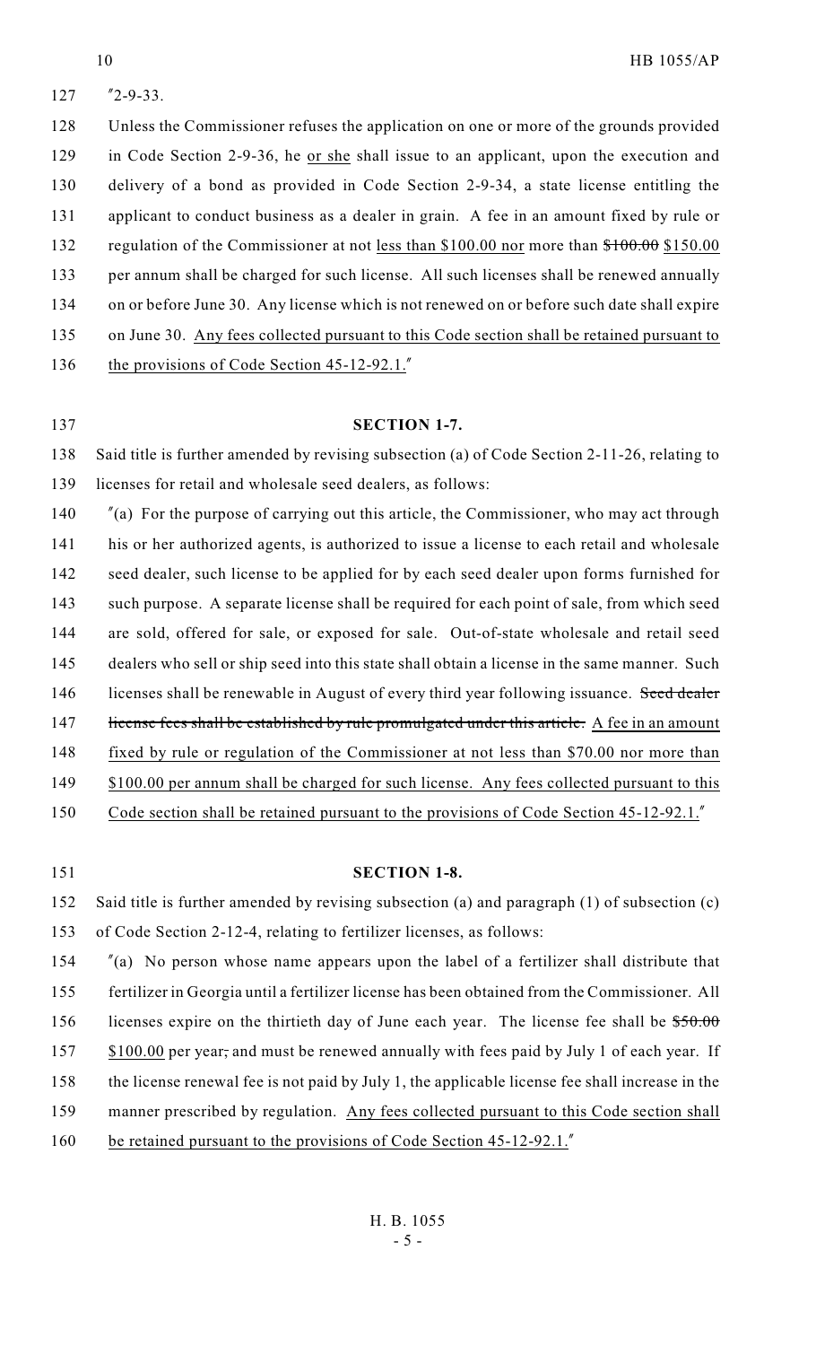"2-9-33.

Unless the Commissioner refuses the application on one or more of the grounds provided in Code Section 2-9-36, he or she shall issue to an applicant, upon the execution and delivery of a bond as provided in Code Section 2-9-34, a state license entitling the applicant to conduct business as a dealer in grain. A fee in an amount fixed by rule or regulation of the Commissioner at not less than $100.00 nor more than ~~$100.00~~ $150.00 per annum shall be charged for such license. All such licenses shall be renewed annually on or before June 30. Any license which is not renewed on or before such date shall expire on June 30. Any fees collected pursuant to this Code section shall be retained pursuant to the provisions of Code Section 45-12-92.1."

**SECTION 1-7.**

Said title is further amended by revising subsection (a) of Code Section 2-11-26, relating to licenses for retail and wholesale seed dealers, as follows:

"(a) For the purpose of carrying out this article, the Commissioner, who may act through his or her authorized agents, is authorized to issue a license to each retail and wholesale seed dealer, such license to be applied for by each seed dealer upon forms furnished for such purpose. A separate license shall be required for each point of sale, from which seed are sold, offered for sale, or exposed for sale. Out-of-state wholesale and retail seed dealers who sell or ship seed into this state shall obtain a license in the same manner. Such licenses shall be renewable in August of every third year following issuance. ~~Seed dealer license fees shall be established by rule promulgated under this article.~~ A fee in an amount fixed by rule or regulation of the Commissioner at not less than $70.00 nor more than $100.00 per annum shall be charged for such license. Any fees collected pursuant to this Code section shall be retained pursuant to the provisions of Code Section 45-12-92.1."

**SECTION 1-8.**

Said title is further amended by revising subsection (a) and paragraph (1) of subsection (c) of Code Section 2-12-4, relating to fertilizer licenses, as follows:

"(a) No person whose name appears upon the label of a fertilizer shall distribute that fertilizer in Georgia until a fertilizer license has been obtained from the Commissioner. All licenses expire on the thirtieth day of June each year. The license fee shall be ~~$50.00~~ $100.00 per year~~,~~ and must be renewed annually with fees paid by July 1 of each year. If the license renewal fee is not paid by July 1, the applicable license fee shall increase in the manner prescribed by regulation. Any fees collected pursuant to this Code section shall be retained pursuant to the provisions of Code Section 45-12-92.1."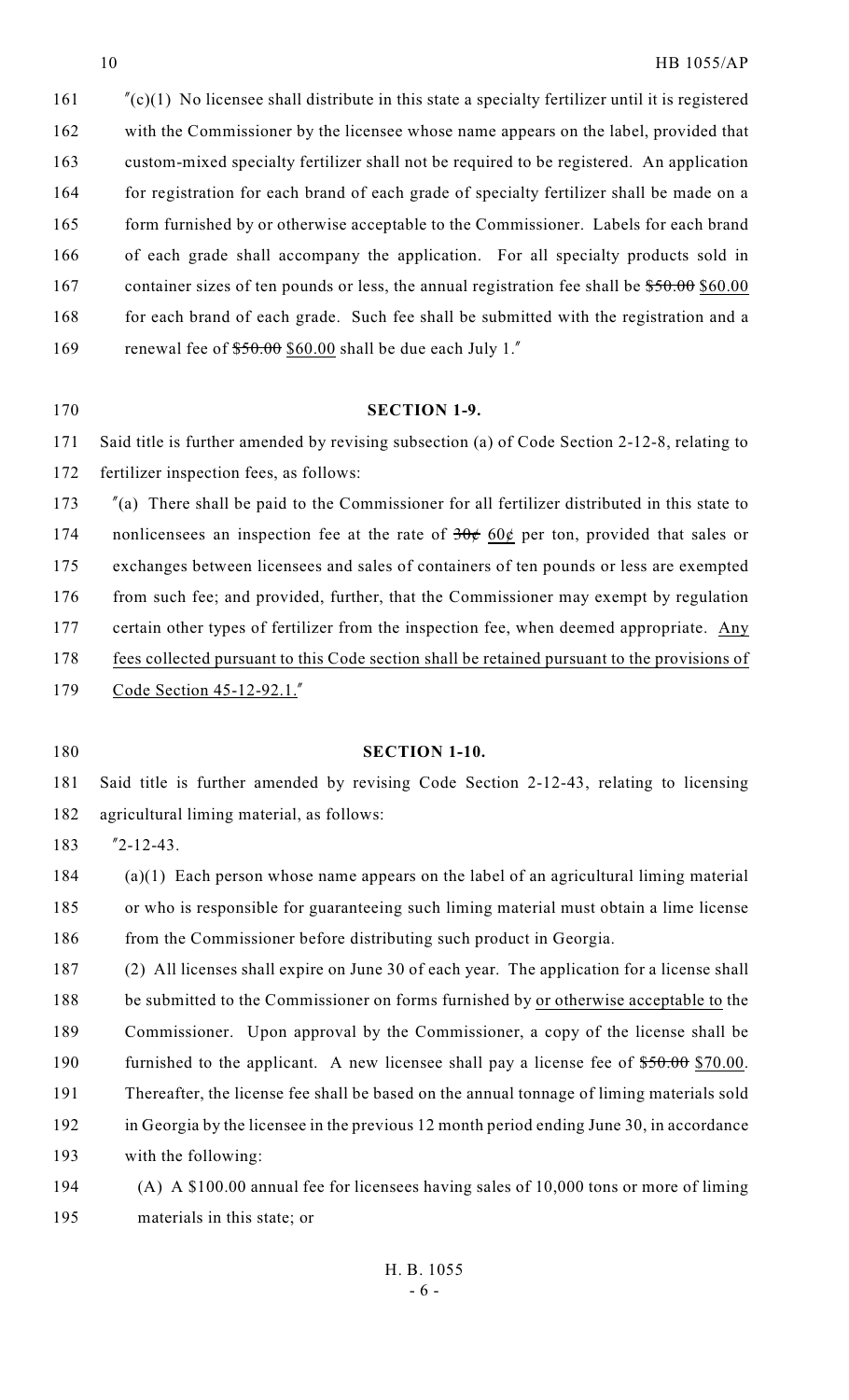"(c)(1) No licensee shall distribute in this state a specialty fertilizer until it is registered with the Commissioner by the licensee whose name appears on the label, provided that custom-mixed specialty fertilizer shall not be required to be registered. An application for registration for each brand of each grade of specialty fertilizer shall be made on a form furnished by or otherwise acceptable to the Commissioner. Labels for each brand of each grade shall accompany the application. For all specialty products sold in container sizes of ten pounds or less, the annual registration fee shall be ~~$50.00~~ <u>$60.00</u> for each brand of each grade. Such fee shall be submitted with the registration and a renewal fee of ~~$50.00~~ <u>$60.00</u> shall be due each July 1."

**SECTION 1-9.**

Said title is further amended by revising subsection (a) of Code Section 2-12-8, relating to fertilizer inspection fees, as follows:

"(a) There shall be paid to the Commissioner for all fertilizer distributed in this state to nonlicensees an inspection fee at the rate of ~~30¢~~ <u>60¢</u> per ton, provided that sales or exchanges between licensees and sales of containers of ten pounds or less are exempted from such fee; and provided, further, that the Commissioner may exempt by regulation certain other types of fertilizer from the inspection fee, when deemed appropriate. <u>Any fees collected pursuant to this Code section shall be retained pursuant to the provisions of Code Section 45-12-92.1.</u>"

**SECTION 1-10.**

Said title is further amended by revising Code Section 2-12-43, relating to licensing agricultural liming material, as follows:

"2-12-43.

(a)(1) Each person whose name appears on the label of an agricultural liming material or who is responsible for guaranteeing such liming material must obtain a lime license from the Commissioner before distributing such product in Georgia.

(2) All licenses shall expire on June 30 of each year. The application for a license shall be submitted to the Commissioner on forms furnished by <u>or otherwise acceptable to</u> the Commissioner. Upon approval by the Commissioner, a copy of the license shall be furnished to the applicant. A new licensee shall pay a license fee of ~~$50.00~~ <u>$70.00</u>. Thereafter, the license fee shall be based on the annual tonnage of liming materials sold in Georgia by the licensee in the previous 12 month period ending June 30, in accordance with the following:

(A) A $100.00 annual fee for licensees having sales of 10,000 tons or more of liming materials in this state; or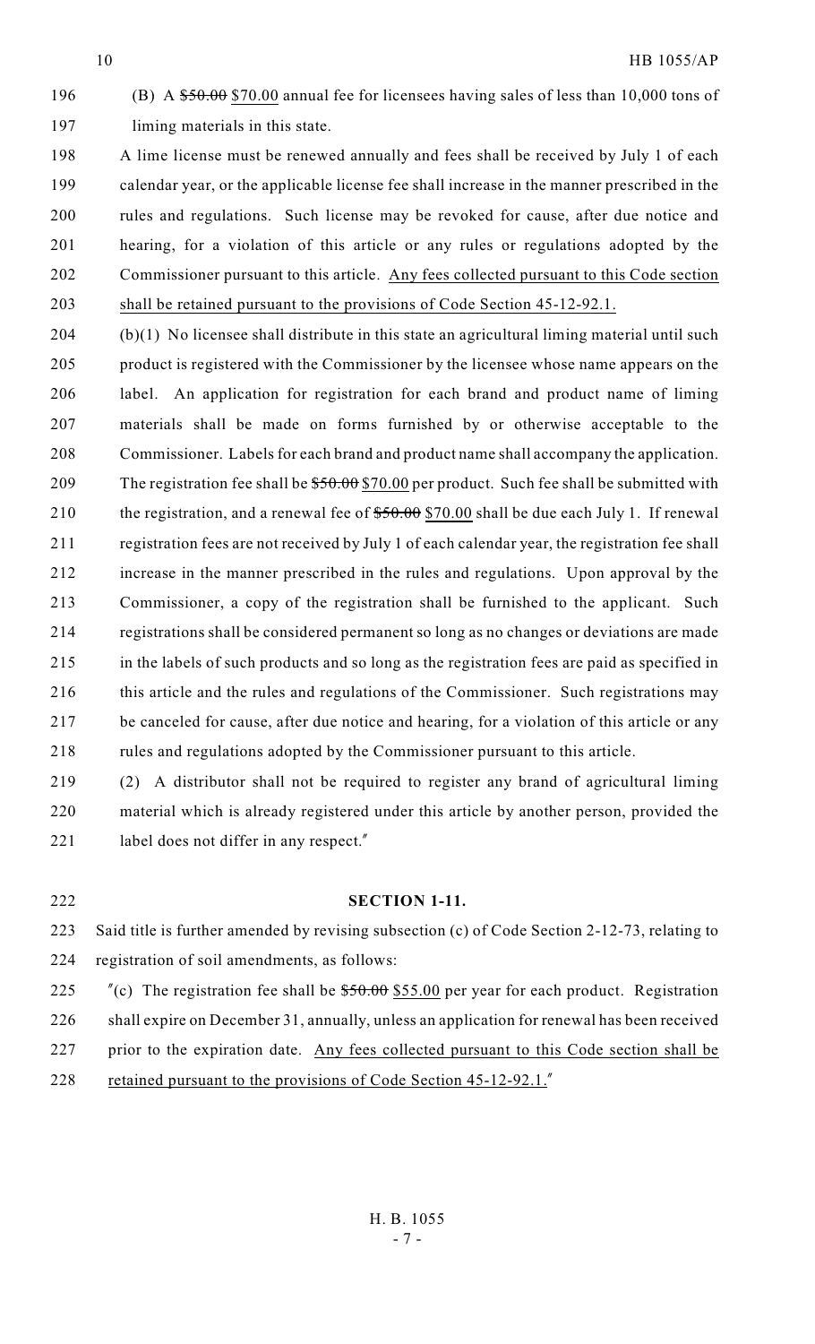(B) A ~~$50.00~~ $70.00 annual fee for licensees having sales of less than 10,000 tons of liming materials in this state.

A lime license must be renewed annually and fees shall be received by July 1 of each calendar year, or the applicable license fee shall increase in the manner prescribed in the rules and regulations. Such license may be revoked for cause, after due notice and hearing, for a violation of this article or any rules or regulations adopted by the Commissioner pursuant to this article. Any fees collected pursuant to this Code section shall be retained pursuant to the provisions of Code Section 45-12-92.1.

(b)(1) No licensee shall distribute in this state an agricultural liming material until such product is registered with the Commissioner by the licensee whose name appears on the label. An application for registration for each brand and product name of liming materials shall be made on forms furnished by or otherwise acceptable to the Commissioner. Labels for each brand and product name shall accompany the application. The registration fee shall be ~~$50.00~~ $70.00 per product. Such fee shall be submitted with the registration, and a renewal fee of ~~$50.00~~ $70.00 shall be due each July 1. If renewal registration fees are not received by July 1 of each calendar year, the registration fee shall increase in the manner prescribed in the rules and regulations. Upon approval by the Commissioner, a copy of the registration shall be furnished to the applicant. Such registrations shall be considered permanent so long as no changes or deviations are made in the labels of such products and so long as the registration fees are paid as specified in this article and the rules and regulations of the Commissioner. Such registrations may be canceled for cause, after due notice and hearing, for a violation of this article or any rules and regulations adopted by the Commissioner pursuant to this article.

(2) A distributor shall not be required to register any brand of agricultural liming material which is already registered under this article by another person, provided the label does not differ in any respect."

**SECTION 1-11.**

Said title is further amended by revising subsection (c) of Code Section 2-12-73, relating to registration of soil amendments, as follows:

"(c) The registration fee shall be ~~$50.00~~ $55.00 per year for each product. Registration shall expire on December 31, annually, unless an application for renewal has been received prior to the expiration date. Any fees collected pursuant to this Code section shall be retained pursuant to the provisions of Code Section 45-12-92.1."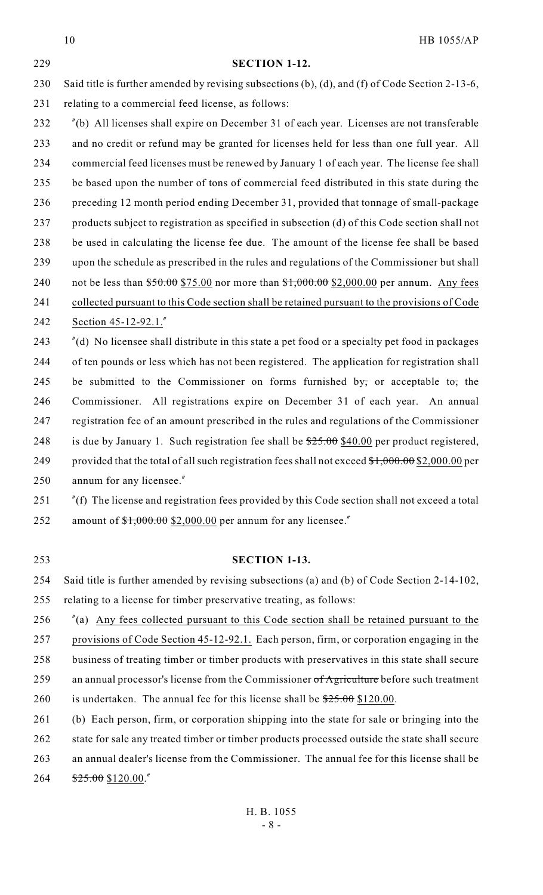## SECTION 1-12.

Said title is further amended by revising subsections (b), (d), and (f) of Code Section 2-13-6, relating to a commercial feed license, as follows:

"(b) All licenses shall expire on December 31 of each year. Licenses are not transferable and no credit or refund may be granted for licenses held for less than one full year. All commercial feed licenses must be renewed by January 1 of each year. The license fee shall be based upon the number of tons of commercial feed distributed in this state during the preceding 12 month period ending December 31, provided that tonnage of small-package products subject to registration as specified in subsection (d) of this Code section shall not be used in calculating the license fee due. The amount of the license fee shall be based upon the schedule as prescribed in the rules and regulations of the Commissioner but shall not be less than ~~$50.00~~ $75.00 nor more than ~~$1,000.00~~ $2,000.00 per annum. Any fees collected pursuant to this Code section shall be retained pursuant to the provisions of Code Section 45-12-92.1."

"(d) No licensee shall distribute in this state a pet food or a specialty pet food in packages of ten pounds or less which has not been registered. The application for registration shall be submitted to the Commissioner on forms furnished by~~,~~ or acceptable to~~,~~ the Commissioner. All registrations expire on December 31 of each year. An annual registration fee of an amount prescribed in the rules and regulations of the Commissioner is due by January 1. Such registration fee shall be ~~$25.00~~ $40.00 per product registered, provided that the total of all such registration fees shall not exceed ~~$1,000.00~~ $2,000.00 per annum for any licensee."

"(f) The license and registration fees provided by this Code section shall not exceed a total amount of ~~$1,000.00~~ $2,000.00 per annum for any licensee."

## SECTION 1-13.

Said title is further amended by revising subsections (a) and (b) of Code Section 2-14-102, relating to a license for timber preservative treating, as follows:

"(a) Any fees collected pursuant to this Code section shall be retained pursuant to the provisions of Code Section 45-12-92.1. Each person, firm, or corporation engaging in the business of treating timber or timber products with preservatives in this state shall secure an annual processor's license from the Commissioner ~~of Agriculture~~ before such treatment is undertaken. The annual fee for this license shall be ~~$25.00~~ $120.00.

(b) Each person, firm, or corporation shipping into the state for sale or bringing into the state for sale any treated timber or timber products processed outside the state shall secure an annual dealer's license from the Commissioner. The annual fee for this license shall be ~~$25.00~~ $120.00."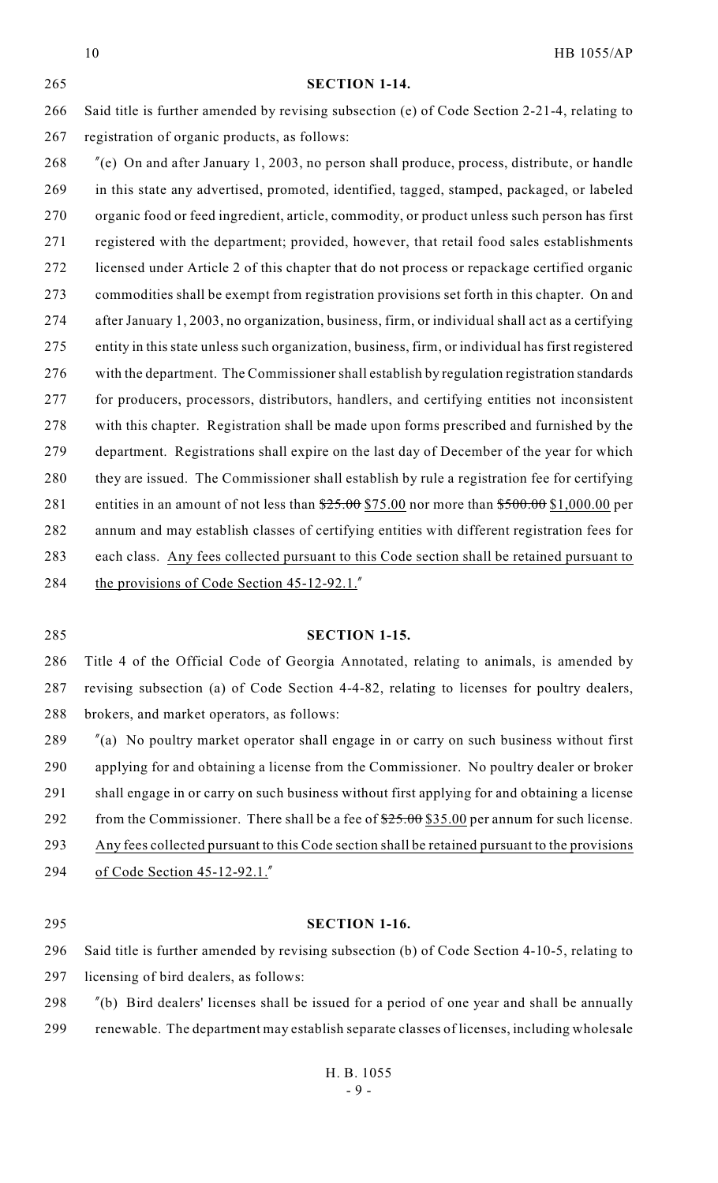**SECTION 1-14.**

Said title is further amended by revising subsection (e) of Code Section 2-21-4, relating to registration of organic products, as follows:

"(e) On and after January 1, 2003, no person shall produce, process, distribute, or handle in this state any advertised, promoted, identified, tagged, stamped, packaged, or labeled organic food or feed ingredient, article, commodity, or product unless such person has first registered with the department; provided, however, that retail food sales establishments licensed under Article 2 of this chapter that do not process or repackage certified organic commodities shall be exempt from registration provisions set forth in this chapter. On and after January 1, 2003, no organization, business, firm, or individual shall act as a certifying entity in this state unless such organization, business, firm, or individual has first registered with the department. The Commissioner shall establish by regulation registration standards for producers, processors, distributors, handlers, and certifying entities not inconsistent with this chapter. Registration shall be made upon forms prescribed and furnished by the department. Registrations shall expire on the last day of December of the year for which they are issued. The Commissioner shall establish by rule a registration fee for certifying entities in an amount of not less than ~~$25.00~~ <u>$75.00</u> nor more than ~~$500.00~~ <u>$1,000.00</u> per annum and may establish classes of certifying entities with different registration fees for each class. <u>Any fees collected pursuant to this Code section shall be retained pursuant to the provisions of Code Section 45-12-92.1.</u>"

**SECTION 1-15.**

Title 4 of the Official Code of Georgia Annotated, relating to animals, is amended by revising subsection (a) of Code Section 4-4-82, relating to licenses for poultry dealers, brokers, and market operators, as follows:

"(a) No poultry market operator shall engage in or carry on such business without first applying for and obtaining a license from the Commissioner. No poultry dealer or broker shall engage in or carry on such business without first applying for and obtaining a license from the Commissioner. There shall be a fee of ~~$25.00~~ <u>$35.00</u> per annum for such license. <u>Any fees collected pursuant to this Code section shall be retained pursuant to the provisions of Code Section 45-12-92.1.</u>"

**SECTION 1-16.**

Said title is further amended by revising subsection (b) of Code Section 4-10-5, relating to licensing of bird dealers, as follows:

"(b) Bird dealers' licenses shall be issued for a period of one year and shall be annually renewable. The department may establish separate classes of licenses, including wholesale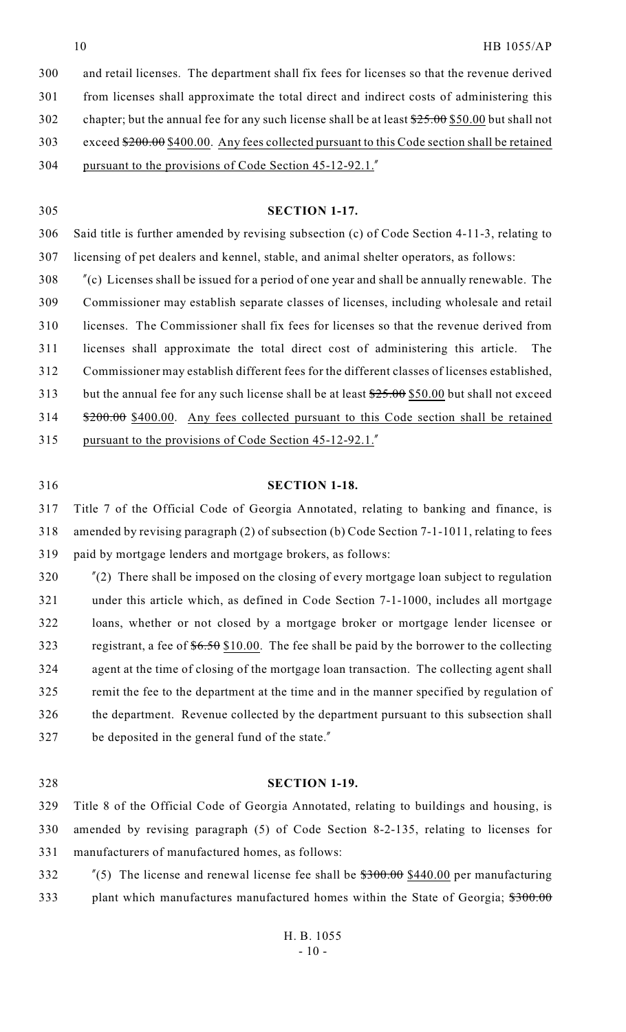and retail licenses. The department shall fix fees for licenses so that the revenue derived from licenses shall approximate the total direct and indirect costs of administering this chapter; but the annual fee for any such license shall be at least ~~$25.00~~ $50.00 but shall not exceed ~~$200.00~~ $400.00. Any fees collected pursuant to this Code section shall be retained pursuant to the provisions of Code Section 45-12-92.1."

**SECTION 1-17.**

Said title is further amended by revising subsection (c) of Code Section 4-11-3, relating to licensing of pet dealers and kennel, stable, and animal shelter operators, as follows:

"(c) Licenses shall be issued for a period of one year and shall be annually renewable. The Commissioner may establish separate classes of licenses, including wholesale and retail licenses. The Commissioner shall fix fees for licenses so that the revenue derived from licenses shall approximate the total direct cost of administering this article. The Commissioner may establish different fees for the different classes of licenses established, but the annual fee for any such license shall be at least ~~$25.00~~ $50.00 but shall not exceed ~~$200.00~~ $400.00. Any fees collected pursuant to this Code section shall be retained pursuant to the provisions of Code Section 45-12-92.1."

**SECTION 1-18.**

Title 7 of the Official Code of Georgia Annotated, relating to banking and finance, is amended by revising paragraph (2) of subsection (b) Code Section 7-1-1011, relating to fees paid by mortgage lenders and mortgage brokers, as follows:

"(2) There shall be imposed on the closing of every mortgage loan subject to regulation under this article which, as defined in Code Section 7-1-1000, includes all mortgage loans, whether or not closed by a mortgage broker or mortgage lender licensee or registrant, a fee of ~~$6.50~~ $10.00. The fee shall be paid by the borrower to the collecting agent at the time of closing of the mortgage loan transaction. The collecting agent shall remit the fee to the department at the time and in the manner specified by regulation of the department. Revenue collected by the department pursuant to this subsection shall be deposited in the general fund of the state."

**SECTION 1-19.**

Title 8 of the Official Code of Georgia Annotated, relating to buildings and housing, is amended by revising paragraph (5) of Code Section 8-2-135, relating to licenses for manufacturers of manufactured homes, as follows:

"(5) The license and renewal license fee shall be ~~$300.00~~ $440.00 per manufacturing plant which manufactures manufactured homes within the State of Georgia; ~~$300.00~~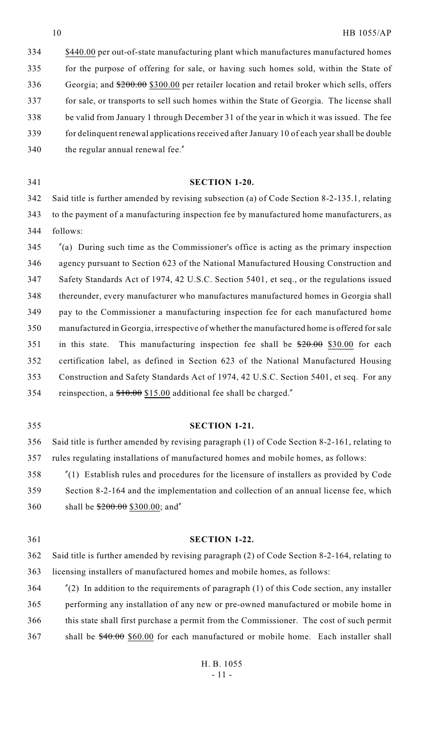334 $440.00 per out-of-state manufacturing plant which manufactures manufactured homes
335 for the purpose of offering for sale, or having such homes sold, within the State of
336 Georgia; and ~~$200.00~~ $300.00 per retailer location and retail broker which sells, offers
337 for sale, or transports to sell such homes within the State of Georgia. The license shall
338 be valid from January 1 through December 31 of the year in which it was issued. The fee
339 for delinquent renewal applications received after January 10 of each year shall be double
340 the regular annual renewal fee."

341 **SECTION 1-20.**

342 Said title is further amended by revising subsection (a) of Code Section 8-2-135.1, relating
343 to the payment of a manufacturing inspection fee by manufactured home manufacturers, as
344 follows:

345 "(a) During such time as the Commissioner's office is acting as the primary inspection
346 agency pursuant to Section 623 of the National Manufactured Housing Construction and
347 Safety Standards Act of 1974, 42 U.S.C. Section 5401, et seq., or the regulations issued
348 thereunder, every manufacturer who manufactures manufactured homes in Georgia shall
349 pay to the Commissioner a manufacturing inspection fee for each manufactured home
350 manufactured in Georgia, irrespective of whether the manufactured home is offered for sale
351 in this state. This manufacturing inspection fee shall be ~~$20.00~~ $30.00 for each
352 certification label, as defined in Section 623 of the National Manufactured Housing
353 Construction and Safety Standards Act of 1974, 42 U.S.C. Section 5401, et seq. For any
354 reinspection, a ~~$10.00~~ $15.00 additional fee shall be charged."

355 **SECTION 1-21.**

356 Said title is further amended by revising paragraph (1) of Code Section 8-2-161, relating to
357 rules regulating installations of manufactured homes and mobile homes, as follows:

358 "(1) Establish rules and procedures for the licensure of installers as provided by Code
359 Section 8-2-164 and the implementation and collection of an annual license fee, which
360 shall be ~~$200.00~~ $300.00; and"

361 **SECTION 1-22.**

362 Said title is further amended by revising paragraph (2) of Code Section 8-2-164, relating to
363 licensing installers of manufactured homes and mobile homes, as follows:

364 "(2) In addition to the requirements of paragraph (1) of this Code section, any installer
365 performing any installation of any new or pre-owned manufactured or mobile home in
366 this state shall first purchase a permit from the Commissioner. The cost of such permit
367 shall be ~~$40.00~~ $60.00 for each manufactured or mobile home. Each installer shall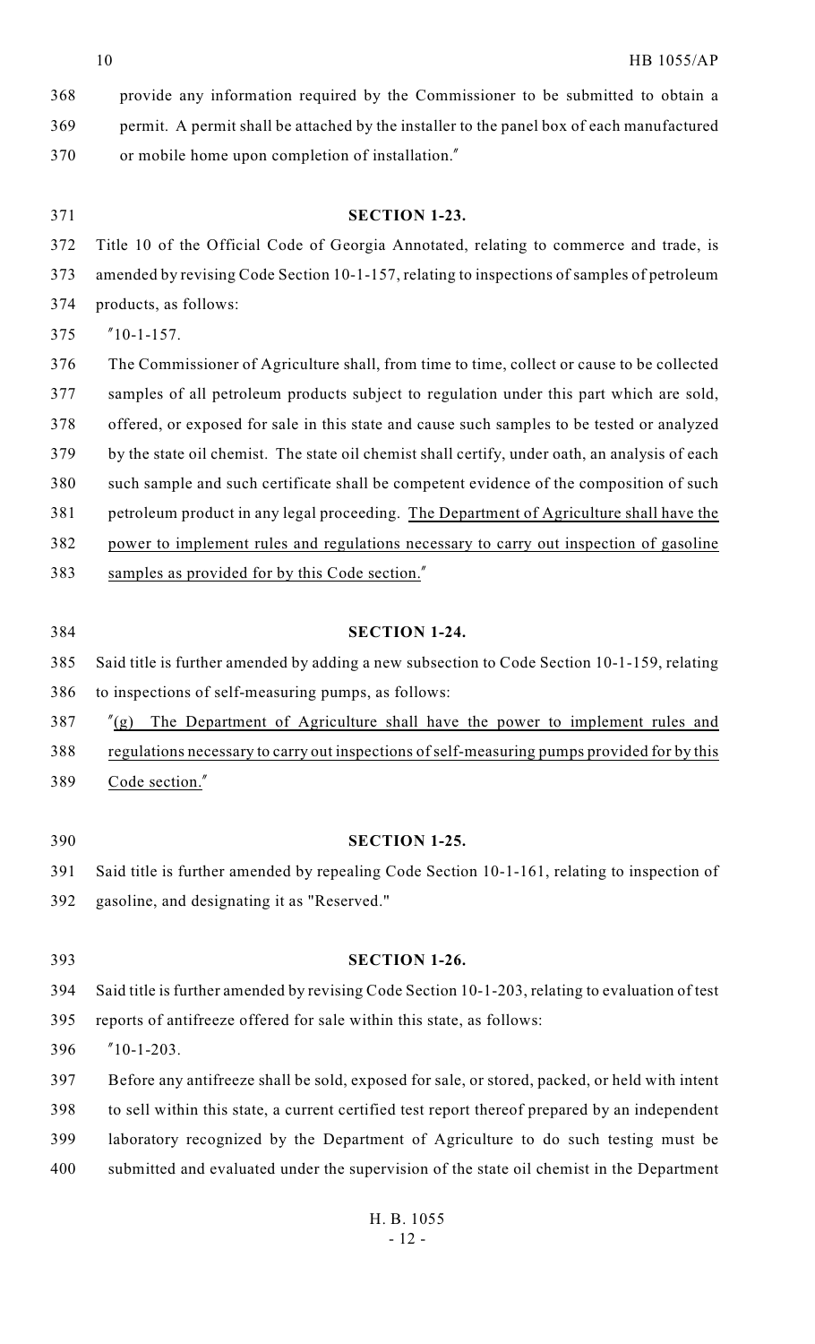provide any information required by the Commissioner to be submitted to obtain a permit. A permit shall be attached by the installer to the panel box of each manufactured or mobile home upon completion of installation."

**SECTION 1-23.**

Title 10 of the Official Code of Georgia Annotated, relating to commerce and trade, is amended by revising Code Section 10-1-157, relating to inspections of samples of petroleum products, as follows:

"10-1-157.

The Commissioner of Agriculture shall, from time to time, collect or cause to be collected samples of all petroleum products subject to regulation under this part which are sold, offered, or exposed for sale in this state and cause such samples to be tested or analyzed by the state oil chemist. The state oil chemist shall certify, under oath, an analysis of each such sample and such certificate shall be competent evidence of the composition of such petroleum product in any legal proceeding. The Department of Agriculture shall have the power to implement rules and regulations necessary to carry out inspection of gasoline samples as provided for by this Code section."

**SECTION 1-24.**

Said title is further amended by adding a new subsection to Code Section 10-1-159, relating to inspections of self-measuring pumps, as follows:

"(g) The Department of Agriculture shall have the power to implement rules and regulations necessary to carry out inspections of self-measuring pumps provided for by this Code section."

**SECTION 1-25.**

Said title is further amended by repealing Code Section 10-1-161, relating to inspection of gasoline, and designating it as "Reserved."

**SECTION 1-26.**

Said title is further amended by revising Code Section 10-1-203, relating to evaluation of test reports of antifreeze offered for sale within this state, as follows:

"10-1-203.

Before any antifreeze shall be sold, exposed for sale, or stored, packed, or held with intent to sell within this state, a current certified test report thereof prepared by an independent laboratory recognized by the Department of Agriculture to do such testing must be submitted and evaluated under the supervision of the state oil chemist in the Department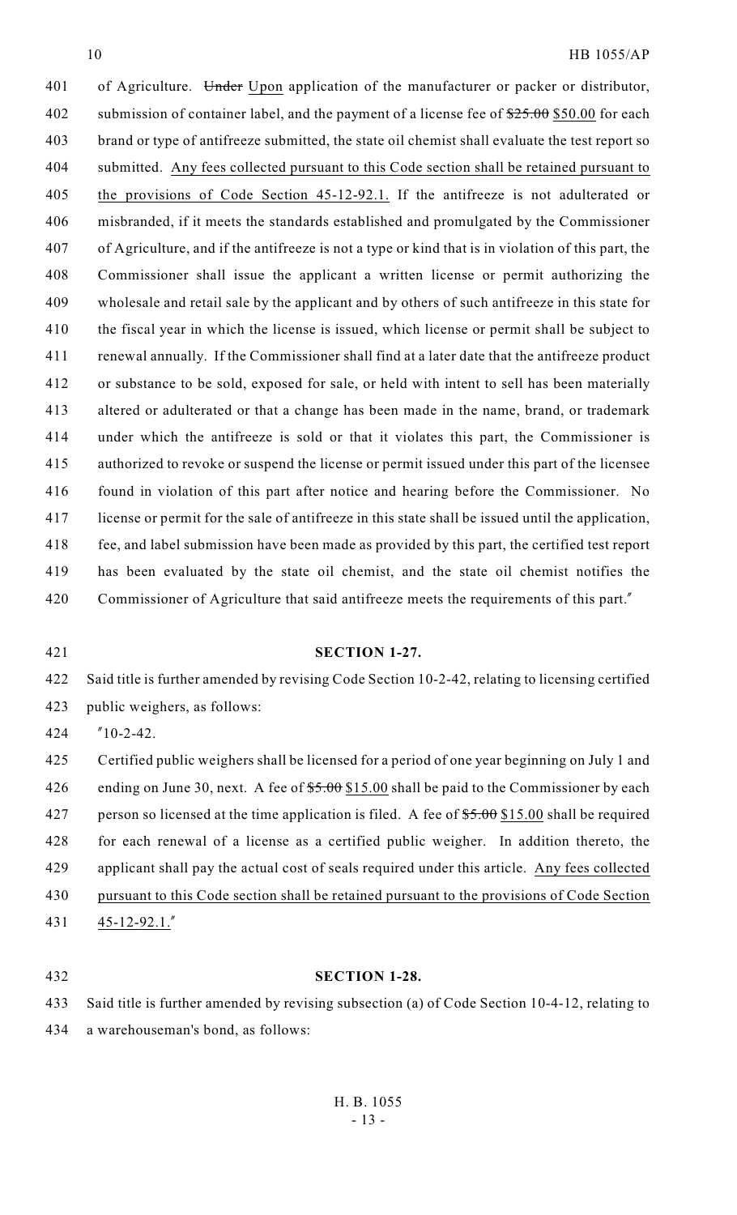of Agriculture. ~~Under~~ Upon application of the manufacturer or packer or distributor, submission of container label, and the payment of a license fee of ~~$25.00~~ $50.00 for each brand or type of antifreeze submitted, the state oil chemist shall evaluate the test report so submitted. Any fees collected pursuant to this Code section shall be retained pursuant to the provisions of Code Section 45-12-92.1. If the antifreeze is not adulterated or misbranded, if it meets the standards established and promulgated by the Commissioner of Agriculture, and if the antifreeze is not a type or kind that is in violation of this part, the Commissioner shall issue the applicant a written license or permit authorizing the wholesale and retail sale by the applicant and by others of such antifreeze in this state for the fiscal year in which the license is issued, which license or permit shall be subject to renewal annually. If the Commissioner shall find at a later date that the antifreeze product or substance to be sold, exposed for sale, or held with intent to sell has been materially altered or adulterated or that a change has been made in the name, brand, or trademark under which the antifreeze is sold or that it violates this part, the Commissioner is authorized to revoke or suspend the license or permit issued under this part of the licensee found in violation of this part after notice and hearing before the Commissioner. No license or permit for the sale of antifreeze in this state shall be issued until the application, fee, and label submission have been made as provided by this part, the certified test report has been evaluated by the state oil chemist, and the state oil chemist notifies the Commissioner of Agriculture that said antifreeze meets the requirements of this part."

**SECTION 1-27.**

Said title is further amended by revising Code Section 10-2-42, relating to licensing certified public weighers, as follows:

"10-2-42.

Certified public weighers shall be licensed for a period of one year beginning on July 1 and ending on June 30, next. A fee of ~~$5.00~~ $15.00 shall be paid to the Commissioner by each person so licensed at the time application is filed. A fee of ~~$5.00~~ $15.00 shall be required for each renewal of a license as a certified public weigher. In addition thereto, the applicant shall pay the actual cost of seals required under this article. Any fees collected pursuant to this Code section shall be retained pursuant to the provisions of Code Section 45-12-92.1."

**SECTION 1-28.**

Said title is further amended by revising subsection (a) of Code Section 10-4-12, relating to a warehouseman's bond, as follows: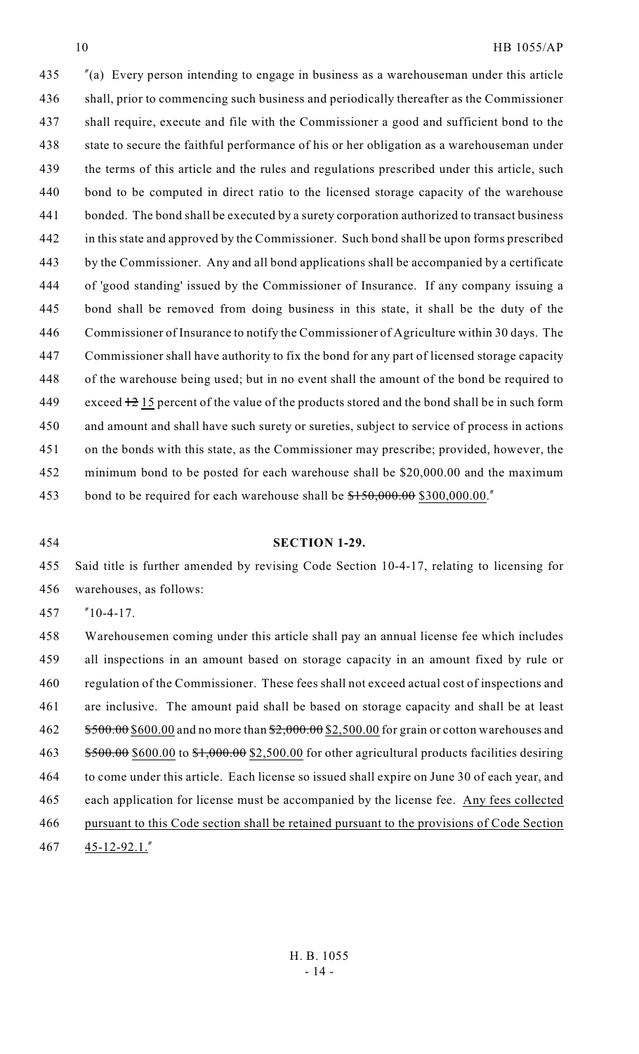"(a) Every person intending to engage in business as a warehouseman under this article shall, prior to commencing such business and periodically thereafter as the Commissioner shall require, execute and file with the Commissioner a good and sufficient bond to the state to secure the faithful performance of his or her obligation as a warehouseman under the terms of this article and the rules and regulations prescribed under this article, such bond to be computed in direct ratio to the licensed storage capacity of the warehouse bonded. The bond shall be executed by a surety corporation authorized to transact business in this state and approved by the Commissioner. Such bond shall be upon forms prescribed by the Commissioner. Any and all bond applications shall be accompanied by a certificate of 'good standing' issued by the Commissioner of Insurance. If any company issuing a bond shall be removed from doing business in this state, it shall be the duty of the Commissioner of Insurance to notify the Commissioner of Agriculture within 30 days. The Commissioner shall have authority to fix the bond for any part of licensed storage capacity of the warehouse being used; but in no event shall the amount of the bond be required to exceed ~~12~~ 15 percent of the value of the products stored and the bond shall be in such form and amount and shall have such surety or sureties, subject to service of process in actions on the bonds with this state, as the Commissioner may prescribe; provided, however, the minimum bond to be posted for each warehouse shall be $20,000.00 and the maximum bond to be required for each warehouse shall be ~~$150,000.00~~ $300,000.00."

## SECTION 1-29.

Said title is further amended by revising Code Section 10-4-17, relating to licensing for warehouses, as follows:

"10-4-17.

Warehousemen coming under this article shall pay an annual license fee which includes all inspections in an amount based on storage capacity in an amount fixed by rule or regulation of the Commissioner. These fees shall not exceed actual cost of inspections and are inclusive. The amount paid shall be based on storage capacity and shall be at least ~~$500.00~~ $600.00 and no more than ~~$2,000.00~~ $2,500.00 for grain or cotton warehouses and ~~$500.00~~ $600.00 to ~~$1,000.00~~ $2,500.00 for other agricultural products facilities desiring to come under this article. Each license so issued shall expire on June 30 of each year, and each application for license must be accompanied by the license fee. <u>Any fees collected pursuant to this Code section shall be retained pursuant to the provisions of Code Section 45-12-92.1.</u>"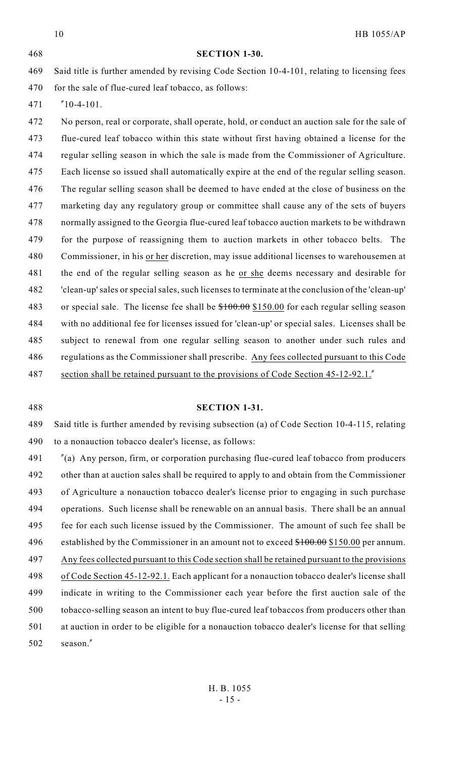**SECTION 1-30.**

Said title is further amended by revising Code Section 10-4-101, relating to licensing fees for the sale of flue-cured leaf tobacco, as follows:

"10-4-101.

No person, real or corporate, shall operate, hold, or conduct an auction sale for the sale of flue-cured leaf tobacco within this state without first having obtained a license for the regular selling season in which the sale is made from the Commissioner of Agriculture. Each license so issued shall automatically expire at the end of the regular selling season. The regular selling season shall be deemed to have ended at the close of business on the marketing day any regulatory group or committee shall cause any of the sets of buyers normally assigned to the Georgia flue-cured leaf tobacco auction markets to be withdrawn for the purpose of reassigning them to auction markets in other tobacco belts. The Commissioner, in his or her discretion, may issue additional licenses to warehousemen at the end of the regular selling season as he or she deems necessary and desirable for 'clean-up' sales or special sales, such licenses to terminate at the conclusion of the 'clean-up' or special sale. The license fee shall be ~~$100.00~~ $150.00 for each regular selling season with no additional fee for licenses issued for 'clean-up' or special sales. Licenses shall be subject to renewal from one regular selling season to another under such rules and regulations as the Commissioner shall prescribe. Any fees collected pursuant to this Code section shall be retained pursuant to the provisions of Code Section 45-12-92.1."

**SECTION 1-31.**

Said title is further amended by revising subsection (a) of Code Section 10-4-115, relating to a nonauction tobacco dealer's license, as follows:

"(a) Any person, firm, or corporation purchasing flue-cured leaf tobacco from producers other than at auction sales shall be required to apply to and obtain from the Commissioner of Agriculture a nonauction tobacco dealer's license prior to engaging in such purchase operations. Such license shall be renewable on an annual basis. There shall be an annual fee for each such license issued by the Commissioner. The amount of such fee shall be established by the Commissioner in an amount not to exceed ~~$100.00~~ $150.00 per annum. Any fees collected pursuant to this Code section shall be retained pursuant to the provisions of Code Section 45-12-92.1. Each applicant for a nonauction tobacco dealer's license shall indicate in writing to the Commissioner each year before the first auction sale of the tobacco-selling season an intent to buy flue-cured leaf tobaccos from producers other than at auction in order to be eligible for a nonauction tobacco dealer's license for that selling season."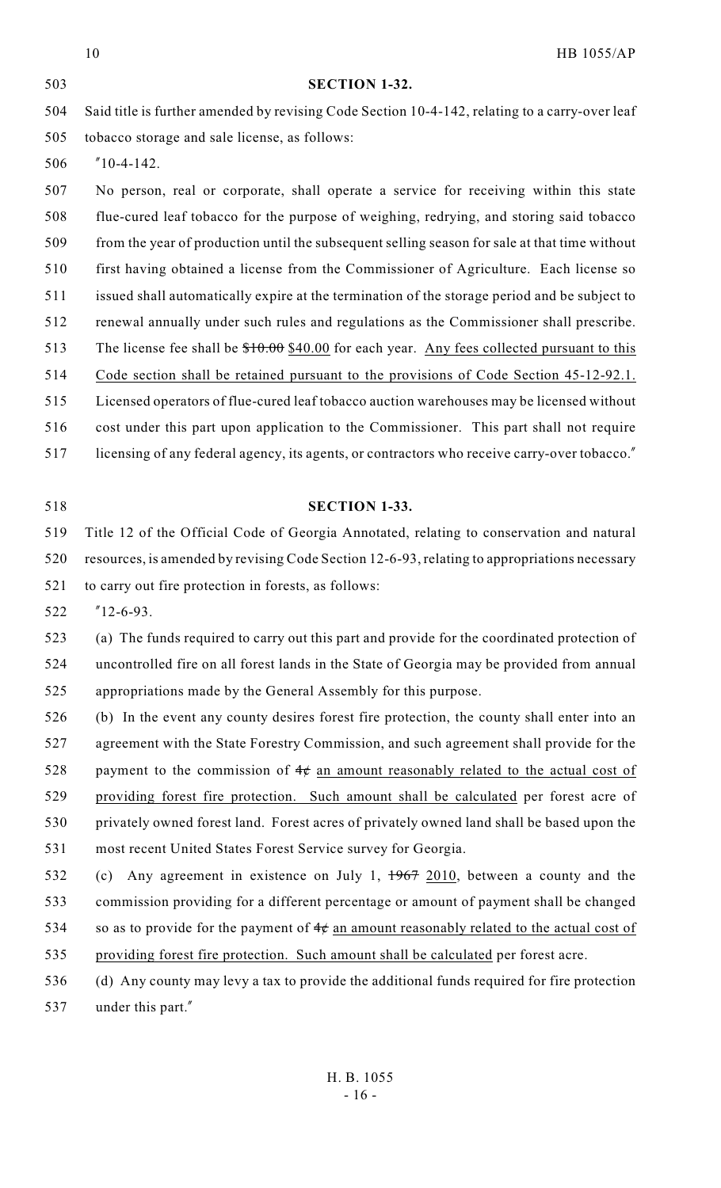**SECTION 1-32.**

Said title is further amended by revising Code Section 10-4-142, relating to a carry-over leaf tobacco storage and sale license, as follows:

"10-4-142.

No person, real or corporate, shall operate a service for receiving within this state flue-cured leaf tobacco for the purpose of weighing, redrying, and storing said tobacco from the year of production until the subsequent selling season for sale at that time without first having obtained a license from the Commissioner of Agriculture. Each license so issued shall automatically expire at the termination of the storage period and be subject to renewal annually under such rules and regulations as the Commissioner shall prescribe. The license fee shall be ~~$10.00~~ $40.00 for each year. Any fees collected pursuant to this Code section shall be retained pursuant to the provisions of Code Section 45-12-92.1. Licensed operators of flue-cured leaf tobacco auction warehouses may be licensed without cost under this part upon application to the Commissioner. This part shall not require licensing of any federal agency, its agents, or contractors who receive carry-over tobacco."

**SECTION 1-33.**

Title 12 of the Official Code of Georgia Annotated, relating to conservation and natural resources, is amended by revising Code Section 12-6-93, relating to appropriations necessary to carry out fire protection in forests, as follows:

"12-6-93.

(a) The funds required to carry out this part and provide for the coordinated protection of uncontrolled fire on all forest lands in the State of Georgia may be provided from annual appropriations made by the General Assembly for this purpose.

(b) In the event any county desires forest fire protection, the county shall enter into an agreement with the State Forestry Commission, and such agreement shall provide for the payment to the commission of ~~4¢~~ an amount reasonably related to the actual cost of providing forest fire protection. Such amount shall be calculated per forest acre of privately owned forest land. Forest acres of privately owned land shall be based upon the most recent United States Forest Service survey for Georgia.

(c) Any agreement in existence on July 1, ~~1967~~ 2010, between a county and the commission providing for a different percentage or amount of payment shall be changed so as to provide for the payment of ~~4¢~~ an amount reasonably related to the actual cost of providing forest fire protection. Such amount shall be calculated per forest acre.

(d) Any county may levy a tax to provide the additional funds required for fire protection under this part."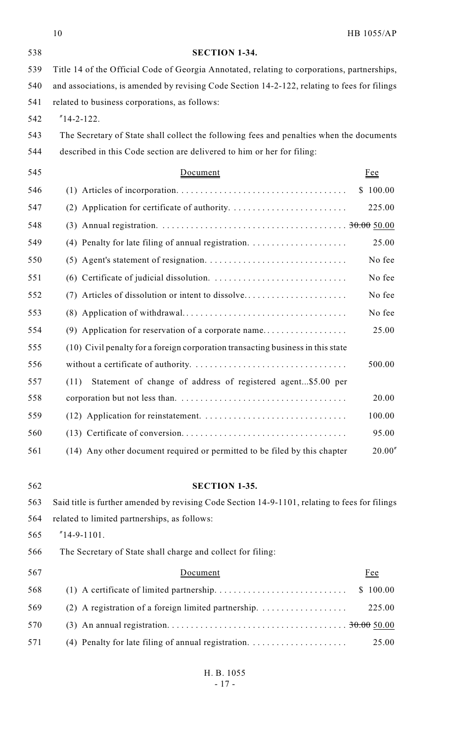**SECTION 1-34.**

Title 14 of the Official Code of Georgia Annotated, relating to corporations, partnerships, and associations, is amended by revising Code Section 14-2-122, relating to fees for filings related to business corporations, as follows:

"14-2-122.

The Secretary of State shall collect the following fees and penalties when the documents described in this Code section are delivered to him or her for filing:

| Document | Fee |
|---|---|
| (1) Articles of incorporation. | $ 100.00 |
| (2) Application for certificate of authority. | 225.00 |
| (3) Annual registration. | ~~30.00~~ 50.00 |
| (4) Penalty for late filing of annual registration. | 25.00 |
| (5) Agent's statement of resignation. | No fee |
| (6) Certificate of judicial dissolution. | No fee |
| (7) Articles of dissolution or intent to dissolve. | No fee |
| (8) Application of withdrawal. | No fee |
| (9) Application for reservation of a corporate name. | 25.00 |
| (10) Civil penalty for a foreign corporation transacting business in this state without a certificate of authority. | 500.00 |
| (11) Statement of change of address of registered agent...$5.00 per corporation but not less than. | 20.00 |
| (12) Application for reinstatement. | 100.00 |
| (13) Certificate of conversion. | 95.00 |
| (14) Any other document required or permitted to be filed by this chapter | 20.00" |

**SECTION 1-35.**

Said title is further amended by revising Code Section 14-9-1101, relating to fees for filings related to limited partnerships, as follows:

"14-9-1101.

The Secretary of State shall charge and collect for filing:

| Document | Fee |
|---|---|
| (1) A certificate of limited partnership. | $ 100.00 |
| (2) A registration of a foreign limited partnership. | 225.00 |
| (3) An annual registration. | ~~30.00~~ 50.00 |
| (4) Penalty for late filing of annual registration. | 25.00 |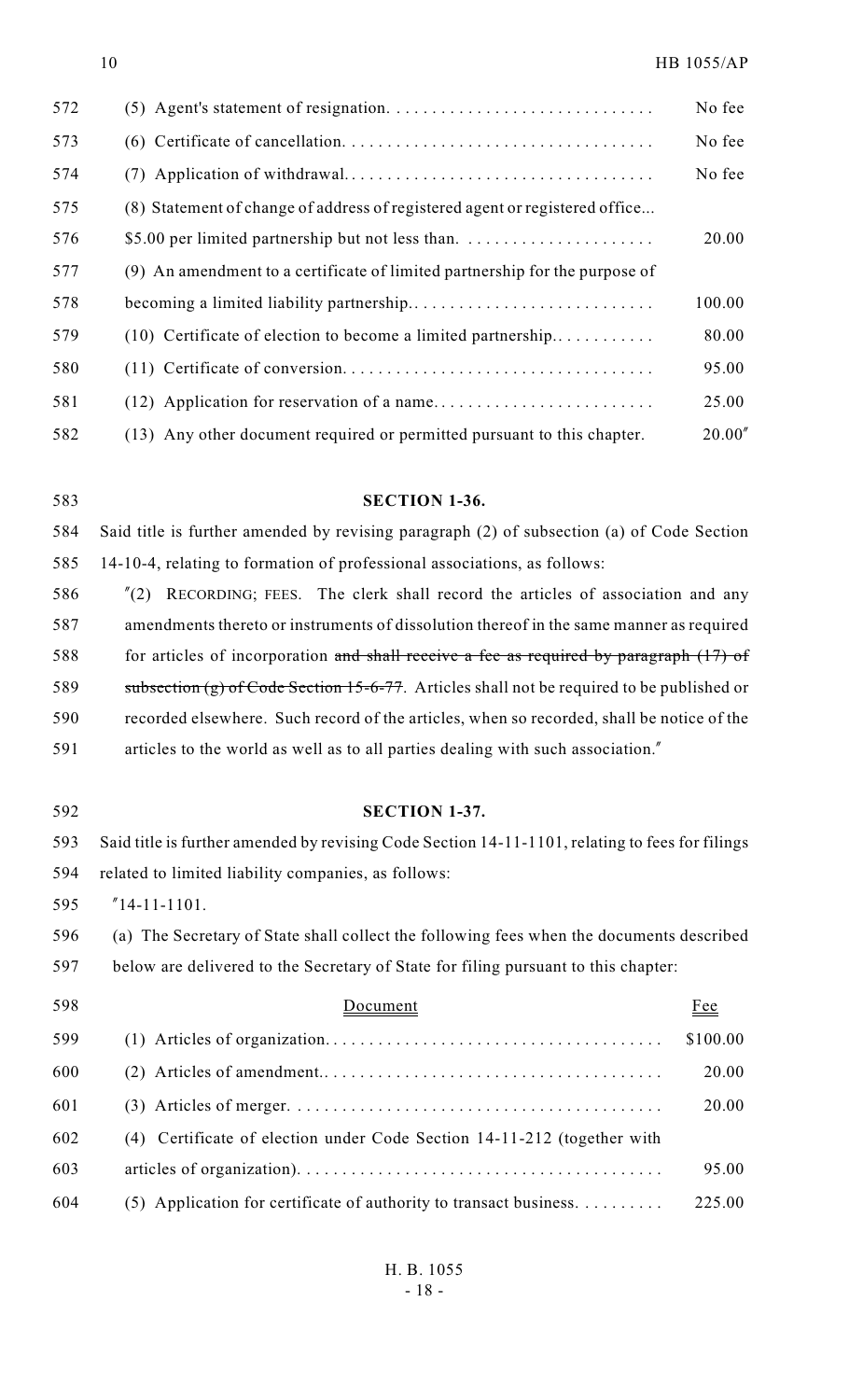| | |
|---|---|
| (5) Agent's statement of resignation. | No fee |
| (6) Certificate of cancellation. | No fee |
| (7) Application of withdrawal. | No fee |
| (8) Statement of change of address of registered agent or registered office... \$5.00 per limited partnership but not less than. | 20.00 |
| (9) An amendment to a certificate of limited partnership for the purpose of becoming a limited liability partnership. | 100.00 |
| (10) Certificate of election to become a limited partnership. | 80.00 |
| (11) Certificate of conversion. | 95.00 |
| (12) Application for reservation of a name. | 25.00 |
| (13) Any other document required or permitted pursuant to this chapter. | 20.00″ |

**SECTION 1-36.**

Said title is further amended by revising paragraph (2) of subsection (a) of Code Section 14-10-4, relating to formation of professional associations, as follows:

″(2) RECORDING; FEES. The clerk shall record the articles of association and any amendments thereto or instruments of dissolution thereof in the same manner as required for articles of incorporation ~~and shall receive a fee as required by paragraph (17) of subsection (g) of Code Section 15-6-77~~. Articles shall not be required to be published or recorded elsewhere. Such record of the articles, when so recorded, shall be notice of the articles to the world as well as to all parties dealing with such association.″

**SECTION 1-37.**

Said title is further amended by revising Code Section 14-11-1101, relating to fees for filings related to limited liability companies, as follows:

″14-11-1101.

(a) The Secretary of State shall collect the following fees when the documents described below are delivered to the Secretary of State for filing pursuant to this chapter:

| Document | Fee |
|---|---|
| (1) Articles of organization. | \$100.00 |
| (2) Articles of amendment. | 20.00 |
| (3) Articles of merger. | 20.00 |
| (4) Certificate of election under Code Section 14-11-212 (together with articles of organization). | 95.00 |
| (5) Application for certificate of authority to transact business. | 225.00 |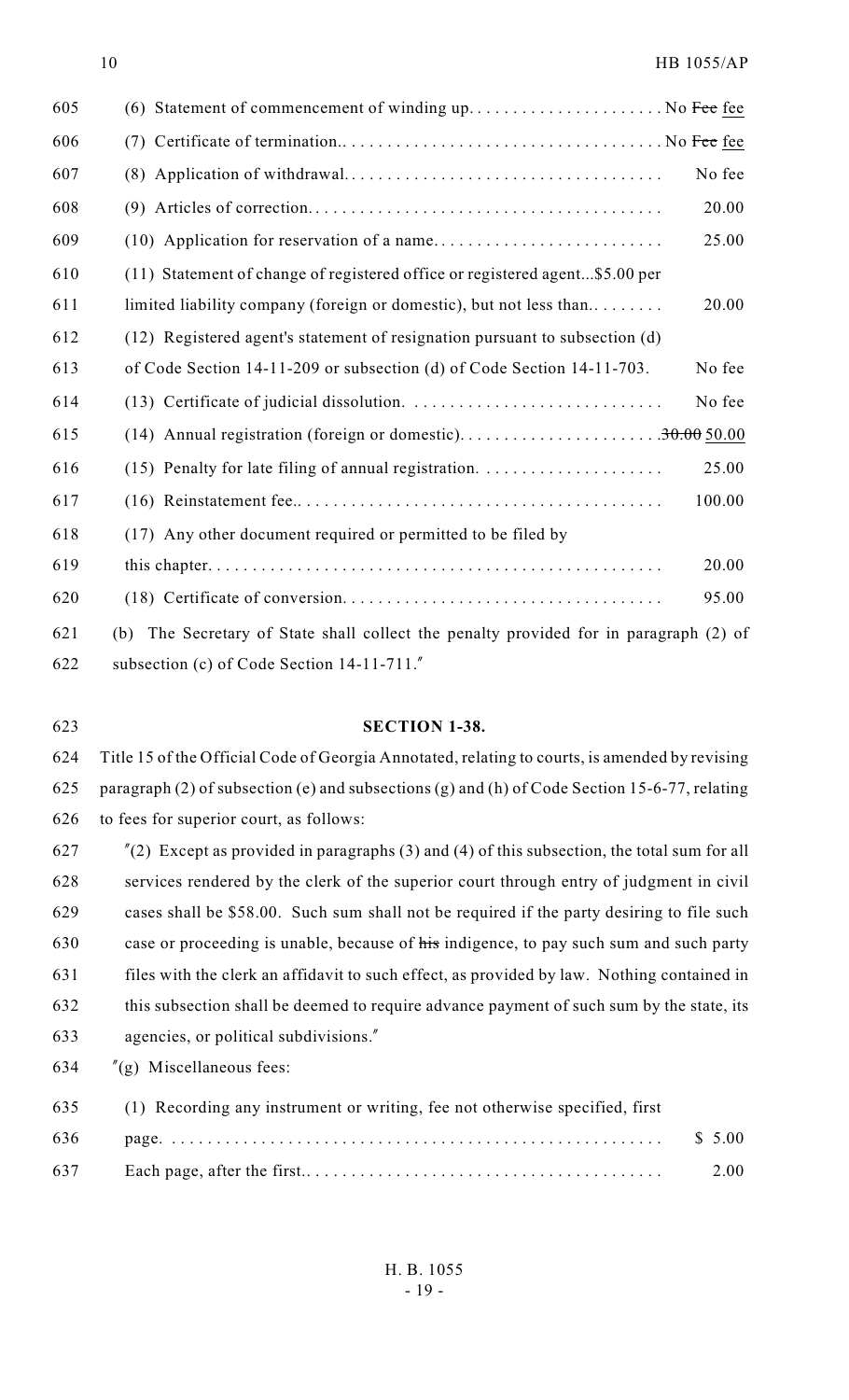605 (6) Statement of commencement of winding up. . . . . . . . . . . . . . . . . . . . . . No ~~Fee~~ fee

606 (7) Certificate of termination.. . . . . . . . . . . . . . . . . . . . . . . . . . . . . . . . . . . No ~~Fee~~ fee

607 (8) Application of withdrawal. . . . . . . . . . . . . . . . . . . . . . . . . . . . . . . . . . . No fee

608 (9) Articles of correction. . . . . . . . . . . . . . . . . . . . . . . . . . . . . . . . . . . . . . . 20.00

609 (10) Application for reservation of a name. . . . . . . . . . . . . . . . . . . . . . . . . . 25.00

610 (11) Statement of change of registered office or registered agent...$5.00 per

611 limited liability company (foreign or domestic), but not less than. . . . . . . . . 20.00

612 (12) Registered agent's statement of resignation pursuant to subsection (d)

613 of Code Section 14-11-209 or subsection (d) of Code Section 14-11-703. No fee

614 (13) Certificate of judicial dissolution. . . . . . . . . . . . . . . . . . . . . . . . . . . . . No fee

615 (14) Annual registration (foreign or domestic). . . . . . . . . . . . . . . . . . . . . . . ~~30.00~~ 50.00

616 (15) Penalty for late filing of annual registration. . . . . . . . . . . . . . . . . . . . . 25.00

617 (16) Reinstatement fee.. . . . . . . . . . . . . . . . . . . . . . . . . . . . . . . . . . . . . . . . 100.00

618 (17) Any other document required or permitted to be filed by

619 this chapter. . . . . . . . . . . . . . . . . . . . . . . . . . . . . . . . . . . . . . . . . . . . . . . . . . 20.00

620 (18) Certificate of conversion. . . . . . . . . . . . . . . . . . . . . . . . . . . . . . . . . . . . 95.00

621 (b) The Secretary of State shall collect the penalty provided for in paragraph (2) of

622 subsection (c) of Code Section 14-11-711."

623 **SECTION 1-38.**

624 Title 15 of the Official Code of Georgia Annotated, relating to courts, is amended by revising

625 paragraph (2) of subsection (e) and subsections (g) and (h) of Code Section 15-6-77, relating

626 to fees for superior court, as follows:

627 "(2) Except as provided in paragraphs (3) and (4) of this subsection, the total sum for all

628 services rendered by the clerk of the superior court through entry of judgment in civil

629 cases shall be $58.00. Such sum shall not be required if the party desiring to file such

630 case or proceeding is unable, because of ~~his~~ indigence, to pay such sum and such party

631 files with the clerk an affidavit to such effect, as provided by law. Nothing contained in

632 this subsection shall be deemed to require advance payment of such sum by the state, its

633 agencies, or political subdivisions."

634 "(g) Miscellaneous fees:

635 (1) Recording any instrument or writing, fee not otherwise specified, first

636 page. . . . . . . . . . . . . . . . . . . . . . . . . . . . . . . . . . . . . . . . . . . . . . . . . . . . . . $ 5.00

637 Each page, after the first.. . . . . . . . . . . . . . . . . . . . . . . . . . . . . . . . . . . . . . . 2.00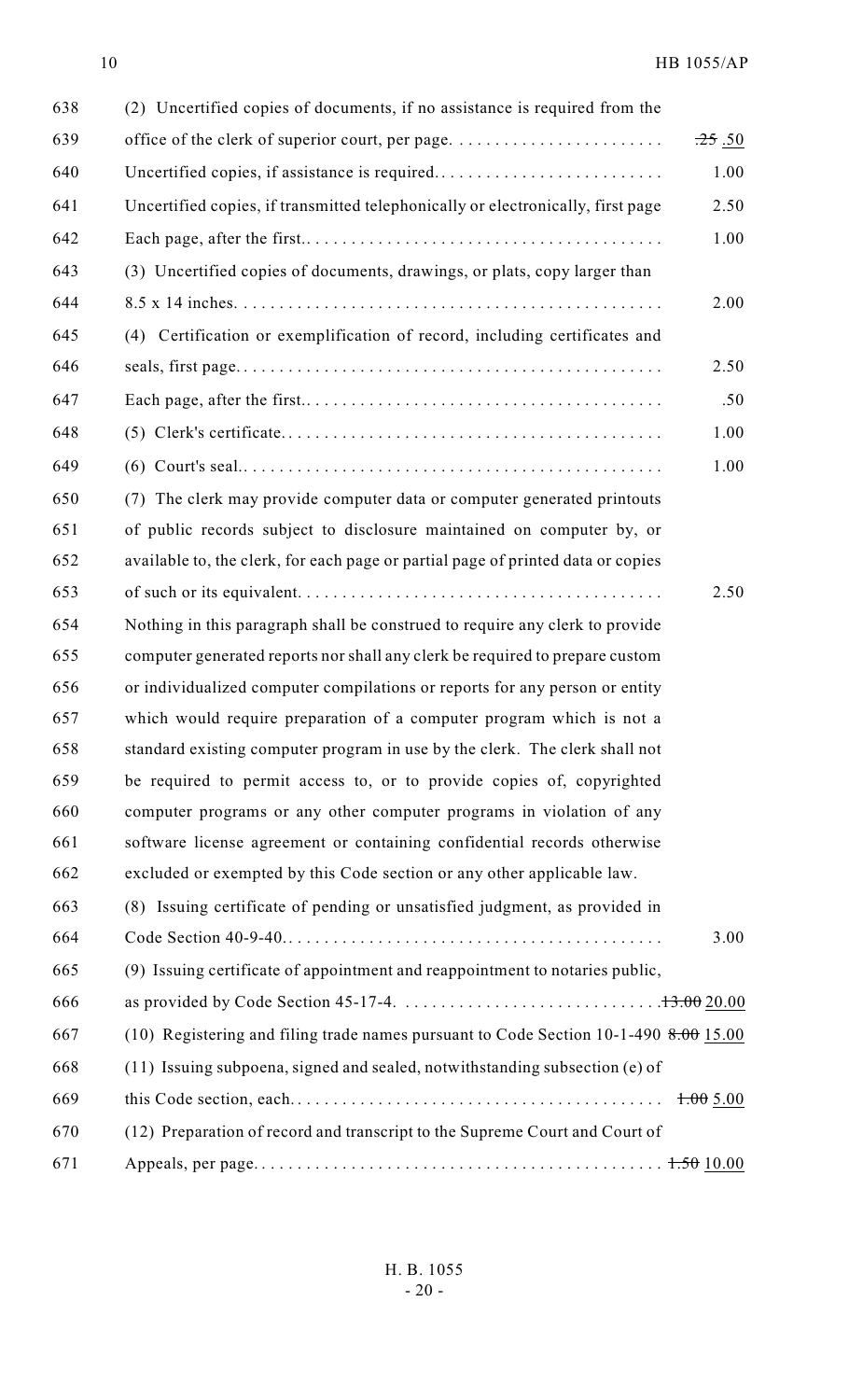(2) Uncertified copies of documents, if no assistance is required from the office of the clerk of superior court, per page. . . . . . . . . . . . . . . . . . . . . . . . ~~.25~~ .50

Uncertified copies, if assistance is required. . . . . . . . . . . . . . . . . . . . . . . . . . 1.00

Uncertified copies, if transmitted telephonically or electronically, first page 2.50

Each page, after the first.. . . . . . . . . . . . . . . . . . . . . . . . . . . . . . . . . . . . . . . 1.00

(3) Uncertified copies of documents, drawings, or plats, copy larger than 8.5 x 14 inches. . . . . . . . . . . . . . . . . . . . . . . . . . . . . . . . . . . . . . . . . . . . . . . . 2.00

(4) Certification or exemplification of record, including certificates and seals, first page. . . . . . . . . . . . . . . . . . . . . . . . . . . . . . . . . . . . . . . . . . . . . . . 2.50

Each page, after the first.. . . . . . . . . . . . . . . . . . . . . . . . . . . . . . . . . . . . . . . .50

(5) Clerk's certificate. . . . . . . . . . . . . . . . . . . . . . . . . . . . . . . . . . . . . . . . . . . 1.00

(6) Court's seal.. . . . . . . . . . . . . . . . . . . . . . . . . . . . . . . . . . . . . . . . . . . . . . . 1.00

(7) The clerk may provide computer data or computer generated printouts of public records subject to disclosure maintained on computer by, or available to, the clerk, for each page or partial page of printed data or copies of such or its equivalent. . . . . . . . . . . . . . . . . . . . . . . . . . . . . . . . . . . . . . . . 2.50

Nothing in this paragraph shall be construed to require any clerk to provide computer generated reports nor shall any clerk be required to prepare custom or individualized computer compilations or reports for any person or entity which would require preparation of a computer program which is not a standard existing computer program in use by the clerk. The clerk shall not be required to permit access to, or to provide copies of, copyrighted computer programs or any other computer programs in violation of any software license agreement or containing confidential records otherwise excluded or exempted by this Code section or any other applicable law.

(8) Issuing certificate of pending or unsatisfied judgment, as provided in Code Section 40-9-40. . . . . . . . . . . . . . . . . . . . . . . . . . . . . . . . . . . . . . . . . . 3.00

(9) Issuing certificate of appointment and reappointment to notaries public, as provided by Code Section 45-17-4. . . . . . . . . . . . . . . . . . . . . . . . . . . . . ~~13.00~~ 20.00

(10) Registering and filing trade names pursuant to Code Section 10-1-490 ~~8.00~~ 15.00

(11) Issuing subpoena, signed and sealed, notwithstanding subsection (e) of this Code section, each. . . . . . . . . . . . . . . . . . . . . . . . . . . . . . . . . . . . . . . . . . ~~1.00~~ 5.00

(12) Preparation of record and transcript to the Supreme Court and Court of Appeals, per page. . . . . . . . . . . . . . . . . . . . . . . . . . . . . . . . . . . . . . . . . . . . . ~~1.50~~ 10.00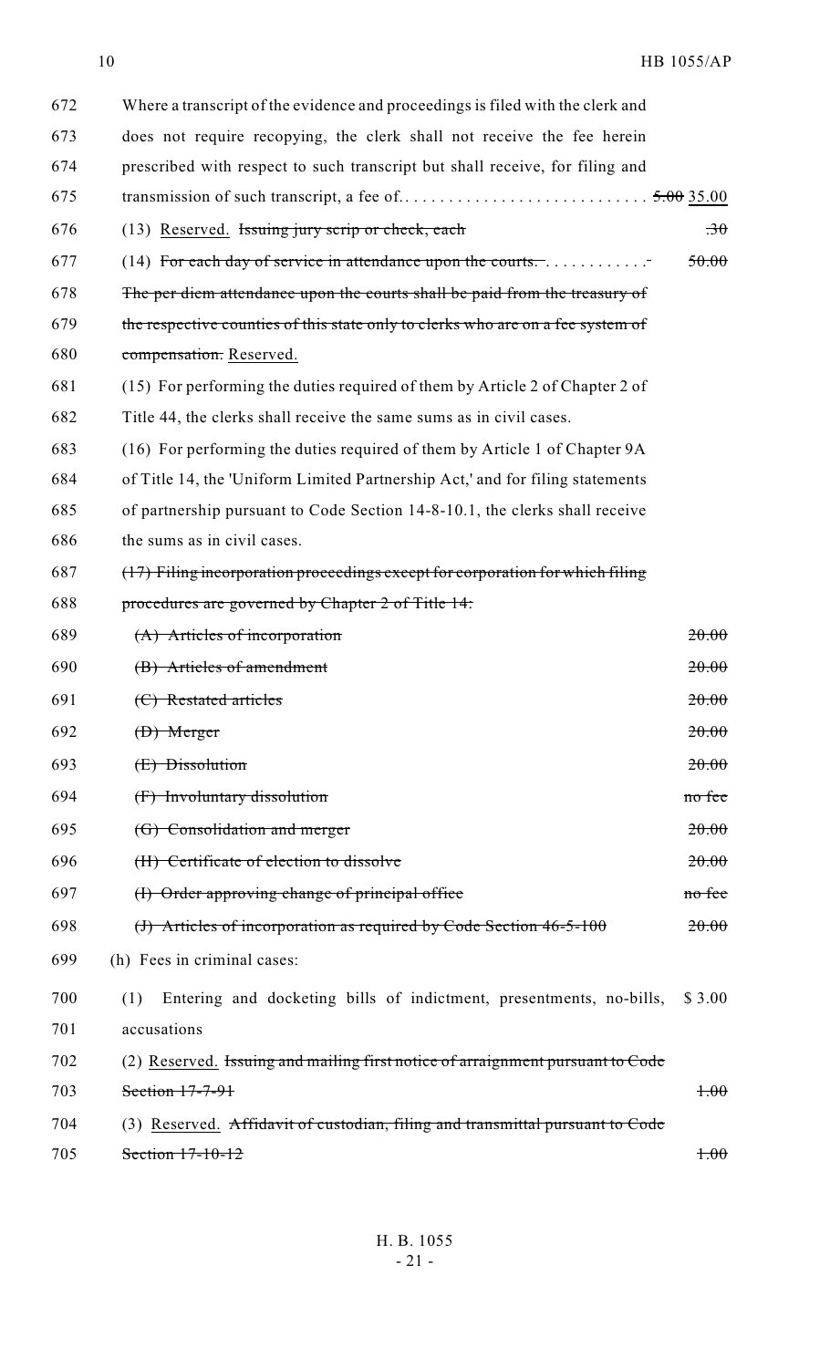672 Where a transcript of the evidence and proceedings is filed with the clerk and
673 does not require recopying, the clerk shall not receive the fee herein
674 prescribed with respect to such transcript but shall receive, for filing and
675 transmission of such transcript, a fee of. . . . . . . . . . . . . . . . . . . . . . . . . . . . ~~5.00~~ 35.00

676 (13) Reserved. ~~Issuing jury scrip or check, each~~ ~~.30~~

677 (14) ~~For each day of service in attendance upon the courts. . . . . . . . . . . .~~ ~~50.00~~
678 ~~The per diem attendance upon the courts shall be paid from the treasury of~~
679 ~~the respective counties of this state only to clerks who are on a fee system of~~
680 ~~compensation.~~ Reserved.

681 (15) For performing the duties required of them by Article 2 of Chapter 2 of
682 Title 44, the clerks shall receive the same sums as in civil cases.

683 (16) For performing the duties required of them by Article 1 of Chapter 9A
684 of Title 14, the 'Uniform Limited Partnership Act,' and for filing statements
685 of partnership pursuant to Code Section 14-8-10.1, the clerks shall receive
686 the sums as in civil cases.

687 ~~(17) Filing incorporation proceedings except for corporation for which filing~~
688 ~~procedures are governed by Chapter 2 of Title 14:~~

| Line | Item | Fee |
|---|---|---|
| 689 | ~~(A) Articles of incorporation~~ | ~~20.00~~ |
| 690 | ~~(B) Articles of amendment~~ | ~~20.00~~ |
| 691 | ~~(C) Restated articles~~ | ~~20.00~~ |
| 692 | ~~(D) Merger~~ | ~~20.00~~ |
| 693 | ~~(E) Dissolution~~ | ~~20.00~~ |
| 694 | ~~(F) Involuntary dissolution~~ | ~~no fee~~ |
| 695 | ~~(G) Consolidation and merger~~ | ~~20.00~~ |
| 696 | ~~(H) Certificate of election to dissolve~~ | ~~20.00~~ |
| 697 | ~~(I) Order approving change of principal office~~ | ~~no fee~~ |
| 698 | ~~(J) Articles of incorporation as required by Code Section 46-5-100~~ | ~~20.00~~ |

699 (h) Fees in criminal cases:

700 (1) Entering and docketing bills of indictment, presentments, no-bills, $ 3.00
701 accusations

702 (2) Reserved. ~~Issuing and mailing first notice of arraignment pursuant to Code~~
703 ~~Section 17-7-91~~ ~~1.00~~

704 (3) Reserved. ~~Affidavit of custodian, filing and transmittal pursuant to Code~~
705 ~~Section 17-10-12~~ ~~1.00~~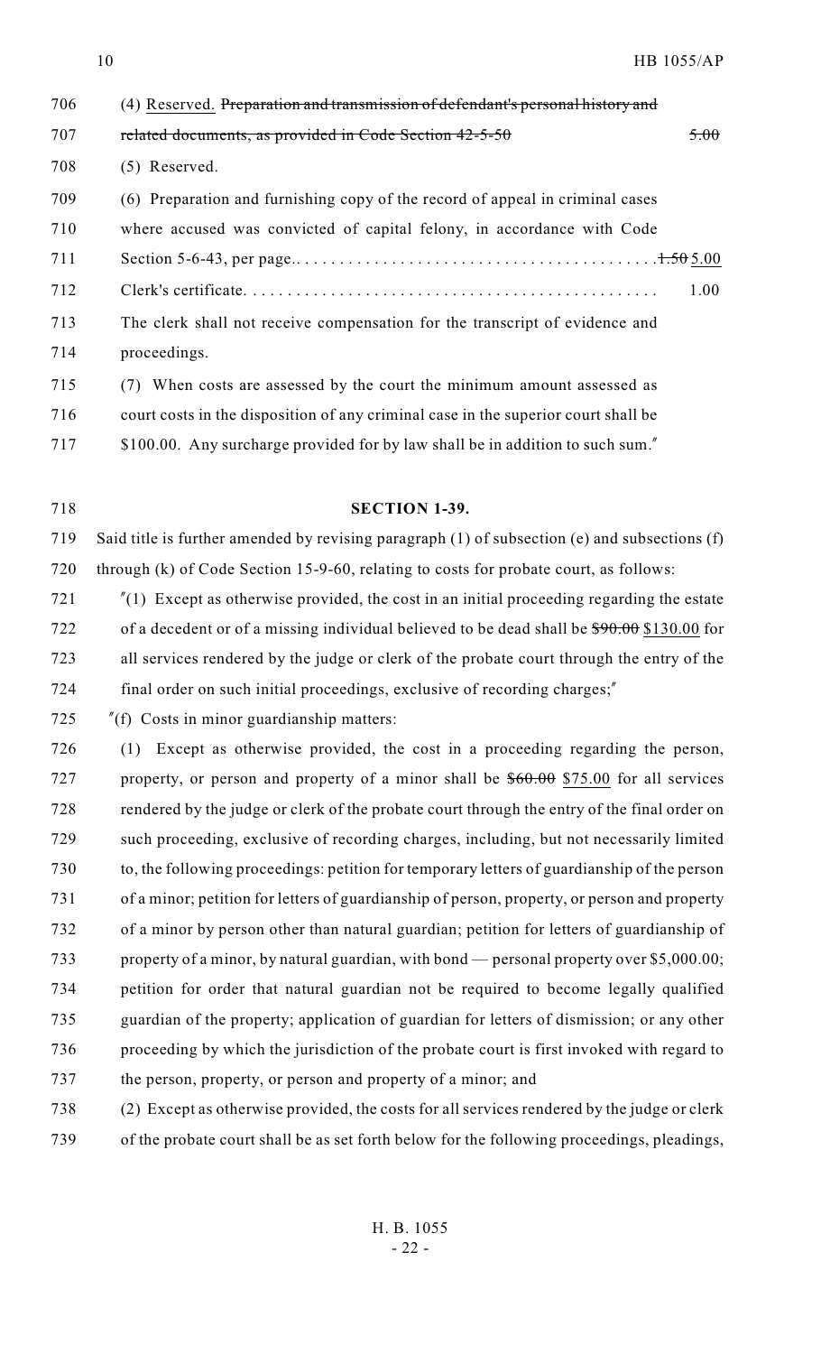706 (4) Reserved. ~~Preparation and transmission of defendant's personal history and~~
707 ~~related documents, as provided in Code Section 42-5-50 5.00~~
708 (5) Reserved.
709 (6) Preparation and furnishing copy of the record of appeal in criminal cases
710 where accused was convicted of capital felony, in accordance with Code
711 Section 5-6-43, per page.. . . . . . . . . . . . . . . . . . . . . . . . . . . . . . . . . . . . . . . . ~~1.50~~ 5.00
712 Clerk's certificate. . . . . . . . . . . . . . . . . . . . . . . . . . . . . . . . . . . . . . . . . . . . . . . 1.00
713 The clerk shall not receive compensation for the transcript of evidence and
714 proceedings.
715 (7) When costs are assessed by the court the minimum amount assessed as
716 court costs in the disposition of any criminal case in the superior court shall be
717 $100.00. Any surcharge provided for by law shall be in addition to such sum."

718 **SECTION 1-39.**

719 Said title is further amended by revising paragraph (1) of subsection (e) and subsections (f)
720 through (k) of Code Section 15-9-60, relating to costs for probate court, as follows:
721 "(1) Except as otherwise provided, the cost in an initial proceeding regarding the estate
722 of a decedent or of a missing individual believed to be dead shall be ~~$90.00~~ $130.00 for
723 all services rendered by the judge or clerk of the probate court through the entry of the
724 final order on such initial proceedings, exclusive of recording charges;"
725 "(f) Costs in minor guardianship matters:
726 (1) Except as otherwise provided, the cost in a proceeding regarding the person,
727 property, or person and property of a minor shall be ~~$60.00~~ $75.00 for all services
728 rendered by the judge or clerk of the probate court through the entry of the final order on
729 such proceeding, exclusive of recording charges, including, but not necessarily limited
730 to, the following proceedings: petition for temporary letters of guardianship of the person
731 of a minor; petition for letters of guardianship of person, property, or person and property
732 of a minor by person other than natural guardian; petition for letters of guardianship of
733 property of a minor, by natural guardian, with bond — personal property over $5,000.00;
734 petition for order that natural guardian not be required to become legally qualified
735 guardian of the property; application of guardian for letters of dismission; or any other
736 proceeding by which the jurisdiction of the probate court is first invoked with regard to
737 the person, property, or person and property of a minor; and
738 (2) Except as otherwise provided, the costs for all services rendered by the judge or clerk
739 of the probate court shall be as set forth below for the following proceedings, pleadings,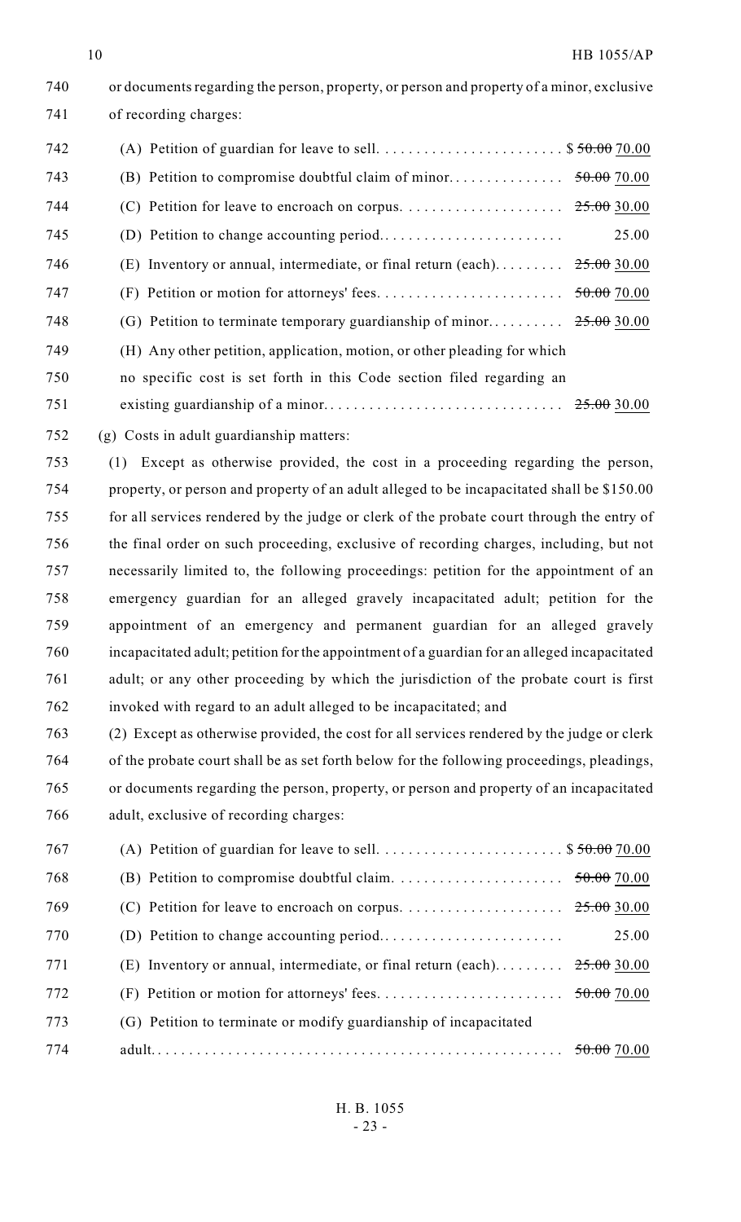or documents regarding the person, property, or person and property of a minor, exclusive of recording charges:

| | |
|---|---|
| (A) Petition of guardian for leave to sell. | $ ~~50.00~~ 70.00 |
| (B) Petition to compromise doubtful claim of minor. | ~~50.00~~ 70.00 |
| (C) Petition for leave to encroach on corpus. | ~~25.00~~ 30.00 |
| (D) Petition to change accounting period. | 25.00 |
| (E) Inventory or annual, intermediate, or final return (each). | ~~25.00~~ 30.00 |
| (F) Petition or motion for attorneys' fees. | ~~50.00~~ 70.00 |
| (G) Petition to terminate temporary guardianship of minor. | ~~25.00~~ 30.00 |
| (H) Any other petition, application, motion, or other pleading for which no specific cost is set forth in this Code section filed regarding an existing guardianship of a minor. | ~~25.00~~ 30.00 |

(g) Costs in adult guardianship matters:

(1) Except as otherwise provided, the cost in a proceeding regarding the person, property, or person and property of an adult alleged to be incapacitated shall be $150.00 for all services rendered by the judge or clerk of the probate court through the entry of the final order on such proceeding, exclusive of recording charges, including, but not necessarily limited to, the following proceedings: petition for the appointment of an emergency guardian for an alleged gravely incapacitated adult; petition for the appointment of an emergency and permanent guardian for an alleged gravely incapacitated adult; petition for the appointment of a guardian for an alleged incapacitated adult; or any other proceeding by which the jurisdiction of the probate court is first invoked with regard to an adult alleged to be incapacitated; and

(2) Except as otherwise provided, the cost for all services rendered by the judge or clerk of the probate court shall be as set forth below for the following proceedings, pleadings, or documents regarding the person, property, or person and property of an incapacitated adult, exclusive of recording charges:

| | |
|---|---|
| (A) Petition of guardian for leave to sell. | $ ~~50.00~~ 70.00 |
| (B) Petition to compromise doubtful claim. | ~~50.00~~ 70.00 |
| (C) Petition for leave to encroach on corpus. | ~~25.00~~ 30.00 |
| (D) Petition to change accounting period. | 25.00 |
| (E) Inventory or annual, intermediate, or final return (each). | ~~25.00~~ 30.00 |
| (F) Petition or motion for attorneys' fees. | ~~50.00~~ 70.00 |
| (G) Petition to terminate or modify guardianship of incapacitated adult. | ~~50.00~~ 70.00 |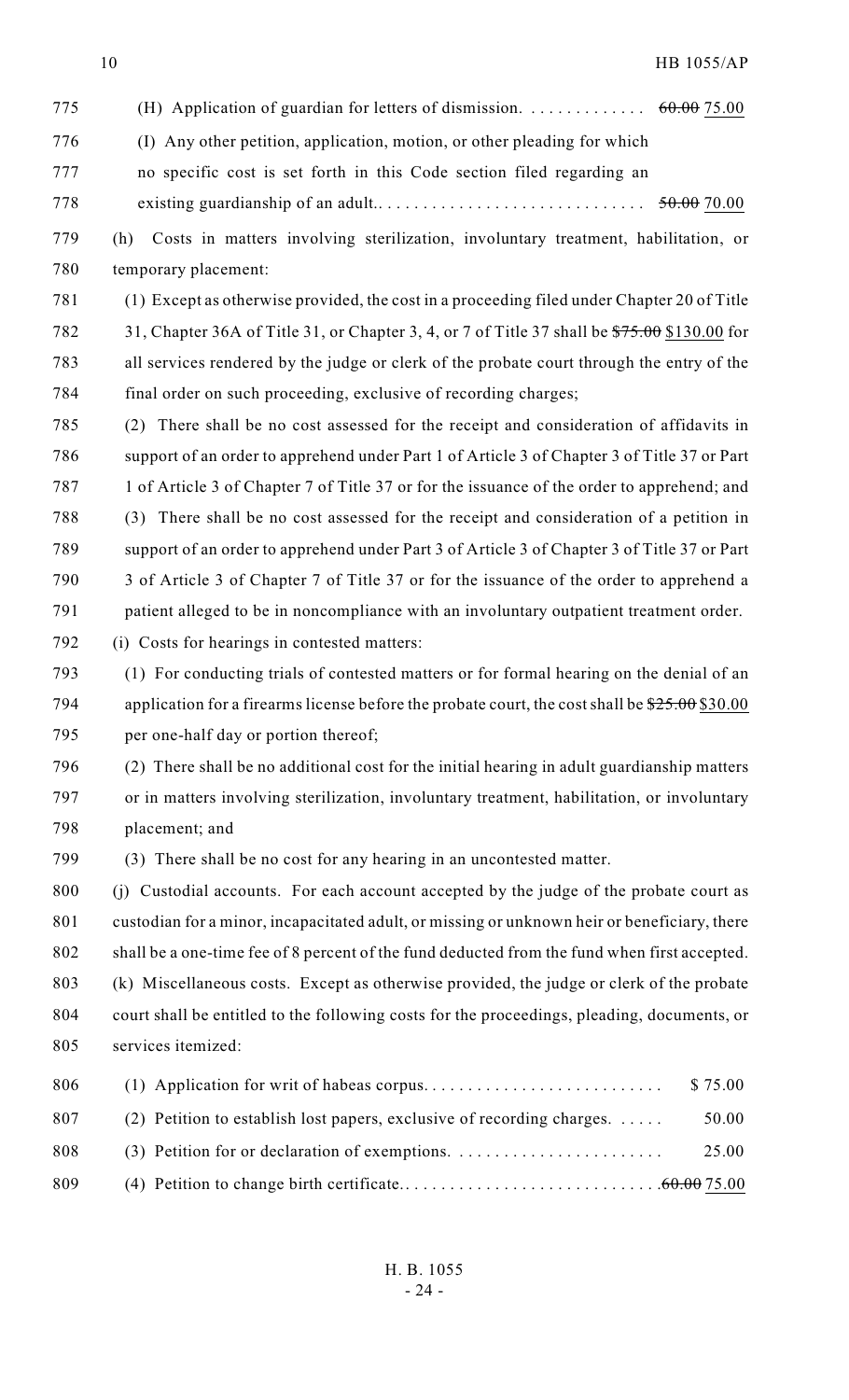(H) Application of guardian for letters of dismission. . . . . . . . . . . . . ~~60.00~~ 75.00

(I) Any other petition, application, motion, or other pleading for which no specific cost is set forth in this Code section filed regarding an existing guardianship of an adult.. . . . . . . . . . . . . . . . . . . . . . . . . . . . . ~~50.00~~ 70.00

(h) Costs in matters involving sterilization, involuntary treatment, habilitation, or temporary placement:

(1) Except as otherwise provided, the cost in a proceeding filed under Chapter 20 of Title 31, Chapter 36A of Title 31, or Chapter 3, 4, or 7 of Title 37 shall be ~~$75.00~~ $130.00 for all services rendered by the judge or clerk of the probate court through the entry of the final order on such proceeding, exclusive of recording charges;

(2) There shall be no cost assessed for the receipt and consideration of affidavits in support of an order to apprehend under Part 1 of Article 3 of Chapter 3 of Title 37 or Part 1 of Article 3 of Chapter 7 of Title 37 or for the issuance of the order to apprehend; and

(3) There shall be no cost assessed for the receipt and consideration of a petition in support of an order to apprehend under Part 3 of Article 3 of Chapter 3 of Title 37 or Part 3 of Article 3 of Chapter 7 of Title 37 or for the issuance of the order to apprehend a patient alleged to be in noncompliance with an involuntary outpatient treatment order.

(i) Costs for hearings in contested matters:

(1) For conducting trials of contested matters or for formal hearing on the denial of an application for a firearms license before the probate court, the cost shall be ~~$25.00~~ $30.00 per one-half day or portion thereof;

(2) There shall be no additional cost for the initial hearing in adult guardianship matters or in matters involving sterilization, involuntary treatment, habilitation, or involuntary placement; and

(3) There shall be no cost for any hearing in an uncontested matter.

(j) Custodial accounts. For each account accepted by the judge of the probate court as custodian for a minor, incapacitated adult, or missing or unknown heir or beneficiary, there shall be a one-time fee of 8 percent of the fund deducted from the fund when first accepted.

(k) Miscellaneous costs. Except as otherwise provided, the judge or clerk of the probate court shall be entitled to the following costs for the proceedings, pleading, documents, or services itemized:

(1) Application for writ of habeas corpus. . . . . . . . . . . . . . . . . . . . . . . . . . . $ 75.00

(2) Petition to establish lost papers, exclusive of recording charges. . . . . . 50.00

(3) Petition for or declaration of exemptions. . . . . . . . . . . . . . . . . . . . . . . . 25.00

(4) Petition to change birth certificate. . . . . . . . . . . . . . . . . . . . . . . . . . . . . ~~60.00~~ 75.00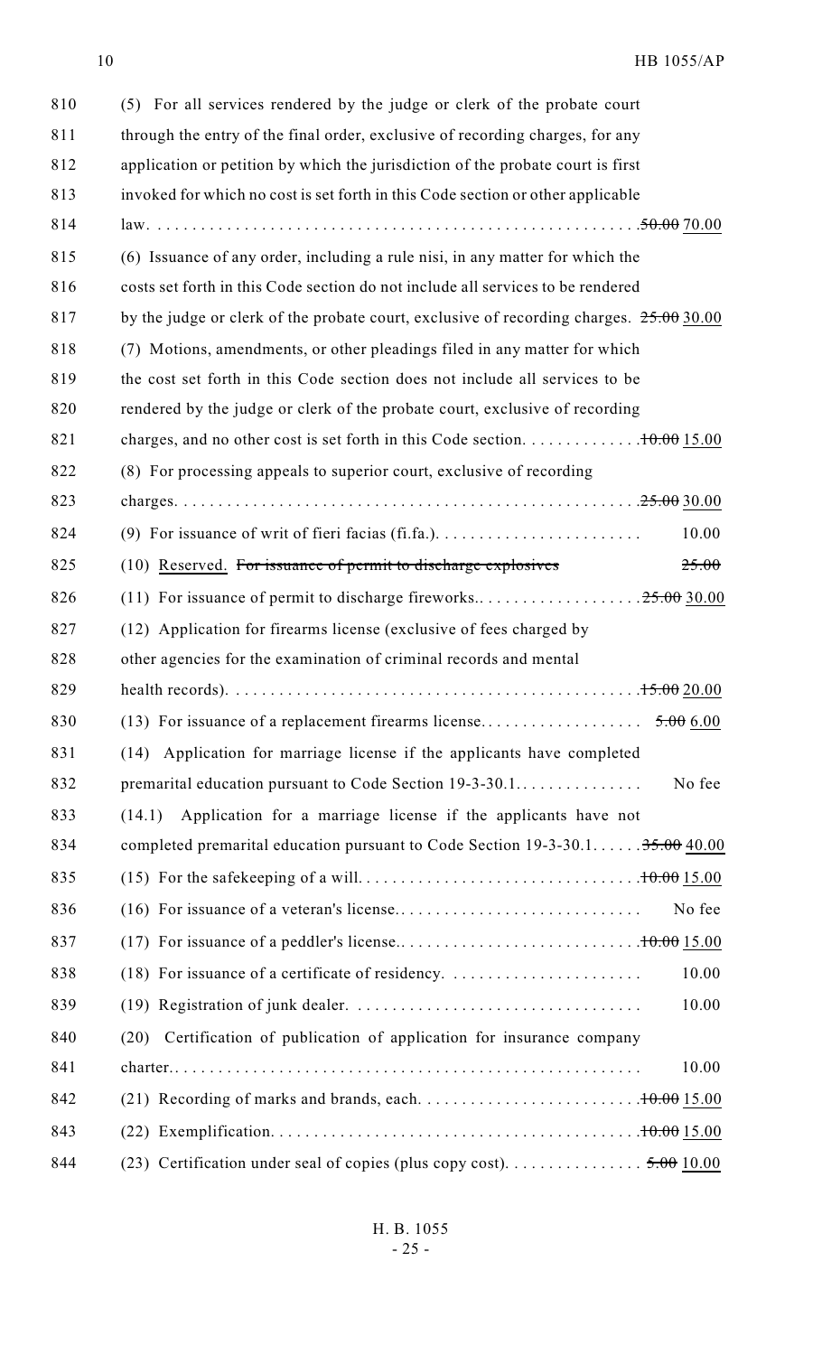(5) For all services rendered by the judge or clerk of the probate court through the entry of the final order, exclusive of recording charges, for any application or petition by which the jurisdiction of the probate court is first invoked for which no cost is set forth in this Code section or other applicable law. . . . . . . . . . . . . . . . . . . . . . . . . . . . . . . . . . . . . . . . . . . . . . . . . . . . . . . ~~50.00~~ 70.00

(6) Issuance of any order, including a rule nisi, in any matter for which the costs set forth in this Code section do not include all services to be rendered by the judge or clerk of the probate court, exclusive of recording charges. ~~25.00~~ 30.00

(7) Motions, amendments, or other pleadings filed in any matter for which the cost set forth in this Code section does not include all services to be rendered by the judge or clerk of the probate court, exclusive of recording charges, and no other cost is set forth in this Code section. . . . . . . . . . . . . ~~10.00~~ 15.00

(8) For processing appeals to superior court, exclusive of recording charges. . . . . . . . . . . . . . . . . . . . . . . . . . . . . . . . . . . . . . . . . . . . . . . . . . . . ~~25.00~~ 30.00

(9) For issuance of writ of fieri facias (fi.fa.). . . . . . . . . . . . . . . . . . . . . . . . 10.00

(10) Reserved. ~~For issuance of permit to discharge explosives 25.00~~

(11) For issuance of permit to discharge fireworks.. . . . . . . . . . . . . . . . . . . ~~25.00~~ 30.00

(12) Application for firearms license (exclusive of fees charged by other agencies for the examination of criminal records and mental health records). . . . . . . . . . . . . . . . . . . . . . . . . . . . . . . . . . . . . . . . . . . . . . ~~15.00~~ 20.00

(13) For issuance of a replacement firearms license. . . . . . . . . . . . . . . . . . . ~~5.00~~ 6.00

(14) Application for marriage license if the applicants have completed premarital education pursuant to Code Section 19-3-30.1. . . . . . . . . . . . . . . No fee

(14.1) Application for a marriage license if the applicants have not completed premarital education pursuant to Code Section 19-3-30.1. . . . . . ~~35.00~~ 40.00

(15) For the safekeeping of a will. . . . . . . . . . . . . . . . . . . . . . . . . . . . . . . . . ~~10.00~~ 15.00

(16) For issuance of a veteran's license.. . . . . . . . . . . . . . . . . . . . . . . . . . . . No fee

(17) For issuance of a peddler's license.. . . . . . . . . . . . . . . . . . . . . . . . . . . . ~~10.00~~ 15.00

(18) For issuance of a certificate of residency. . . . . . . . . . . . . . . . . . . . . . . 10.00

(19) Registration of junk dealer. . . . . . . . . . . . . . . . . . . . . . . . . . . . . . . . . . 10.00

(20) Certification of publication of application for insurance company charter.. . . . . . . . . . . . . . . . . . . . . . . . . . . . . . . . . . . . . . . . . . . . . . . . . . . . 10.00

(21) Recording of marks and brands, each. . . . . . . . . . . . . . . . . . . . . . . . . . ~~10.00~~ 15.00

(22) Exemplification. . . . . . . . . . . . . . . . . . . . . . . . . . . . . . . . . . . . . . . . . . ~~10.00~~ 15.00

(23) Certification under seal of copies (plus copy cost). . . . . . . . . . . . . . . . ~~5.00~~ 10.00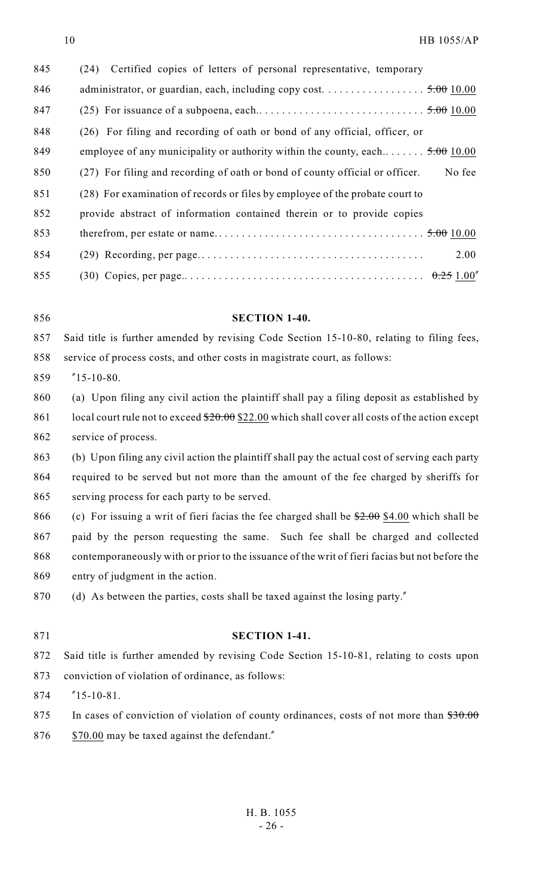(24) Certified copies of letters of personal representative, temporary administrator, or guardian, each, including copy cost. . . . . . . . . . . . . . . . . . ~~5.00~~ 10.00

(25) For issuance of a subpoena, each. . . . . . . . . . . . . . . . . . . . . . . . . . . . . ~~5.00~~ 10.00

(26) For filing and recording of oath or bond of any official, officer, or employee of any municipality or authority within the county, each. . . . . . . . ~~5.00~~ 10.00

(27) For filing and recording of oath or bond of county official or officer. No fee

(28) For examination of records or files by employee of the probate court to provide abstract of information contained therein or to provide copies therefrom, per estate or name. . . . . . . . . . . . . . . . . . . . . . . . . . . . . . . . . . . . ~~5.00~~ 10.00

(29) Recording, per page. . . . . . . . . . . . . . . . . . . . . . . . . . . . . . . . . . . . . . 2.00

(30) Copies, per page. . . . . . . . . . . . . . . . . . . . . . . . . . . . . . . . . . . . . . . . ~~0.25~~ 1.00"

**SECTION 1-40.**

Said title is further amended by revising Code Section 15-10-80, relating to filing fees, service of process costs, and other costs in magistrate court, as follows:

"15-10-80.

(a) Upon filing any civil action the plaintiff shall pay a filing deposit as established by local court rule not to exceed ~~$20.00~~ $22.00 which shall cover all costs of the action except service of process.

(b) Upon filing any civil action the plaintiff shall pay the actual cost of serving each party required to be served but not more than the amount of the fee charged by sheriffs for serving process for each party to be served.

(c) For issuing a writ of fieri facias the fee charged shall be ~~$2.00~~ $4.00 which shall be paid by the person requesting the same. Such fee shall be charged and collected contemporaneously with or prior to the issuance of the writ of fieri facias but not before the entry of judgment in the action.

(d) As between the parties, costs shall be taxed against the losing party."

**SECTION 1-41.**

Said title is further amended by revising Code Section 15-10-81, relating to costs upon conviction of violation of ordinance, as follows:

"15-10-81.

In cases of conviction of violation of county ordinances, costs of not more than ~~$30.00~~ $70.00 may be taxed against the defendant."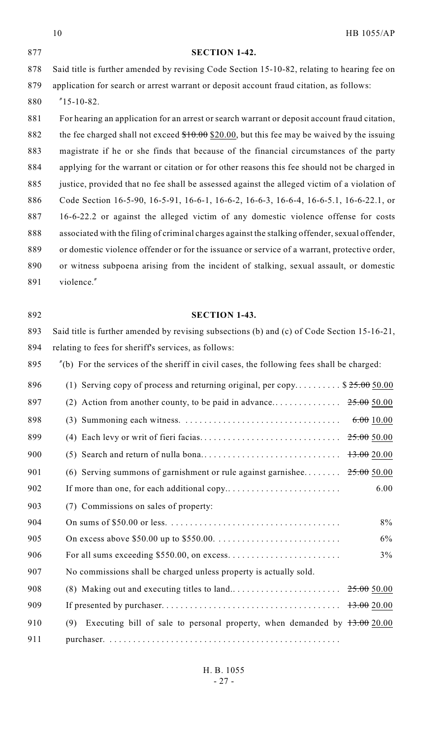**SECTION 1-42.**

Said title is further amended by revising Code Section 15-10-82, relating to hearing fee on application for search or arrest warrant or deposit account fraud citation, as follows:

"15-10-82.

For hearing an application for an arrest or search warrant or deposit account fraud citation, the fee charged shall not exceed ~~$10.00~~ $20.00, but this fee may be waived by the issuing magistrate if he or she finds that because of the financial circumstances of the party applying for the warrant or citation or for other reasons this fee should not be charged in justice, provided that no fee shall be assessed against the alleged victim of a violation of Code Section 16-5-90, 16-5-91, 16-6-1, 16-6-2, 16-6-3, 16-6-4, 16-6-5.1, 16-6-22.1, or 16-6-22.2 or against the alleged victim of any domestic violence offense for costs associated with the filing of criminal charges against the stalking offender, sexual offender, or domestic violence offender or for the issuance or service of a warrant, protective order, or witness subpoena arising from the incident of stalking, sexual assault, or domestic violence."

**SECTION 1-43.**

Said title is further amended by revising subsections (b) and (c) of Code Section 15-16-21, relating to fees for sheriff's services, as follows:

"(b) For the services of the sheriff in civil cases, the following fees shall be charged:

| | |
|---|---|
| (1) Serving copy of process and returning original, per copy | $ ~~25.00~~ 50.00 |
| (2) Action from another county, to be paid in advance | ~~25.00~~ 50.00 |
| (3) Summoning each witness | ~~6.00~~ 10.00 |
| (4) Each levy or writ of fieri facias | ~~25.00~~ 50.00 |
| (5) Search and return of nulla bona | ~~13.00~~ 20.00 |
| (6) Serving summons of garnishment or rule against garnishee | ~~25.00~~ 50.00 |
| If more than one, for each additional copy | 6.00 |
| (7) Commissions on sales of property: | |
| On sums of $50.00 or less | 8% |
| On excess above $50.00 up to $550.00 | 6% |
| For all sums exceeding $550.00, on excess | 3% |
| No commissions shall be charged unless property is actually sold. | |
| (8) Making out and executing titles to land | ~~25.00~~ 50.00 |
| If presented by purchaser | ~~13.00~~ 20.00 |
| (9) Executing bill of sale to personal property, when demanded by purchaser | ~~13.00~~ 20.00 |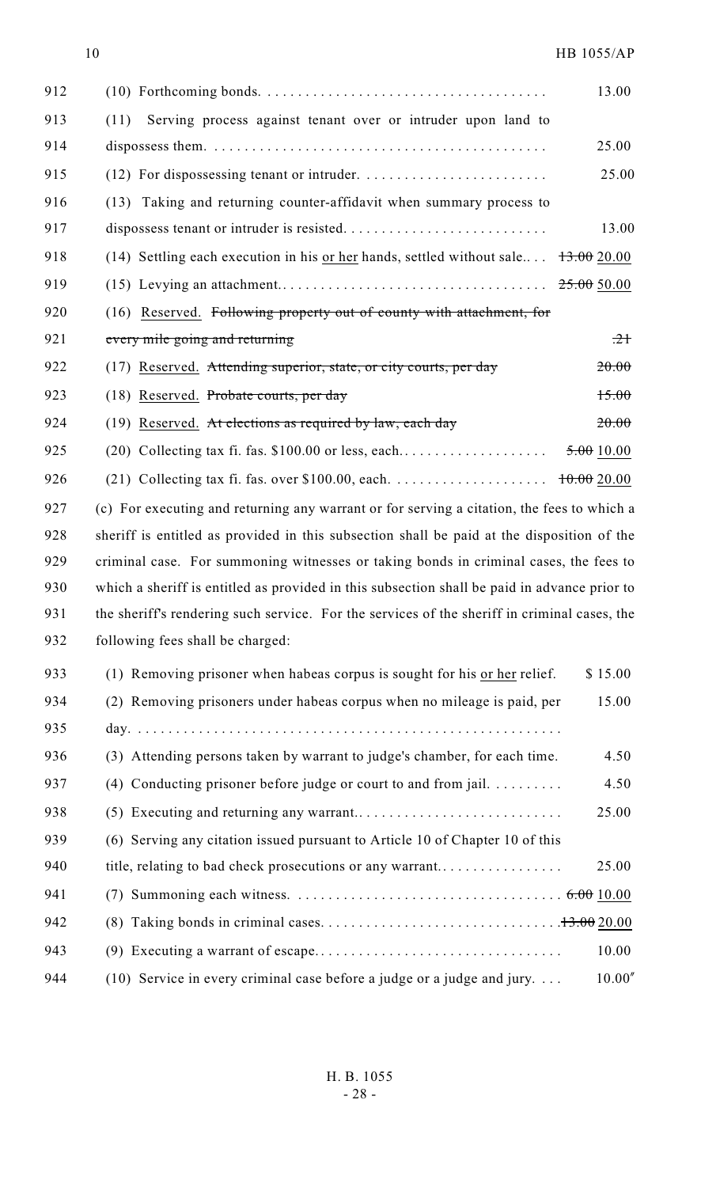912 (10) Forthcoming bonds. . . . . . . . . . . . . . . . . . . . . . . . . . . . . . . . . . . . . 13.00

913 (11) Serving process against tenant over or intruder upon land to

914 dispossess them. . . . . . . . . . . . . . . . . . . . . . . . . . . . . . . . . . . . . . . . . . . 25.00

915 (12) For dispossessing tenant or intruder. . . . . . . . . . . . . . . . . . . . . . . . . 25.00

916 (13) Taking and returning counter-affidavit when summary process to

917 dispossess tenant or intruder is resisted. . . . . . . . . . . . . . . . . . . . . . . . . . 13.00

918 (14) Settling each execution in his or her hands, settled without sale.. . . ~~13.00~~ 20.00

919 (15) Levying an attachment. . . . . . . . . . . . . . . . . . . . . . . . . . . . . . . . . . . ~~25.00~~ 50.00

920 (16) Reserved. ~~Following property out of county with attachment, for~~

921 ~~every mile going and returning~~ ~~.21~~

922 (17) Reserved. ~~Attending superior, state, or city courts, per day~~ ~~20.00~~

923 (18) Reserved. ~~Probate courts, per day~~ ~~15.00~~

924 (19) Reserved. ~~At elections as required by law, each day~~ ~~20.00~~

925 (20) Collecting tax fi. fas. $100.00 or less, each. . . . . . . . . . . . . . . . . . . . ~~5.00~~ 10.00

926 (21) Collecting tax fi. fas. over $100.00, each. . . . . . . . . . . . . . . . . . . . . ~~10.00~~ 20.00

927 (c) For executing and returning any warrant or for serving a citation, the fees to which a

928 sheriff is entitled as provided in this subsection shall be paid at the disposition of the

929 criminal case. For summoning witnesses or taking bonds in criminal cases, the fees to

930 which a sheriff is entitled as provided in this subsection shall be paid in advance prior to

931 the sheriff's rendering such service. For the services of the sheriff in criminal cases, the

932 following fees shall be charged:

933 (1) Removing prisoner when habeas corpus is sought for his or her relief. $ 15.00

934 (2) Removing prisoners under habeas corpus when no mileage is paid, per 15.00

935 day. . . . . . . . . . . . . . . . . . . . . . . . . . . . . . . . . . . . . . . . . . . . . . . . . . . . . .

936 (3) Attending persons taken by warrant to judge's chamber, for each time. 4.50

937 (4) Conducting prisoner before judge or court to and from jail. . . . . . . . . . 4.50

938 (5) Executing and returning any warrant.. . . . . . . . . . . . . . . . . . . . . . . . . . . 25.00

939 (6) Serving any citation issued pursuant to Article 10 of Chapter 10 of this

940 title, relating to bad check prosecutions or any warrant. . . . . . . . . . . . . . . . 25.00

941 (7) Summoning each witness. . . . . . . . . . . . . . . . . . . . . . . . . . . . . . . . . . . ~~6.00~~ 10.00

942 (8) Taking bonds in criminal cases. . . . . . . . . . . . . . . . . . . . . . . . . . . . . . . ~~13.00~~ 20.00

943 (9) Executing a warrant of escape. . . . . . . . . . . . . . . . . . . . . . . . . . . . . . . . . 10.00

944 (10) Service in every criminal case before a judge or a judge and jury. . . . 10.00"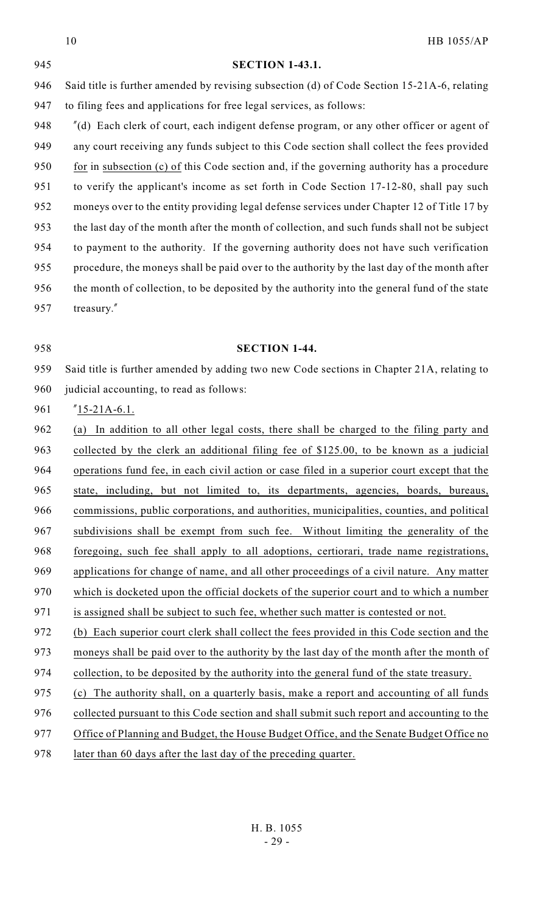**SECTION 1-43.1.**

Said title is further amended by revising subsection (d) of Code Section 15-21A-6, relating to filing fees and applications for free legal services, as follows:

"(d) Each clerk of court, each indigent defense program, or any other officer or agent of any court receiving any funds subject to this Code section shall collect the fees provided for in subsection (c) of this Code section and, if the governing authority has a procedure to verify the applicant's income as set forth in Code Section 17-12-80, shall pay such moneys over to the entity providing legal defense services under Chapter 12 of Title 17 by the last day of the month after the month of collection, and such funds shall not be subject to payment to the authority. If the governing authority does not have such verification procedure, the moneys shall be paid over to the authority by the last day of the month after the month of collection, to be deposited by the authority into the general fund of the state treasury."

**SECTION 1-44.**

Said title is further amended by adding two new Code sections in Chapter 21A, relating to judicial accounting, to read as follows:

"15-21A-6.1.

(a) In addition to all other legal costs, there shall be charged to the filing party and collected by the clerk an additional filing fee of $125.00, to be known as a judicial operations fund fee, in each civil action or case filed in a superior court except that the state, including, but not limited to, its departments, agencies, boards, bureaus, commissions, public corporations, and authorities, municipalities, counties, and political subdivisions shall be exempt from such fee. Without limiting the generality of the foregoing, such fee shall apply to all adoptions, certiorari, trade name registrations, applications for change of name, and all other proceedings of a civil nature. Any matter which is docketed upon the official dockets of the superior court and to which a number is assigned shall be subject to such fee, whether such matter is contested or not.

(b) Each superior court clerk shall collect the fees provided in this Code section and the moneys shall be paid over to the authority by the last day of the month after the month of collection, to be deposited by the authority into the general fund of the state treasury.

(c) The authority shall, on a quarterly basis, make a report and accounting of all funds collected pursuant to this Code section and shall submit such report and accounting to the Office of Planning and Budget, the House Budget Office, and the Senate Budget Office no later than 60 days after the last day of the preceding quarter.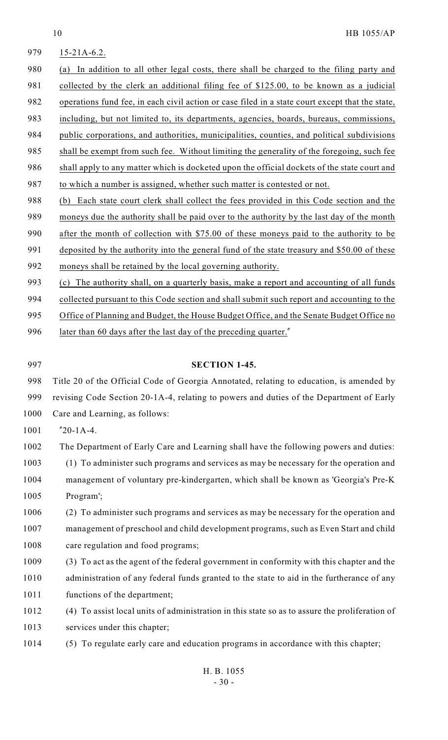15-21A-6.2.

(a) In addition to all other legal costs, there shall be charged to the filing party and collected by the clerk an additional filing fee of $125.00, to be known as a judicial operations fund fee, in each civil action or case filed in a state court except that the state, including, but not limited to, its departments, agencies, boards, bureaus, commissions, public corporations, and authorities, municipalities, counties, and political subdivisions shall be exempt from such fee. Without limiting the generality of the foregoing, such fee shall apply to any matter which is docketed upon the official dockets of the state court and to which a number is assigned, whether such matter is contested or not.

(b) Each state court clerk shall collect the fees provided in this Code section and the moneys due the authority shall be paid over to the authority by the last day of the month after the month of collection with $75.00 of these moneys paid to the authority to be deposited by the authority into the general fund of the state treasury and $50.00 of these moneys shall be retained by the local governing authority.

(c) The authority shall, on a quarterly basis, make a report and accounting of all funds collected pursuant to this Code section and shall submit such report and accounting to the Office of Planning and Budget, the House Budget Office, and the Senate Budget Office no later than 60 days after the last day of the preceding quarter."

**SECTION 1-45.**

Title 20 of the Official Code of Georgia Annotated, relating to education, is amended by revising Code Section 20-1A-4, relating to powers and duties of the Department of Early Care and Learning, as follows:

"20-1A-4.

The Department of Early Care and Learning shall have the following powers and duties:

(1) To administer such programs and services as may be necessary for the operation and management of voluntary pre-kindergarten, which shall be known as 'Georgia's Pre-K Program';

(2) To administer such programs and services as may be necessary for the operation and management of preschool and child development programs, such as Even Start and child care regulation and food programs;

(3) To act as the agent of the federal government in conformity with this chapter and the administration of any federal funds granted to the state to aid in the furtherance of any functions of the department;

(4) To assist local units of administration in this state so as to assure the proliferation of services under this chapter;

(5) To regulate early care and education programs in accordance with this chapter;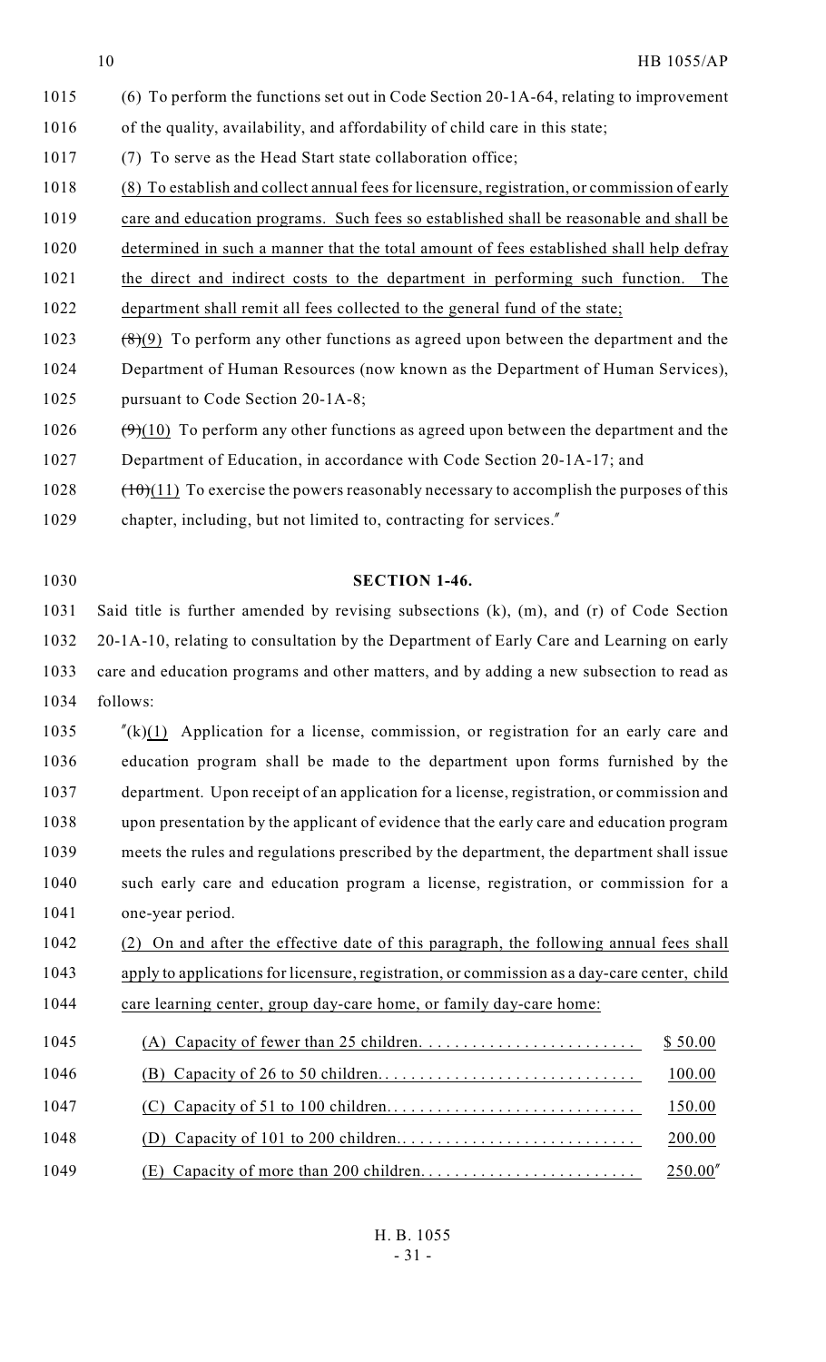1015 (6) To perform the functions set out in Code Section 20-1A-64, relating to improvement
1016 of the quality, availability, and affordability of child care in this state;
1017 (7) To serve as the Head Start state collaboration office;
1018 (8) To establish and collect annual fees for licensure, registration, or commission of early
1019 care and education programs. Such fees so established shall be reasonable and shall be
1020 determined in such a manner that the total amount of fees established shall help defray
1021 the direct and indirect costs to the department in performing such function. The
1022 department shall remit all fees collected to the general fund of the state;
1023 ~~(8)~~(9) To perform any other functions as agreed upon between the department and the
1024 Department of Human Resources (now known as the Department of Human Services),
1025 pursuant to Code Section 20-1A-8;
1026 ~~(9)~~(10) To perform any other functions as agreed upon between the department and the
1027 Department of Education, in accordance with Code Section 20-1A-17; and
1028 ~~(10)~~(11) To exercise the powers reasonably necessary to accomplish the purposes of this
1029 chapter, including, but not limited to, contracting for services."

1030 **SECTION 1-46.**

1031 Said title is further amended by revising subsections (k), (m), and (r) of Code Section
1032 20-1A-10, relating to consultation by the Department of Early Care and Learning on early
1033 care and education programs and other matters, and by adding a new subsection to read as
1034 follows:

1035 "(k)(1) Application for a license, commission, or registration for an early care and
1036 education program shall be made to the department upon forms furnished by the
1037 department. Upon receipt of an application for a license, registration, or commission and
1038 upon presentation by the applicant of evidence that the early care and education program
1039 meets the rules and regulations prescribed by the department, the department shall issue
1040 such early care and education program a license, registration, or commission for a
1041 one-year period.
1042 (2) On and after the effective date of this paragraph, the following annual fees shall
1043 apply to applications for licensure, registration, or commission as a day-care center, child
1044 care learning center, group day-care home, or family day-care home:

| Line | Capacity | Fee |
|---|---|---|
| 1045 | (A) Capacity of fewer than 25 children. | $ 50.00 |
| 1046 | (B) Capacity of 26 to 50 children. | 100.00 |
| 1047 | (C) Capacity of 51 to 100 children. | 150.00 |
| 1048 | (D) Capacity of 101 to 200 children. | 200.00 |
| 1049 | (E) Capacity of more than 200 children. | 250.00" |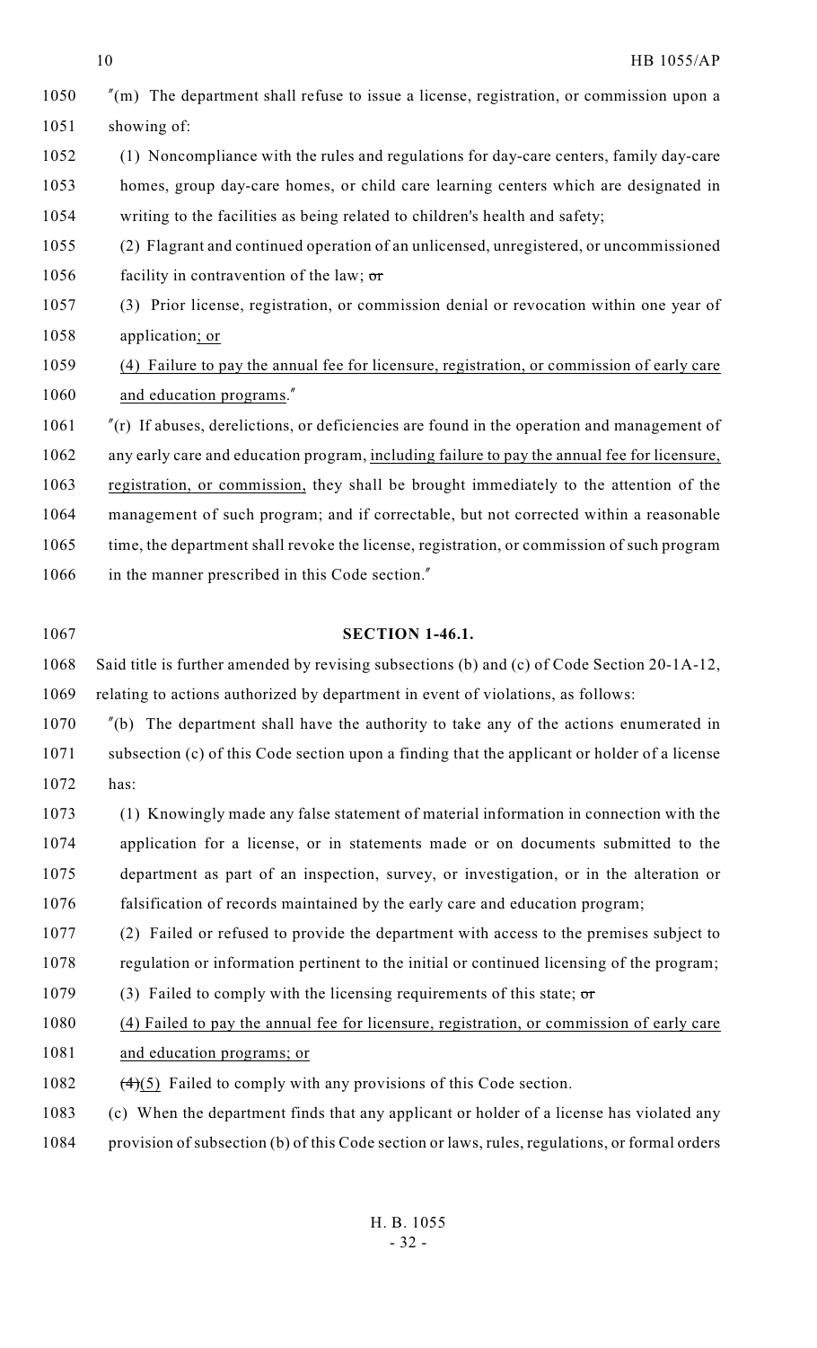"(m) The department shall refuse to issue a license, registration, or commission upon a showing of:

(1) Noncompliance with the rules and regulations for day-care centers, family day-care homes, group day-care homes, or child care learning centers which are designated in writing to the facilities as being related to children's health and safety;

(2) Flagrant and continued operation of an unlicensed, unregistered, or uncommissioned facility in contravention of the law; ~~or~~

(3) Prior license, registration, or commission denial or revocation within one year of application; or

(4) Failure to pay the annual fee for licensure, registration, or commission of early care and education programs."

"(r) If abuses, derelictions, or deficiencies are found in the operation and management of any early care and education program, including failure to pay the annual fee for licensure, registration, or commission, they shall be brought immediately to the attention of the management of such program; and if correctable, but not corrected within a reasonable time, the department shall revoke the license, registration, or commission of such program in the manner prescribed in this Code section."

**SECTION 1-46.1.**

Said title is further amended by revising subsections (b) and (c) of Code Section 20-1A-12, relating to actions authorized by department in event of violations, as follows:

"(b) The department shall have the authority to take any of the actions enumerated in subsection (c) of this Code section upon a finding that the applicant or holder of a license has:

(1) Knowingly made any false statement of material information in connection with the application for a license, or in statements made or on documents submitted to the department as part of an inspection, survey, or investigation, or in the alteration or falsification of records maintained by the early care and education program;

(2) Failed or refused to provide the department with access to the premises subject to regulation or information pertinent to the initial or continued licensing of the program;

(3) Failed to comply with the licensing requirements of this state; ~~or~~

(4) Failed to pay the annual fee for licensure, registration, or commission of early care and education programs; or

~~(4)~~(5) Failed to comply with any provisions of this Code section.

(c) When the department finds that any applicant or holder of a license has violated any provision of subsection (b) of this Code section or laws, rules, regulations, or formal orders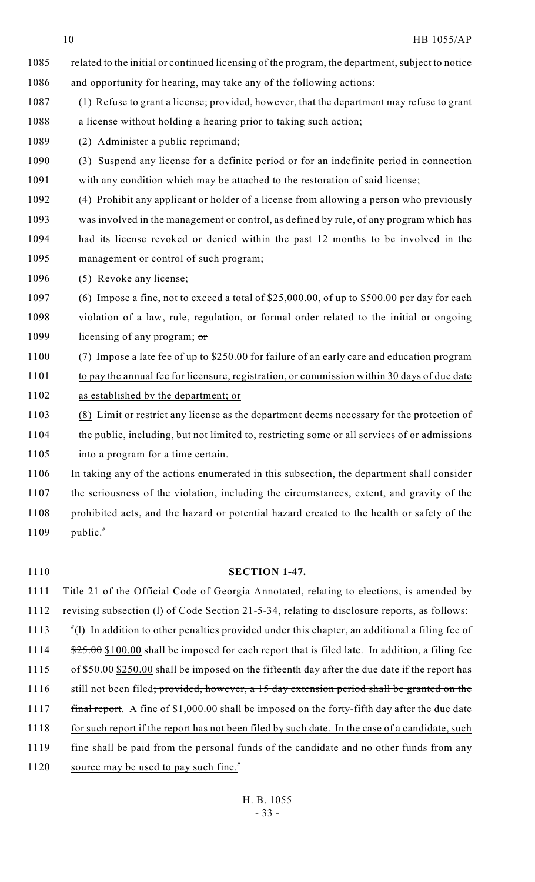related to the initial or continued licensing of the program, the department, subject to notice and opportunity for hearing, may take any of the following actions:

(1) Refuse to grant a license; provided, however, that the department may refuse to grant a license without holding a hearing prior to taking such action;

(2) Administer a public reprimand;

(3) Suspend any license for a definite period or for an indefinite period in connection with any condition which may be attached to the restoration of said license;

(4) Prohibit any applicant or holder of a license from allowing a person who previously was involved in the management or control, as defined by rule, of any program which has had its license revoked or denied within the past 12 months to be involved in the management or control of such program;

(5) Revoke any license;

(6) Impose a fine, not to exceed a total of $25,000.00, of up to $500.00 per day for each violation of a law, rule, regulation, or formal order related to the initial or ongoing licensing of any program; ~~or~~

(7) Impose a late fee of up to $250.00 for failure of an early care and education program to pay the annual fee for licensure, registration, or commission within 30 days of due date as established by the department; or

(8) Limit or restrict any license as the department deems necessary for the protection of the public, including, but not limited to, restricting some or all services of or admissions into a program for a time certain.

In taking any of the actions enumerated in this subsection, the department shall consider the seriousness of the violation, including the circumstances, extent, and gravity of the prohibited acts, and the hazard or potential hazard created to the health or safety of the public."

**SECTION 1-47.**

Title 21 of the Official Code of Georgia Annotated, relating to elections, is amended by revising subsection (l) of Code Section 21-5-34, relating to disclosure reports, as follows:

"(l) In addition to other penalties provided under this chapter, ~~an additional~~ a filing fee of ~~$25.00~~ $100.00 shall be imposed for each report that is filed late. In addition, a filing fee of ~~$50.00~~ $250.00 shall be imposed on the fifteenth day after the due date if the report has still not been filed~~; provided, however, a 15 day extension period shall be granted on the final report~~. A fine of $1,000.00 shall be imposed on the forty-fifth day after the due date for such report if the report has not been filed by such date. In the case of a candidate, such fine shall be paid from the personal funds of the candidate and no other funds from any source may be used to pay such fine."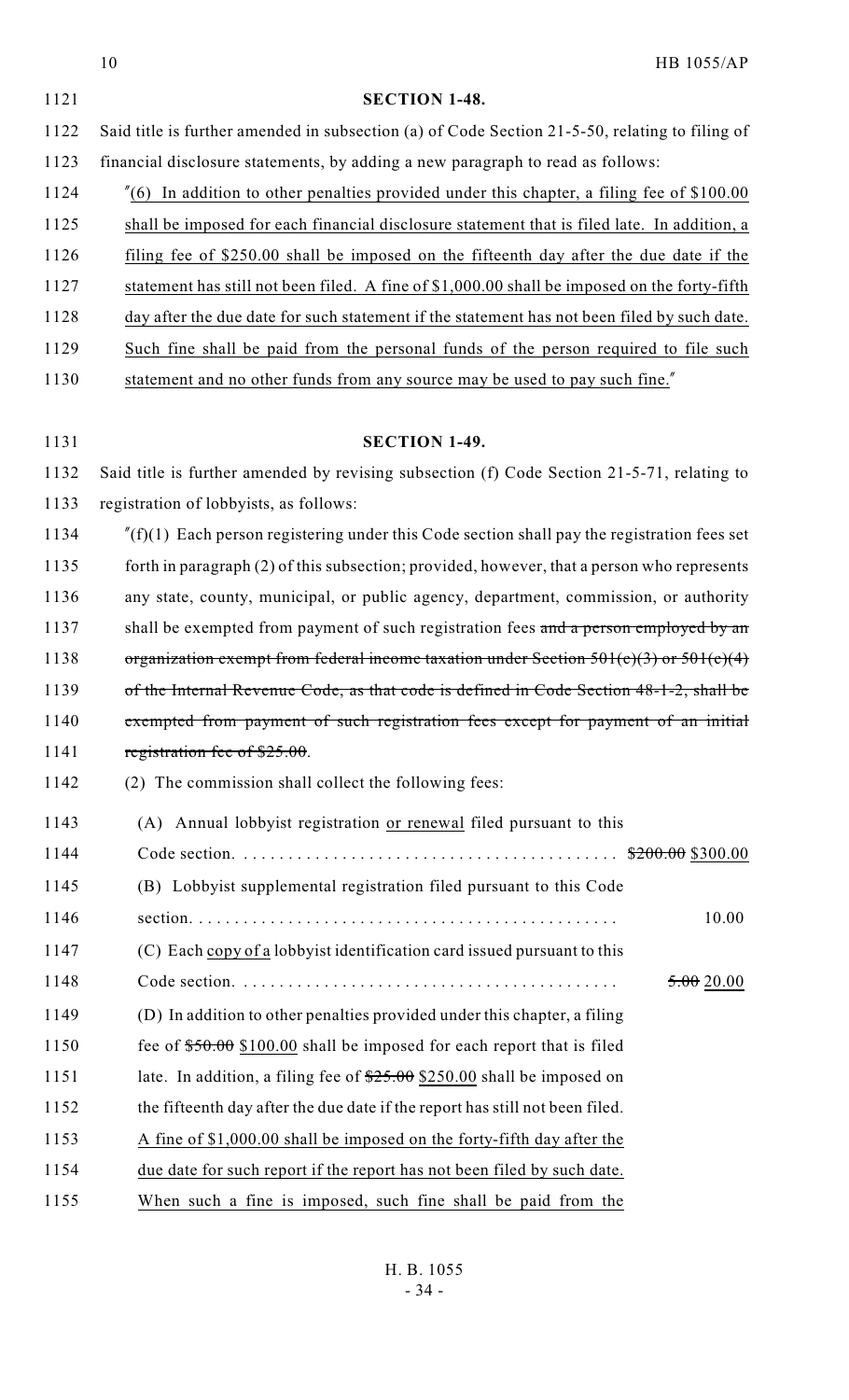**SECTION 1-48.**

Said title is further amended in subsection (a) of Code Section 21-5-50, relating to filing of financial disclosure statements, by adding a new paragraph to read as follows:

"(6) In addition to other penalties provided under this chapter, a filing fee of $100.00 shall be imposed for each financial disclosure statement that is filed late. In addition, a filing fee of $250.00 shall be imposed on the fifteenth day after the due date if the statement has still not been filed. A fine of $1,000.00 shall be imposed on the forty-fifth day after the due date for such statement if the statement has not been filed by such date. Such fine shall be paid from the personal funds of the person required to file such statement and no other funds from any source may be used to pay such fine."

**SECTION 1-49.**

Said title is further amended by revising subsection (f) Code Section 21-5-71, relating to registration of lobbyists, as follows:

"(f)(1) Each person registering under this Code section shall pay the registration fees set forth in paragraph (2) of this subsection; provided, however, that a person who represents any state, county, municipal, or public agency, department, commission, or authority shall be exempted from payment of such registration fees ~~and a person employed by an organization exempt from federal income taxation under Section 501(c)(3) or 501(c)(4) of the Internal Revenue Code, as that code is defined in Code Section 48-1-2, shall be exempted from payment of such registration fees except for payment of an initial registration fee of $25.00~~.

(2) The commission shall collect the following fees:

(A) Annual lobbyist registration or renewal filed pursuant to this Code section. . . . . . . . . . ~~$200.00~~ $300.00

(B) Lobbyist supplemental registration filed pursuant to this Code section. . . . . . . . . . 10.00

(C) Each copy of a lobbyist identification card issued pursuant to this Code section. . . . . . . . . . ~~5.00~~ 20.00

(D) In addition to other penalties provided under this chapter, a filing fee of ~~$50.00~~ $100.00 shall be imposed for each report that is filed late. In addition, a filing fee of ~~$25.00~~ $250.00 shall be imposed on the fifteenth day after the due date if the report has still not been filed. A fine of $1,000.00 shall be imposed on the forty-fifth day after the due date for such report if the report has not been filed by such date. When such a fine is imposed, such fine shall be paid from the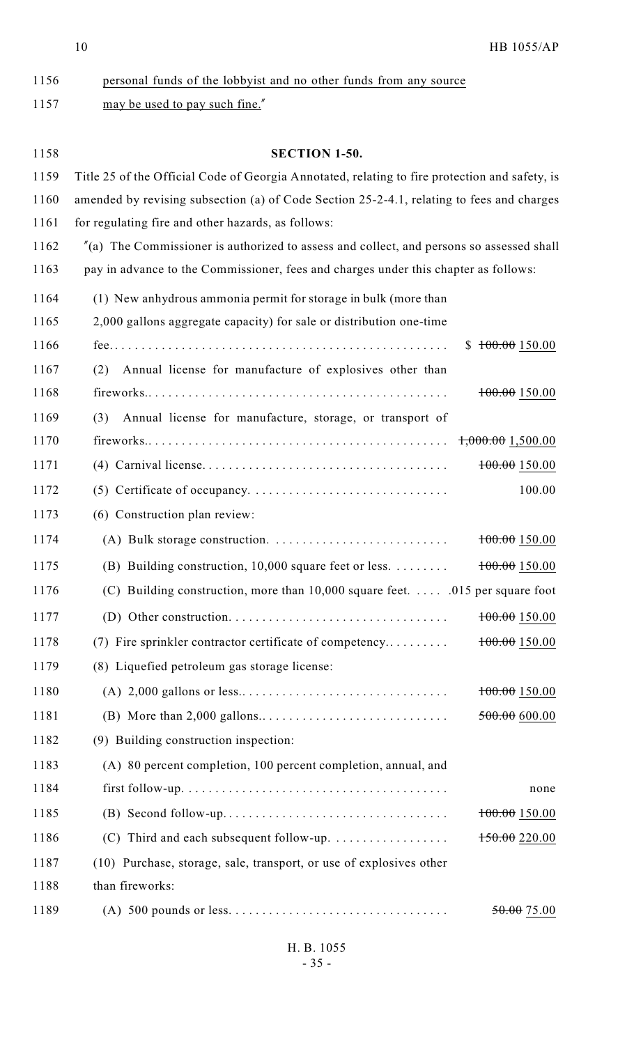<u>personal funds of the lobbyist and no other funds from any source may be used to pay such fine.</u>"

**SECTION 1-50.**

Title 25 of the Official Code of Georgia Annotated, relating to fire protection and safety, is amended by revising subsection (a) of Code Section 25-2-4.1, relating to fees and charges for regulating fire and other hazards, as follows:

"(a) The Commissioner is authorized to assess and collect, and persons so assessed shall pay in advance to the Commissioner, fees and charges under this chapter as follows:

| | |
|---|---|
| (1) New anhydrous ammonia permit for storage in bulk (more than 2,000 gallons aggregate capacity) for sale or distribution one-time fee. | $ ~~100.00~~ <u>150.00</u> |
| (2) Annual license for manufacture of explosives other than fireworks. | ~~100.00~~ <u>150.00</u> |
| (3) Annual license for manufacture, storage, or transport of fireworks. | ~~1,000.00~~ <u>1,500.00</u> |
| (4) Carnival license. | ~~100.00~~ <u>150.00</u> |
| (5) Certificate of occupancy. | 100.00 |
| (6) Construction plan review: | |
| (A) Bulk storage construction. | ~~100.00~~ <u>150.00</u> |
| (B) Building construction, 10,000 square feet or less. | ~~100.00~~ <u>150.00</u> |
| (C) Building construction, more than 10,000 square feet. | .015 per square foot |
| (D) Other construction. | ~~100.00~~ <u>150.00</u> |
| (7) Fire sprinkler contractor certificate of competency. | ~~100.00~~ <u>150.00</u> |
| (8) Liquefied petroleum gas storage license: | |
| (A) 2,000 gallons or less. | ~~100.00~~ <u>150.00</u> |
| (B) More than 2,000 gallons. | ~~500.00~~ <u>600.00</u> |
| (9) Building construction inspection: | |
| (A) 80 percent completion, 100 percent completion, annual, and first follow-up. | none |
| (B) Second follow-up. | ~~100.00~~ <u>150.00</u> |
| (C) Third and each subsequent follow-up. | ~~150.00~~ <u>220.00</u> |
| (10) Purchase, storage, sale, transport, or use of explosives other than fireworks: | |
| (A) 500 pounds or less. | ~~50.00~~ <u>75.00</u> |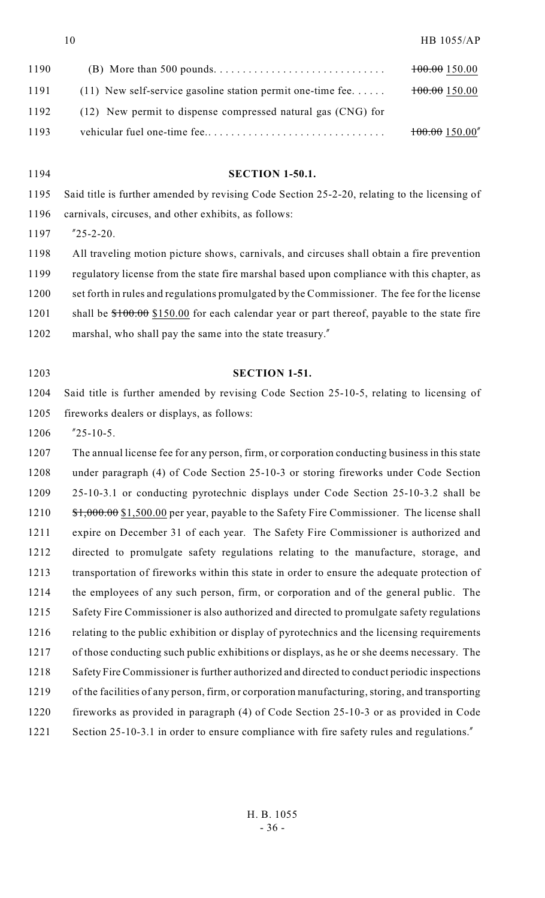(B) More than 500 pounds. . . . . . . . . . . . . . . . . . . . . . . . . . . . . ~~100.00~~ 150.00

(11) New self-service gasoline station permit one-time fee. . . . . . ~~100.00~~ 150.00

(12) New permit to dispense compressed natural gas (CNG) for vehicular fuel one-time fee.. . . . . . . . . . . . . . . . . . . . . . . . . . . . . . ~~100.00~~ 150.00"

**SECTION 1-50.1.**

Said title is further amended by revising Code Section 25-2-20, relating to the licensing of carnivals, circuses, and other exhibits, as follows:

"25-2-20.

All traveling motion picture shows, carnivals, and circuses shall obtain a fire prevention regulatory license from the state fire marshal based upon compliance with this chapter, as set forth in rules and regulations promulgated by the Commissioner. The fee for the license shall be ~~$100.00~~ $150.00 for each calendar year or part thereof, payable to the state fire marshal, who shall pay the same into the state treasury."

**SECTION 1-51.**

Said title is further amended by revising Code Section 25-10-5, relating to licensing of fireworks dealers or displays, as follows:

"25-10-5.

The annual license fee for any person, firm, or corporation conducting business in this state under paragraph (4) of Code Section 25-10-3 or storing fireworks under Code Section 25-10-3.1 or conducting pyrotechnic displays under Code Section 25-10-3.2 shall be ~~$1,000.00~~ $1,500.00 per year, payable to the Safety Fire Commissioner. The license shall expire on December 31 of each year. The Safety Fire Commissioner is authorized and directed to promulgate safety regulations relating to the manufacture, storage, and transportation of fireworks within this state in order to ensure the adequate protection of the employees of any such person, firm, or corporation and of the general public. The Safety Fire Commissioner is also authorized and directed to promulgate safety regulations relating to the public exhibition or display of pyrotechnics and the licensing requirements of those conducting such public exhibitions or displays, as he or she deems necessary. The Safety Fire Commissioner is further authorized and directed to conduct periodic inspections of the facilities of any person, firm, or corporation manufacturing, storing, and transporting fireworks as provided in paragraph (4) of Code Section 25-10-3 or as provided in Code Section 25-10-3.1 in order to ensure compliance with fire safety rules and regulations."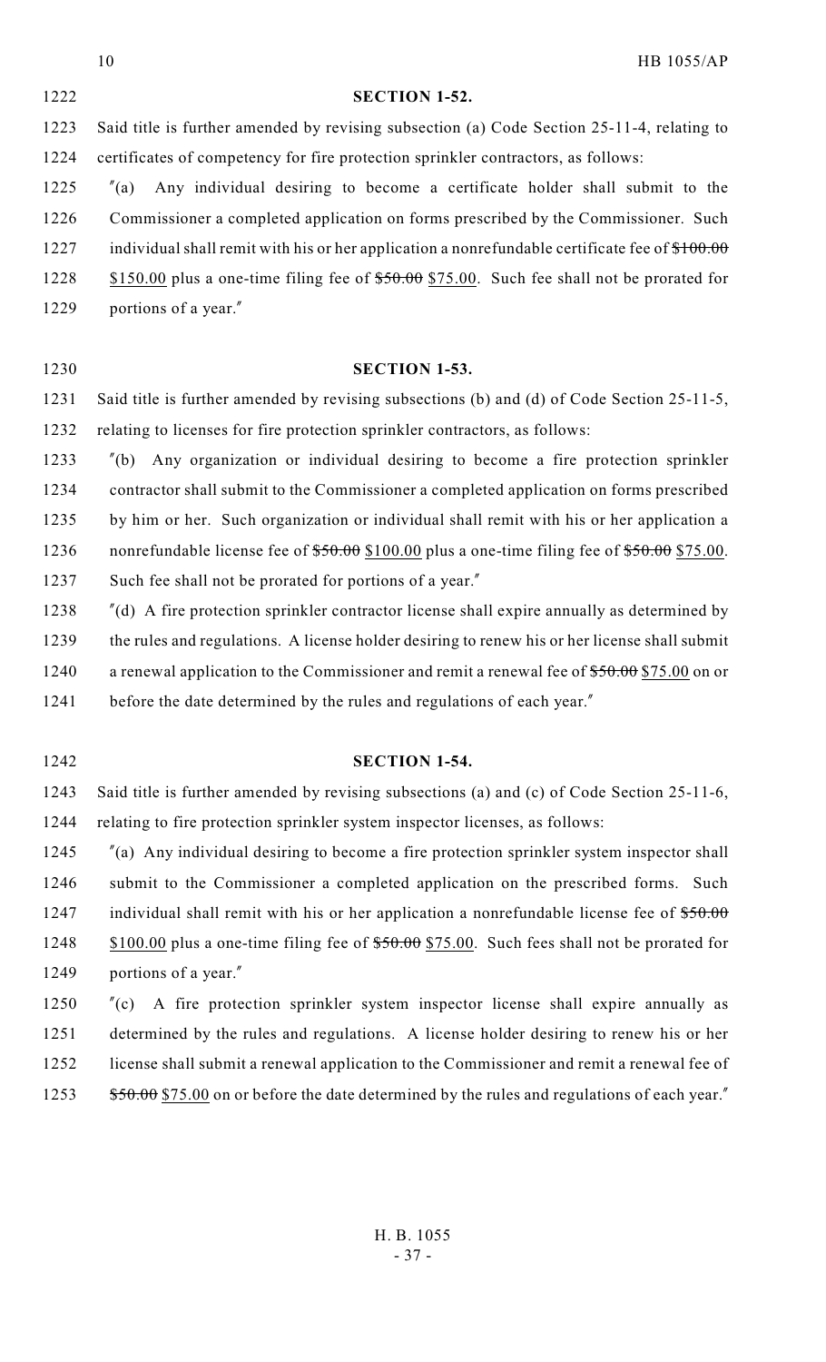**SECTION 1-52.**

Said title is further amended by revising subsection (a) Code Section 25-11-4, relating to certificates of competency for fire protection sprinkler contractors, as follows:

"(a) Any individual desiring to become a certificate holder shall submit to the Commissioner a completed application on forms prescribed by the Commissioner. Such individual shall remit with his or her application a nonrefundable certificate fee of ~~$100.00~~ $150.00 plus a one-time filing fee of ~~$50.00~~ $75.00. Such fee shall not be prorated for portions of a year."

**SECTION 1-53.**

Said title is further amended by revising subsections (b) and (d) of Code Section 25-11-5, relating to licenses for fire protection sprinkler contractors, as follows:

"(b) Any organization or individual desiring to become a fire protection sprinkler contractor shall submit to the Commissioner a completed application on forms prescribed by him or her. Such organization or individual shall remit with his or her application a nonrefundable license fee of ~~$50.00~~ $100.00 plus a one-time filing fee of ~~$50.00~~ $75.00. Such fee shall not be prorated for portions of a year."

"(d) A fire protection sprinkler contractor license shall expire annually as determined by the rules and regulations. A license holder desiring to renew his or her license shall submit a renewal application to the Commissioner and remit a renewal fee of ~~$50.00~~ $75.00 on or before the date determined by the rules and regulations of each year."

**SECTION 1-54.**

Said title is further amended by revising subsections (a) and (c) of Code Section 25-11-6, relating to fire protection sprinkler system inspector licenses, as follows:

"(a) Any individual desiring to become a fire protection sprinkler system inspector shall submit to the Commissioner a completed application on the prescribed forms. Such individual shall remit with his or her application a nonrefundable license fee of ~~$50.00~~ $100.00 plus a one-time filing fee of ~~$50.00~~ $75.00. Such fees shall not be prorated for portions of a year."

"(c) A fire protection sprinkler system inspector license shall expire annually as determined by the rules and regulations. A license holder desiring to renew his or her license shall submit a renewal application to the Commissioner and remit a renewal fee of ~~$50.00~~ $75.00 on or before the date determined by the rules and regulations of each year."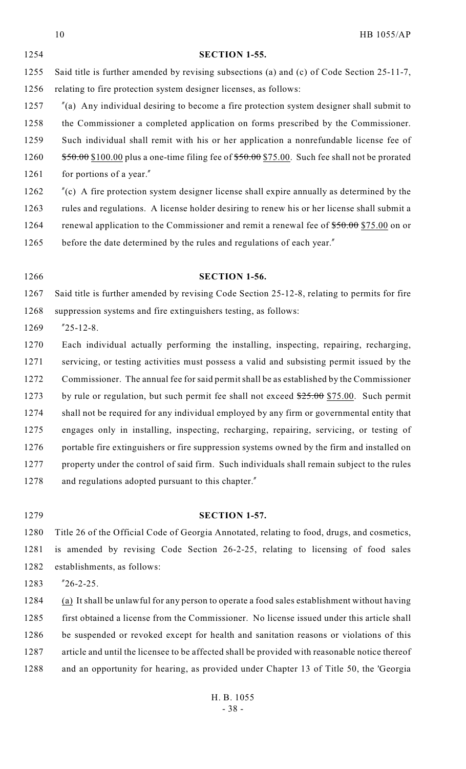**SECTION 1-55.**

Said title is further amended by revising subsections (a) and (c) of Code Section 25-11-7, relating to fire protection system designer licenses, as follows:

"(a) Any individual desiring to become a fire protection system designer shall submit to the Commissioner a completed application on forms prescribed by the Commissioner. Such individual shall remit with his or her application a nonrefundable license fee of ~~$50.00~~ $100.00 plus a one-time filing fee of ~~$50.00~~ $75.00. Such fee shall not be prorated for portions of a year."

"(c) A fire protection system designer license shall expire annually as determined by the rules and regulations. A license holder desiring to renew his or her license shall submit a renewal application to the Commissioner and remit a renewal fee of ~~$50.00~~ $75.00 on or before the date determined by the rules and regulations of each year."

**SECTION 1-56.**

Said title is further amended by revising Code Section 25-12-8, relating to permits for fire suppression systems and fire extinguishers testing, as follows:

"25-12-8.

Each individual actually performing the installing, inspecting, repairing, recharging, servicing, or testing activities must possess a valid and subsisting permit issued by the Commissioner. The annual fee for said permit shall be as established by the Commissioner by rule or regulation, but such permit fee shall not exceed ~~$25.00~~ $75.00. Such permit shall not be required for any individual employed by any firm or governmental entity that engages only in installing, inspecting, recharging, repairing, servicing, or testing of portable fire extinguishers or fire suppression systems owned by the firm and installed on property under the control of said firm. Such individuals shall remain subject to the rules and regulations adopted pursuant to this chapter."

**SECTION 1-57.**

Title 26 of the Official Code of Georgia Annotated, relating to food, drugs, and cosmetics, is amended by revising Code Section 26-2-25, relating to licensing of food sales establishments, as follows:

"26-2-25.

(a) It shall be unlawful for any person to operate a food sales establishment without having first obtained a license from the Commissioner. No license issued under this article shall be suspended or revoked except for health and sanitation reasons or violations of this article and until the licensee to be affected shall be provided with reasonable notice thereof and an opportunity for hearing, as provided under Chapter 13 of Title 50, the 'Georgia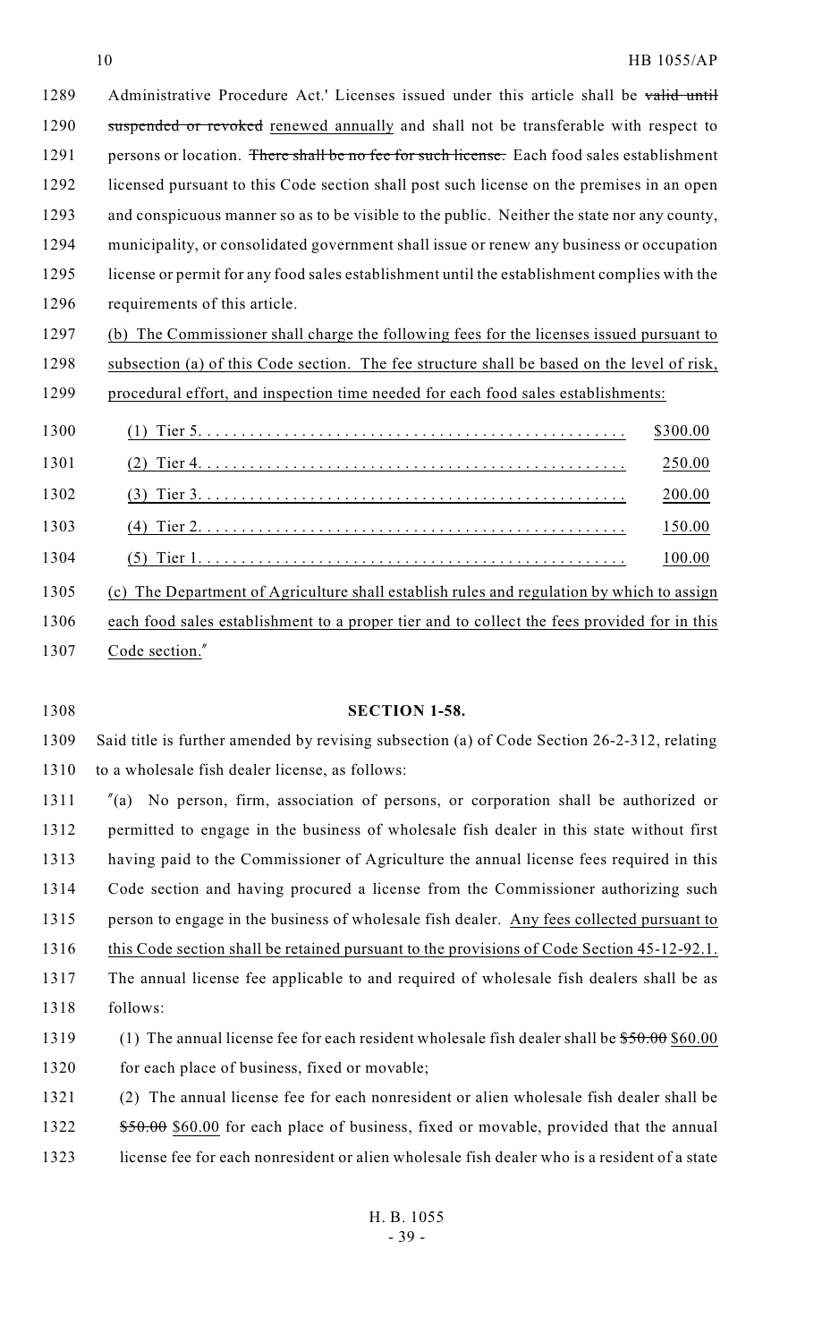1289 Administrative Procedure Act.' Licenses issued under this article shall be ~~valid until~~
1290 ~~suspended or revoked~~ renewed annually and shall not be transferable with respect to
1291 persons or location. ~~There shall be no fee for such license.~~ Each food sales establishment
1292 licensed pursuant to this Code section shall post such license on the premises in an open
1293 and conspicuous manner so as to be visible to the public. Neither the state nor any county,
1294 municipality, or consolidated government shall issue or renew any business or occupation
1295 license or permit for any food sales establishment until the establishment complies with the
1296 requirements of this article.

1297 (b) The Commissioner shall charge the following fees for the licenses issued pursuant to
1298 subsection (a) of this Code section. The fee structure shall be based on the level of risk,
1299 procedural effort, and inspection time needed for each food sales establishments:

| | | |
|---|---|---|
| 1300 | (1) Tier 5. . . . . . . . . . . . . . . . . . . . . . . . . . . . . . . . . . . . . . . . . . . . . . . . . | \$300.00 |
| 1301 | (2) Tier 4. . . . . . . . . . . . . . . . . . . . . . . . . . . . . . . . . . . . . . . . . . . . . . . . . | 250.00 |
| 1302 | (3) Tier 3. . . . . . . . . . . . . . . . . . . . . . . . . . . . . . . . . . . . . . . . . . . . . . . . . | 200.00 |
| 1303 | (4) Tier 2. . . . . . . . . . . . . . . . . . . . . . . . . . . . . . . . . . . . . . . . . . . . . . . . . | 150.00 |
| 1304 | (5) Tier 1. . . . . . . . . . . . . . . . . . . . . . . . . . . . . . . . . . . . . . . . . . . . . . . . . | 100.00 |

1305 (c) The Department of Agriculture shall establish rules and regulation by which to assign
1306 each food sales establishment to a proper tier and to collect the fees provided for in this
1307 Code section."

1308 **SECTION 1-58.**

1309 Said title is further amended by revising subsection (a) of Code Section 26-2-312, relating
1310 to a wholesale fish dealer license, as follows:

1311 "(a) No person, firm, association of persons, or corporation shall be authorized or
1312 permitted to engage in the business of wholesale fish dealer in this state without first
1313 having paid to the Commissioner of Agriculture the annual license fees required in this
1314 Code section and having procured a license from the Commissioner authorizing such
1315 person to engage in the business of wholesale fish dealer. Any fees collected pursuant to
1316 this Code section shall be retained pursuant to the provisions of Code Section 45-12-92.1.
1317 The annual license fee applicable to and required of wholesale fish dealers shall be as
1318 follows:

1319 (1) The annual license fee for each resident wholesale fish dealer shall be ~~\$50.00~~ \$60.00
1320 for each place of business, fixed or movable;

1321 (2) The annual license fee for each nonresident or alien wholesale fish dealer shall be
1322 ~~\$50.00~~ \$60.00 for each place of business, fixed or movable, provided that the annual
1323 license fee for each nonresident or alien wholesale fish dealer who is a resident of a state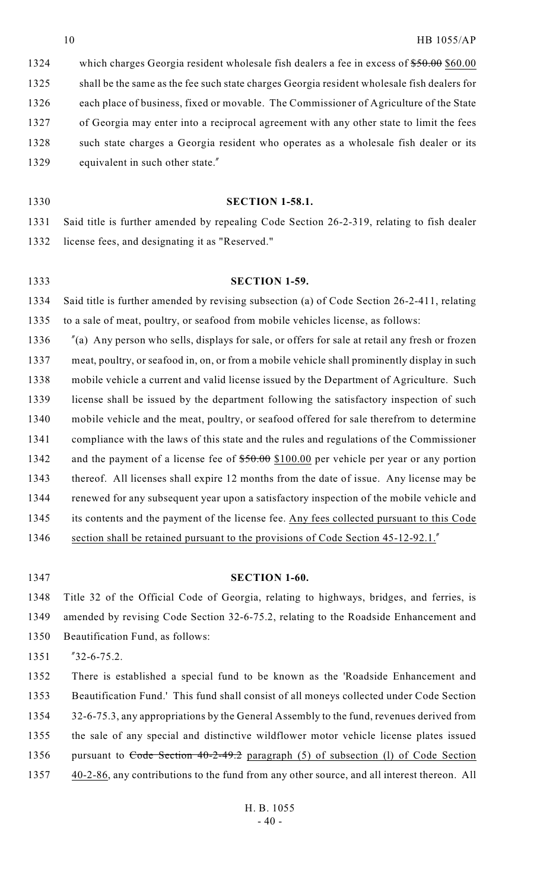which charges Georgia resident wholesale fish dealers a fee in excess of ~~$50.00~~ $60.00 shall be the same as the fee such state charges Georgia resident wholesale fish dealers for each place of business, fixed or movable. The Commissioner of Agriculture of the State of Georgia may enter into a reciprocal agreement with any other state to limit the fees such state charges a Georgia resident who operates as a wholesale fish dealer or its equivalent in such other state."

**SECTION 1-58.1.**

Said title is further amended by repealing Code Section 26-2-319, relating to fish dealer license fees, and designating it as "Reserved."

**SECTION 1-59.**

Said title is further amended by revising subsection (a) of Code Section 26-2-411, relating to a sale of meat, poultry, or seafood from mobile vehicles license, as follows:

"(a) Any person who sells, displays for sale, or offers for sale at retail any fresh or frozen meat, poultry, or seafood in, on, or from a mobile vehicle shall prominently display in such mobile vehicle a current and valid license issued by the Department of Agriculture. Such license shall be issued by the department following the satisfactory inspection of such mobile vehicle and the meat, poultry, or seafood offered for sale therefrom to determine compliance with the laws of this state and the rules and regulations of the Commissioner and the payment of a license fee of ~~$50.00~~ $100.00 per vehicle per year or any portion thereof. All licenses shall expire 12 months from the date of issue. Any license may be renewed for any subsequent year upon a satisfactory inspection of the mobile vehicle and its contents and the payment of the license fee. Any fees collected pursuant to this Code section shall be retained pursuant to the provisions of Code Section 45-12-92.1."

**SECTION 1-60.**

Title 32 of the Official Code of Georgia, relating to highways, bridges, and ferries, is amended by revising Code Section 32-6-75.2, relating to the Roadside Enhancement and Beautification Fund, as follows:

"32-6-75.2.

There is established a special fund to be known as the 'Roadside Enhancement and Beautification Fund.' This fund shall consist of all moneys collected under Code Section 32-6-75.3, any appropriations by the General Assembly to the fund, revenues derived from the sale of any special and distinctive wildflower motor vehicle license plates issued pursuant to ~~Code Section 40-2-49.2~~ paragraph (5) of subsection (l) of Code Section 40-2-86, any contributions to the fund from any other source, and all interest thereon. All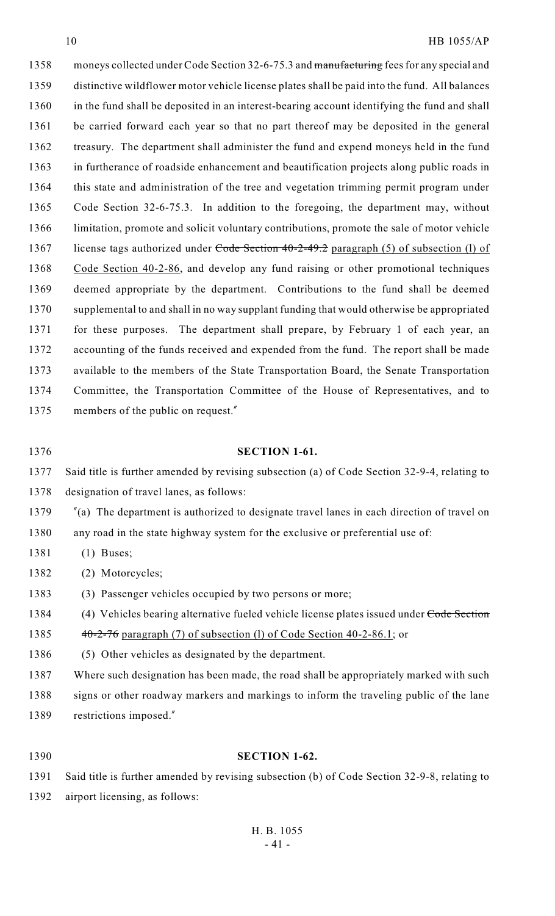moneys collected under Code Section 32-6-75.3 and ~~manufacturing~~ fees for any special and distinctive wildflower motor vehicle license plates shall be paid into the fund. All balances in the fund shall be deposited in an interest-bearing account identifying the fund and shall be carried forward each year so that no part thereof may be deposited in the general treasury. The department shall administer the fund and expend moneys held in the fund in furtherance of roadside enhancement and beautification projects along public roads in this state and administration of the tree and vegetation trimming permit program under Code Section 32-6-75.3. In addition to the foregoing, the department may, without limitation, promote and solicit voluntary contributions, promote the sale of motor vehicle license tags authorized under ~~Code Section 40-2-49.2~~ paragraph (5) of subsection (l) of Code Section 40-2-86, and develop any fund raising or other promotional techniques deemed appropriate by the department. Contributions to the fund shall be deemed supplemental to and shall in no way supplant funding that would otherwise be appropriated for these purposes. The department shall prepare, by February 1 of each year, an accounting of the funds received and expended from the fund. The report shall be made available to the members of the State Transportation Board, the Senate Transportation Committee, the Transportation Committee of the House of Representatives, and to members of the public on request."

**SECTION 1-61.**

Said title is further amended by revising subsection (a) of Code Section 32-9-4, relating to designation of travel lanes, as follows:

"(a) The department is authorized to designate travel lanes in each direction of travel on any road in the state highway system for the exclusive or preferential use of:

(1) Buses;

(2) Motorcycles;

(3) Passenger vehicles occupied by two persons or more;

(4) Vehicles bearing alternative fueled vehicle license plates issued under ~~Code Section 40-2-76~~ paragraph (7) of subsection (l) of Code Section 40-2-86.1; or

(5) Other vehicles as designated by the department.

Where such designation has been made, the road shall be appropriately marked with such signs or other roadway markers and markings to inform the traveling public of the lane restrictions imposed."

**SECTION 1-62.**

Said title is further amended by revising subsection (b) of Code Section 32-9-8, relating to airport licensing, as follows: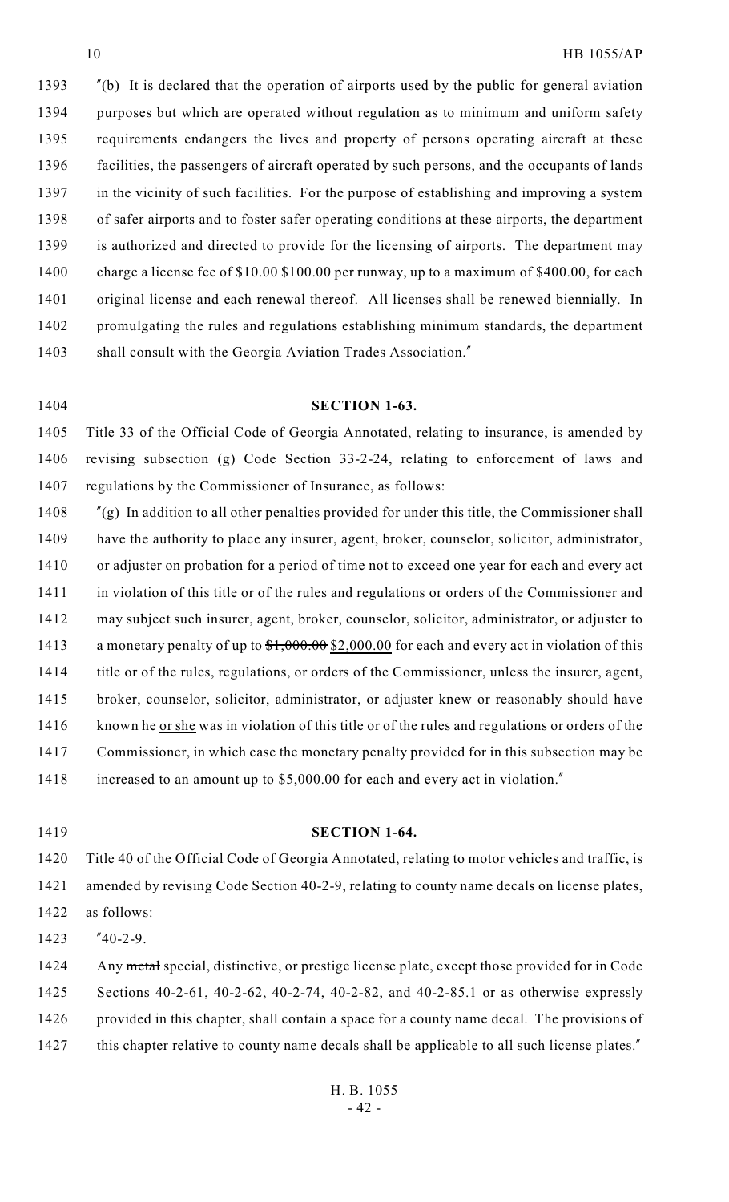"(b) It is declared that the operation of airports used by the public for general aviation purposes but which are operated without regulation as to minimum and uniform safety requirements endangers the lives and property of persons operating aircraft at these facilities, the passengers of aircraft operated by such persons, and the occupants of lands in the vicinity of such facilities. For the purpose of establishing and improving a system of safer airports and to foster safer operating conditions at these airports, the department is authorized and directed to provide for the licensing of airports. The department may charge a license fee of ~~$10.00~~ <u>$100.00 per runway, up to a maximum of $400.00,</u> for each original license and each renewal thereof. All licenses shall be renewed biennially. In promulgating the rules and regulations establishing minimum standards, the department shall consult with the Georgia Aviation Trades Association."

**SECTION 1-63.**

Title 33 of the Official Code of Georgia Annotated, relating to insurance, is amended by revising subsection (g) Code Section 33-2-24, relating to enforcement of laws and regulations by the Commissioner of Insurance, as follows:

"(g) In addition to all other penalties provided for under this title, the Commissioner shall have the authority to place any insurer, agent, broker, counselor, solicitor, administrator, or adjuster on probation for a period of time not to exceed one year for each and every act in violation of this title or of the rules and regulations or orders of the Commissioner and may subject such insurer, agent, broker, counselor, solicitor, administrator, or adjuster to a monetary penalty of up to ~~$1,000.00~~ <u>$2,000.00</u> for each and every act in violation of this title or of the rules, regulations, or orders of the Commissioner, unless the insurer, agent, broker, counselor, solicitor, administrator, or adjuster knew or reasonably should have known he <u>or she</u> was in violation of this title or of the rules and regulations or orders of the Commissioner, in which case the monetary penalty provided for in this subsection may be increased to an amount up to $5,000.00 for each and every act in violation."

**SECTION 1-64.**

Title 40 of the Official Code of Georgia Annotated, relating to motor vehicles and traffic, is amended by revising Code Section 40-2-9, relating to county name decals on license plates, as follows:

"40-2-9.

Any ~~metal~~ special, distinctive, or prestige license plate, except those provided for in Code Sections 40-2-61, 40-2-62, 40-2-74, 40-2-82, and 40-2-85.1 or as otherwise expressly provided in this chapter, shall contain a space for a county name decal. The provisions of this chapter relative to county name decals shall be applicable to all such license plates."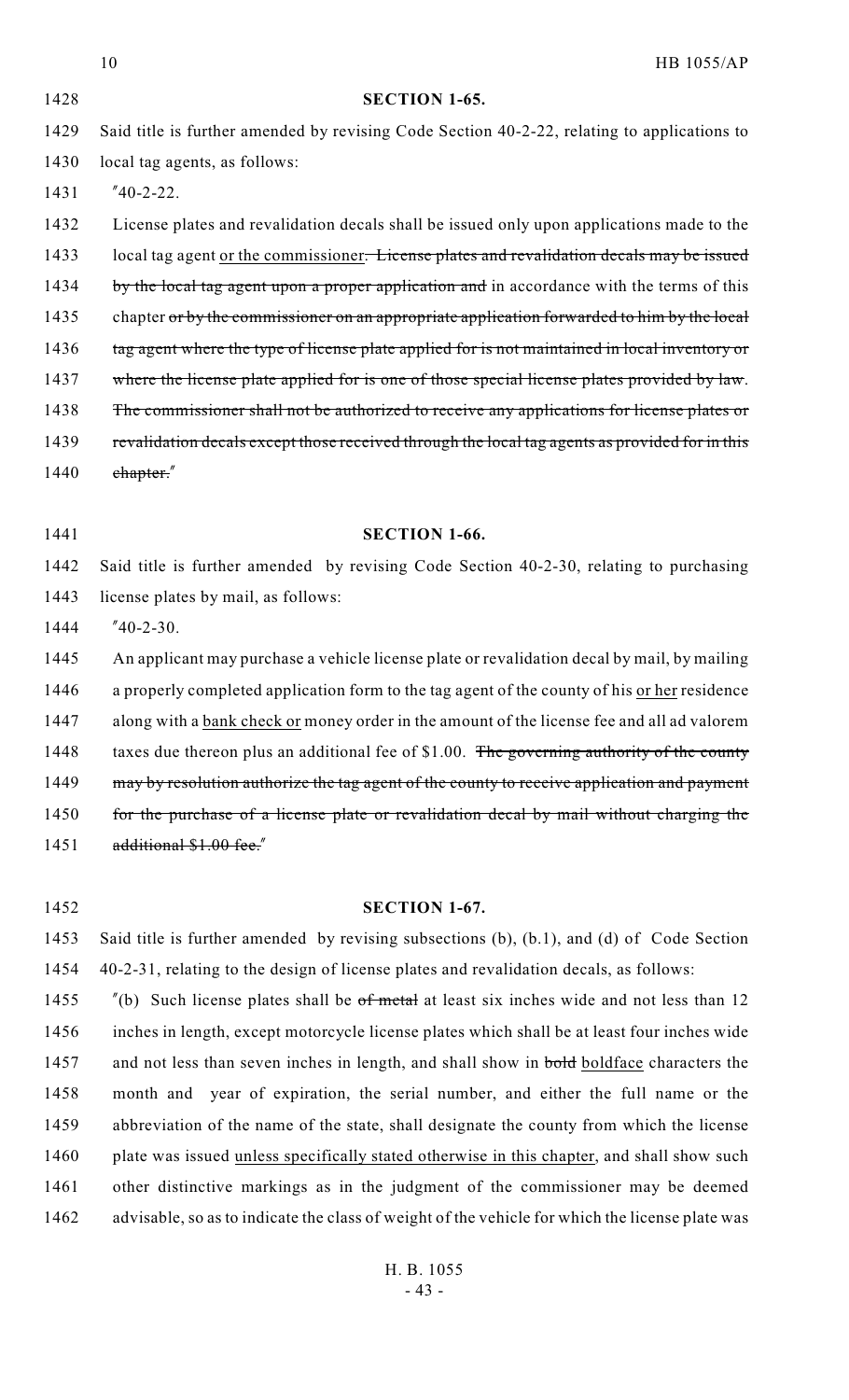**SECTION 1-65.**

Said title is further amended by revising Code Section 40-2-22, relating to applications to local tag agents, as follows:

"40-2-22.

License plates and revalidation decals shall be issued only upon applications made to the local tag agent <u>or the commissioner</u>~~. License plates and revalidation decals may be issued by the local tag agent upon a proper application and~~ in accordance with the terms of this chapter ~~or by the commissioner on an appropriate application forwarded to him by the local tag agent where the type of license plate applied for is not maintained in local inventory or where the license plate applied for is one of those special license plates provided by law~~. ~~The commissioner shall not be authorized to receive any applications for license plates or revalidation decals except those received through the local tag agents as provided for in this chapter.~~"

**SECTION 1-66.**

Said title is further amended by revising Code Section 40-2-30, relating to purchasing license plates by mail, as follows:

"40-2-30.

An applicant may purchase a vehicle license plate or revalidation decal by mail, by mailing a properly completed application form to the tag agent of the county of his <u>or her</u> residence along with a <u>bank check or</u> money order in the amount of the license fee and all ad valorem taxes due thereon plus an additional fee of $1.00. ~~The governing authority of the county may by resolution authorize the tag agent of the county to receive application and payment for the purchase of a license plate or revalidation decal by mail without charging the additional $1.00 fee.~~"

**SECTION 1-67.**

Said title is further amended by revising subsections (b), (b.1), and (d) of Code Section 40-2-31, relating to the design of license plates and revalidation decals, as follows:

"(b) Such license plates shall be ~~of metal~~ at least six inches wide and not less than 12 inches in length, except motorcycle license plates which shall be at least four inches wide and not less than seven inches in length, and shall show in ~~bold~~ <u>boldface</u> characters the month and year of expiration, the serial number, and either the full name or the abbreviation of the name of the state, shall designate the county from which the license plate was issued <u>unless specifically stated otherwise in this chapter</u>, and shall show such other distinctive markings as in the judgment of the commissioner may be deemed advisable, so as to indicate the class of weight of the vehicle for which the license plate was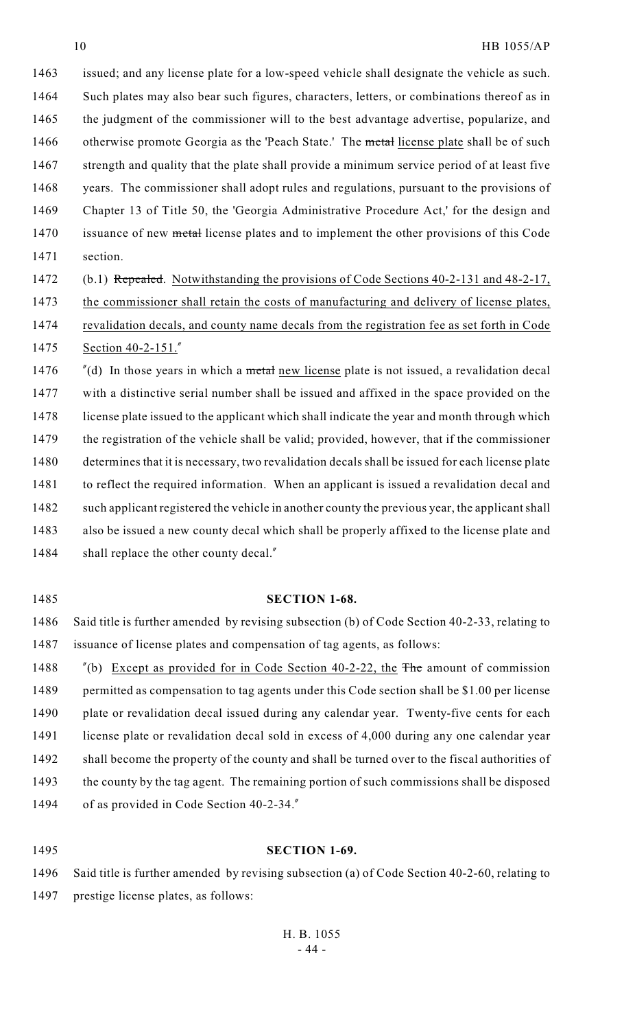issued; and any license plate for a low-speed vehicle shall designate the vehicle as such. Such plates may also bear such figures, characters, letters, or combinations thereof as in the judgment of the commissioner will to the best advantage advertise, popularize, and otherwise promote Georgia as the 'Peach State.' The ~~metal~~ license plate shall be of such strength and quality that the plate shall provide a minimum service period of at least five years. The commissioner shall adopt rules and regulations, pursuant to the provisions of Chapter 13 of Title 50, the 'Georgia Administrative Procedure Act,' for the design and issuance of new ~~metal~~ license plates and to implement the other provisions of this Code section.

(b.1) ~~Repealed~~. Notwithstanding the provisions of Code Sections 40-2-131 and 48-2-17, the commissioner shall retain the costs of manufacturing and delivery of license plates, revalidation decals, and county name decals from the registration fee as set forth in Code Section 40-2-151."

"(d) In those years in which a ~~metal~~ new license plate is not issued, a revalidation decal with a distinctive serial number shall be issued and affixed in the space provided on the license plate issued to the applicant which shall indicate the year and month through which the registration of the vehicle shall be valid; provided, however, that if the commissioner determines that it is necessary, two revalidation decals shall be issued for each license plate to reflect the required information. When an applicant is issued a revalidation decal and such applicant registered the vehicle in another county the previous year, the applicant shall also be issued a new county decal which shall be properly affixed to the license plate and shall replace the other county decal."

**SECTION 1-68.**

Said title is further amended by revising subsection (b) of Code Section 40-2-33, relating to issuance of license plates and compensation of tag agents, as follows:

"(b) Except as provided for in Code Section 40-2-22, the ~~The~~ amount of commission permitted as compensation to tag agents under this Code section shall be $1.00 per license plate or revalidation decal issued during any calendar year. Twenty-five cents for each license plate or revalidation decal sold in excess of 4,000 during any one calendar year shall become the property of the county and shall be turned over to the fiscal authorities of the county by the tag agent. The remaining portion of such commissions shall be disposed of as provided in Code Section 40-2-34."

**SECTION 1-69.**

Said title is further amended by revising subsection (a) of Code Section 40-2-60, relating to prestige license plates, as follows: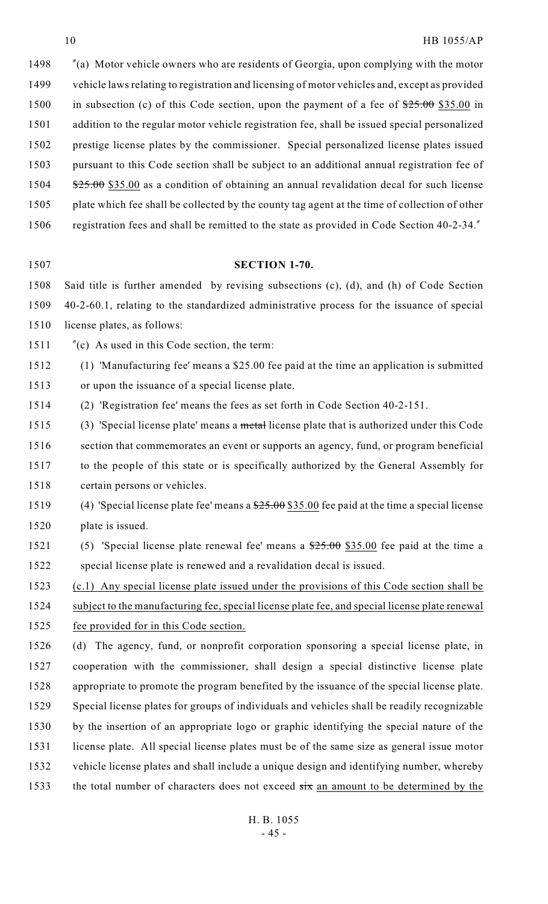″(a) Motor vehicle owners who are residents of Georgia, upon complying with the motor vehicle laws relating to registration and licensing of motor vehicles and, except as provided in subsection (c) of this Code section, upon the payment of a fee of ~~$25.00~~ $35.00 in addition to the regular motor vehicle registration fee, shall be issued special personalized prestige license plates by the commissioner. Special personalized license plates issued pursuant to this Code section shall be subject to an additional annual registration fee of ~~$25.00~~ $35.00 as a condition of obtaining an annual revalidation decal for such license plate which fee shall be collected by the county tag agent at the time of collection of other registration fees and shall be remitted to the state as provided in Code Section 40-2-34.″

**SECTION 1-70.**

Said title is further amended by revising subsections (c), (d), and (h) of Code Section 40-2-60.1, relating to the standardized administrative process for the issuance of special license plates, as follows:

″(c) As used in this Code section, the term:

(1) 'Manufacturing fee' means a $25.00 fee paid at the time an application is submitted or upon the issuance of a special license plate.

(2) 'Registration fee' means the fees as set forth in Code Section 40-2-151.

(3) 'Special license plate' means a ~~metal~~ license plate that is authorized under this Code section that commemorates an event or supports an agency, fund, or program beneficial to the people of this state or is specifically authorized by the General Assembly for certain persons or vehicles.

(4) 'Special license plate fee' means a ~~$25.00~~ $35.00 fee paid at the time a special license plate is issued.

(5) 'Special license plate renewal fee' means a ~~$25.00~~ $35.00 fee paid at the time a special license plate is renewed and a revalidation decal is issued.

(c.1) Any special license plate issued under the provisions of this Code section shall be subject to the manufacturing fee, special license plate fee, and special license plate renewal fee provided for in this Code section.

(d) The agency, fund, or nonprofit corporation sponsoring a special license plate, in cooperation with the commissioner, shall design a special distinctive license plate appropriate to promote the program benefited by the issuance of the special license plate. Special license plates for groups of individuals and vehicles shall be readily recognizable by the insertion of an appropriate logo or graphic identifying the special nature of the license plate. All special license plates must be of the same size as general issue motor vehicle license plates and shall include a unique design and identifying number, whereby the total number of characters does not exceed ~~six~~ an amount to be determined by the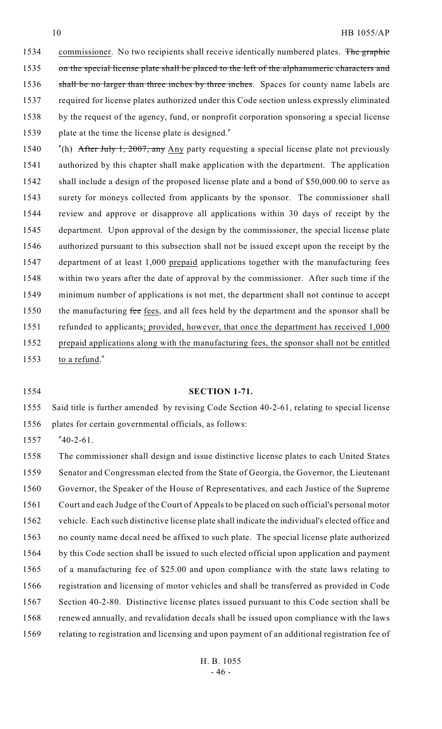commissioner. No two recipients shall receive identically numbered plates. ~~The graphic on the special license plate shall be placed to the left of the alphanumeric characters and shall be no larger than three inches by three inches~~. Spaces for county name labels are required for license plates authorized under this Code section unless expressly eliminated by the request of the agency, fund, or nonprofit corporation sponsoring a special license plate at the time the license plate is designed."

"(h) ~~After July 1, 2007, any~~ Any party requesting a special license plate not previously authorized by this chapter shall make application with the department. The application shall include a design of the proposed license plate and a bond of $50,000.00 to serve as surety for moneys collected from applicants by the sponsor. The commissioner shall review and approve or disapprove all applications within 30 days of receipt by the department. Upon approval of the design by the commissioner, the special license plate authorized pursuant to this subsection shall not be issued except upon the receipt by the department of at least 1,000 prepaid applications together with the manufacturing fees within two years after the date of approval by the commissioner. After such time if the minimum number of applications is not met, the department shall not continue to accept the manufacturing ~~fee~~ fees, and all fees held by the department and the sponsor shall be refunded to applicants; provided, however, that once the department has received 1,000 prepaid applications along with the manufacturing fees, the sponsor shall not be entitled to a refund."

**SECTION 1-71.**

Said title is further amended by revising Code Section 40-2-61, relating to special license plates for certain governmental officials, as follows:

"40-2-61.

The commissioner shall design and issue distinctive license plates to each United States Senator and Congressman elected from the State of Georgia, the Governor, the Lieutenant Governor, the Speaker of the House of Representatives, and each Justice of the Supreme Court and each Judge of the Court of Appeals to be placed on such official's personal motor vehicle. Each such distinctive license plate shall indicate the individual's elected office and no county name decal need be affixed to such plate. The special license plate authorized by this Code section shall be issued to such elected official upon application and payment of a manufacturing fee of $25.00 and upon compliance with the state laws relating to registration and licensing of motor vehicles and shall be transferred as provided in Code Section 40-2-80. Distinctive license plates issued pursuant to this Code section shall be renewed annually, and revalidation decals shall be issued upon compliance with the laws relating to registration and licensing and upon payment of an additional registration fee of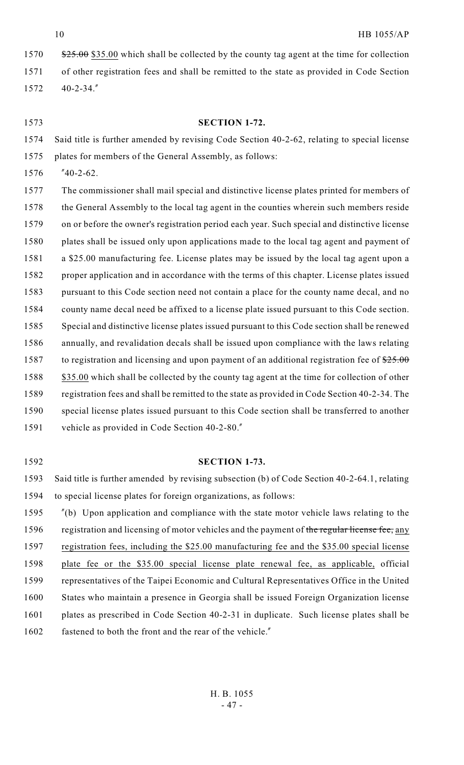~~$25.00~~ $35.00 which shall be collected by the county tag agent at the time for collection of other registration fees and shall be remitted to the state as provided in Code Section 40-2-34."

**SECTION 1-72.**

Said title is further amended by revising Code Section 40-2-62, relating to special license plates for members of the General Assembly, as follows:

"40-2-62.

The commissioner shall mail special and distinctive license plates printed for members of the General Assembly to the local tag agent in the counties wherein such members reside on or before the owner's registration period each year. Such special and distinctive license plates shall be issued only upon applications made to the local tag agent and payment of a $25.00 manufacturing fee. License plates may be issued by the local tag agent upon a proper application and in accordance with the terms of this chapter. License plates issued pursuant to this Code section need not contain a place for the county name decal, and no county name decal need be affixed to a license plate issued pursuant to this Code section. Special and distinctive license plates issued pursuant to this Code section shall be renewed annually, and revalidation decals shall be issued upon compliance with the laws relating to registration and licensing and upon payment of an additional registration fee of ~~$25.00~~ $35.00 which shall be collected by the county tag agent at the time for collection of other registration fees and shall be remitted to the state as provided in Code Section 40-2-34. The special license plates issued pursuant to this Code section shall be transferred to another vehicle as provided in Code Section 40-2-80."

**SECTION 1-73.**

Said title is further amended by revising subsection (b) of Code Section 40-2-64.1, relating to special license plates for foreign organizations, as follows:

"(b) Upon application and compliance with the state motor vehicle laws relating to the registration and licensing of motor vehicles and the payment of ~~the regular license fee,~~ any registration fees, including the $25.00 manufacturing fee and the $35.00 special license plate fee or the $35.00 special license plate renewal fee, as applicable, official representatives of the Taipei Economic and Cultural Representatives Office in the United States who maintain a presence in Georgia shall be issued Foreign Organization license plates as prescribed in Code Section 40-2-31 in duplicate. Such license plates shall be fastened to both the front and the rear of the vehicle."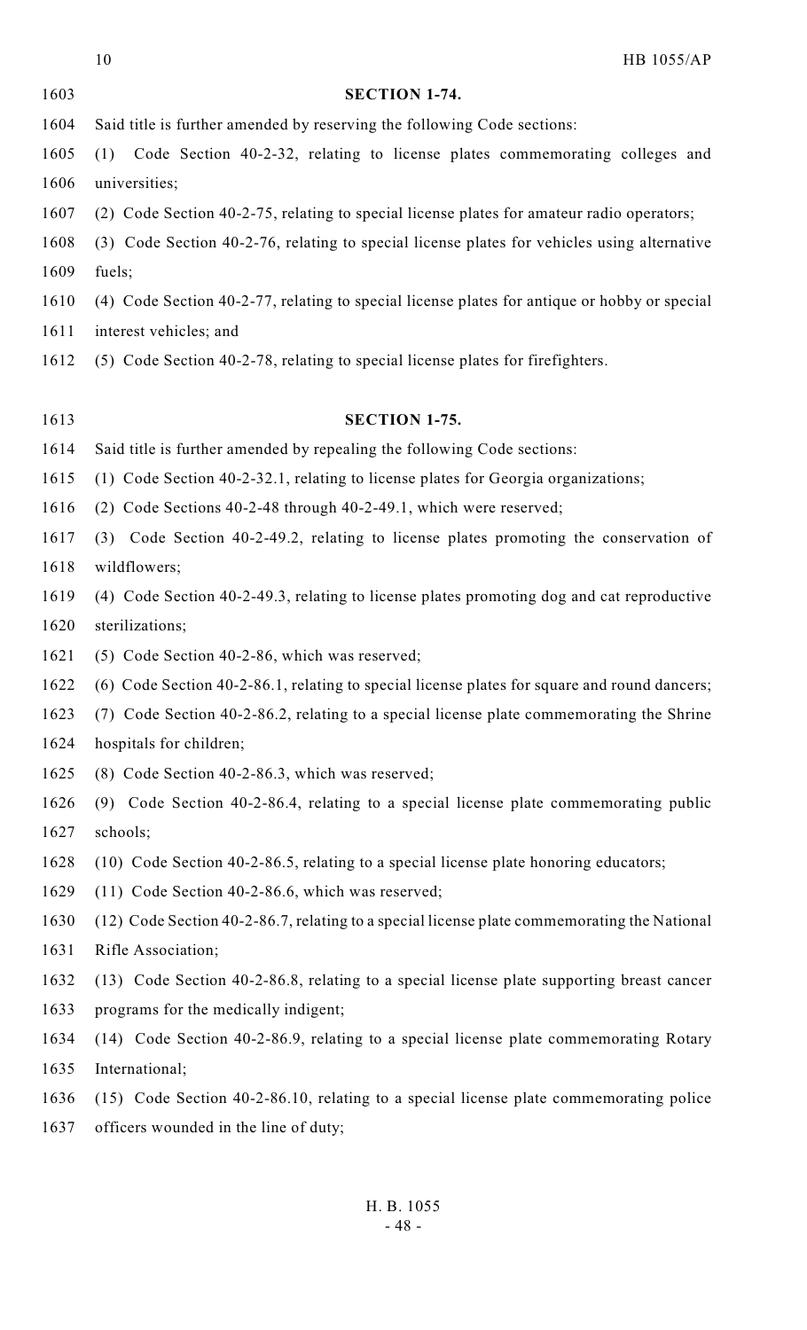**SECTION 1-74.**

Said title is further amended by reserving the following Code sections:

(1) Code Section 40-2-32, relating to license plates commemorating colleges and universities;

(2) Code Section 40-2-75, relating to special license plates for amateur radio operators;

(3) Code Section 40-2-76, relating to special license plates for vehicles using alternative fuels;

(4) Code Section 40-2-77, relating to special license plates for antique or hobby or special interest vehicles; and

(5) Code Section 40-2-78, relating to special license plates for firefighters.

**SECTION 1-75.**

Said title is further amended by repealing the following Code sections:

(1) Code Section 40-2-32.1, relating to license plates for Georgia organizations;

(2) Code Sections 40-2-48 through 40-2-49.1, which were reserved;

(3) Code Section 40-2-49.2, relating to license plates promoting the conservation of wildflowers;

(4) Code Section 40-2-49.3, relating to license plates promoting dog and cat reproductive sterilizations;

(5) Code Section 40-2-86, which was reserved;

(6) Code Section 40-2-86.1, relating to special license plates for square and round dancers;

(7) Code Section 40-2-86.2, relating to a special license plate commemorating the Shrine hospitals for children;

(8) Code Section 40-2-86.3, which was reserved;

(9) Code Section 40-2-86.4, relating to a special license plate commemorating public schools;

(10) Code Section 40-2-86.5, relating to a special license plate honoring educators;

(11) Code Section 40-2-86.6, which was reserved;

(12) Code Section 40-2-86.7, relating to a special license plate commemorating the National Rifle Association;

(13) Code Section 40-2-86.8, relating to a special license plate supporting breast cancer programs for the medically indigent;

(14) Code Section 40-2-86.9, relating to a special license plate commemorating Rotary International;

(15) Code Section 40-2-86.10, relating to a special license plate commemorating police officers wounded in the line of duty;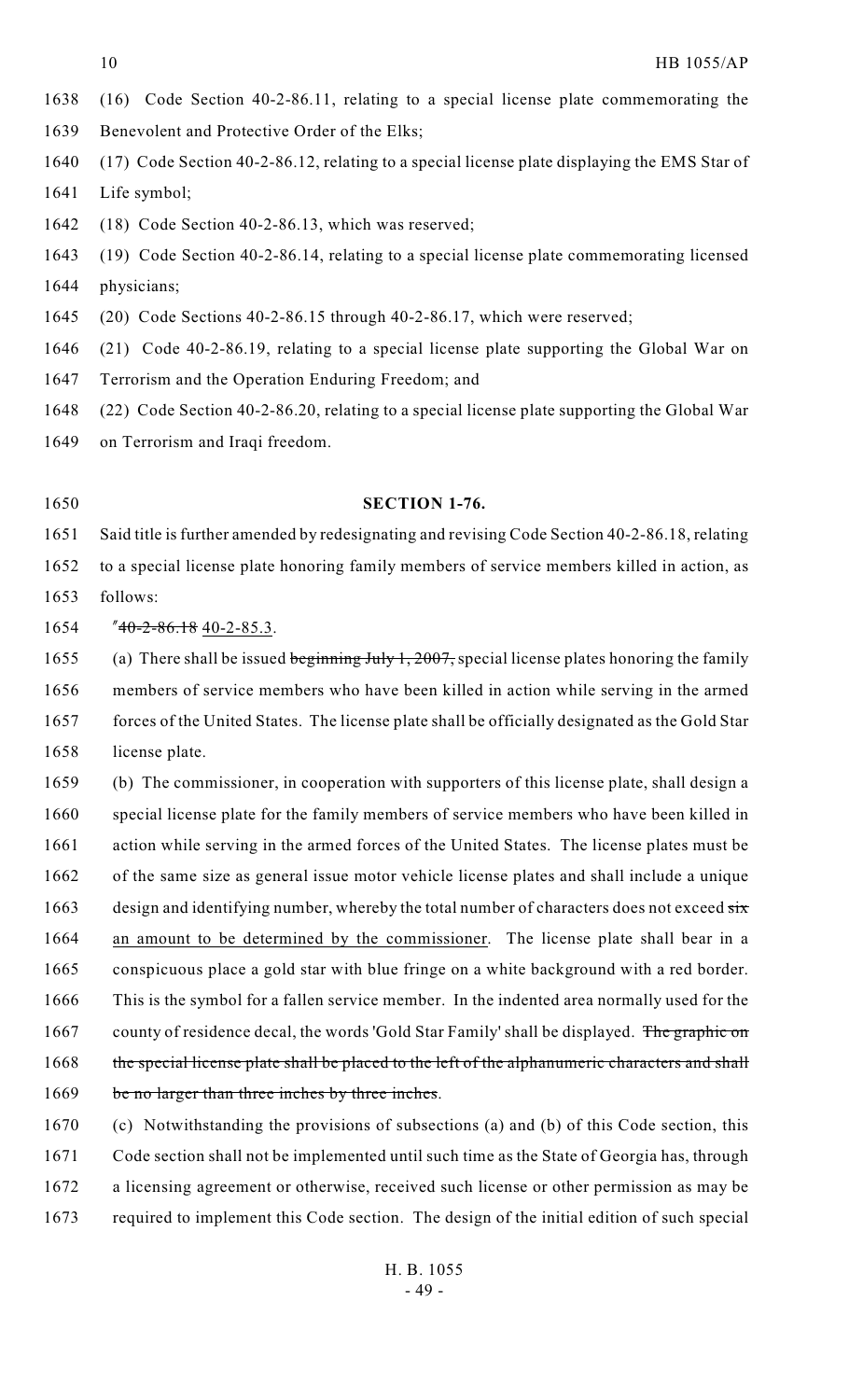(16) Code Section 40-2-86.11, relating to a special license plate commemorating the Benevolent and Protective Order of the Elks;

(17) Code Section 40-2-86.12, relating to a special license plate displaying the EMS Star of Life symbol;

(18) Code Section 40-2-86.13, which was reserved;

(19) Code Section 40-2-86.14, relating to a special license plate commemorating licensed physicians;

(20) Code Sections 40-2-86.15 through 40-2-86.17, which were reserved;

(21) Code 40-2-86.19, relating to a special license plate supporting the Global War on Terrorism and the Operation Enduring Freedom; and

(22) Code Section 40-2-86.20, relating to a special license plate supporting the Global War on Terrorism and Iraqi freedom.

**SECTION 1-76.**

Said title is further amended by redesignating and revising Code Section 40-2-86.18, relating to a special license plate honoring family members of service members killed in action, as follows:

"~~40-2-86.18~~ <u>40-2-85.3</u>.

(a) There shall be issued ~~beginning July 1, 2007,~~ special license plates honoring the family members of service members who have been killed in action while serving in the armed forces of the United States. The license plate shall be officially designated as the Gold Star license plate.

(b) The commissioner, in cooperation with supporters of this license plate, shall design a special license plate for the family members of service members who have been killed in action while serving in the armed forces of the United States. The license plates must be of the same size as general issue motor vehicle license plates and shall include a unique design and identifying number, whereby the total number of characters does not exceed ~~six~~ <u>an amount to be determined by the commissioner</u>. The license plate shall bear in a conspicuous place a gold star with blue fringe on a white background with a red border. This is the symbol for a fallen service member. In the indented area normally used for the county of residence decal, the words 'Gold Star Family' shall be displayed. ~~The graphic on the special license plate shall be placed to the left of the alphanumeric characters and shall be no larger than three inches by three inches~~.

(c) Notwithstanding the provisions of subsections (a) and (b) of this Code section, this Code section shall not be implemented until such time as the State of Georgia has, through a licensing agreement or otherwise, received such license or other permission as may be required to implement this Code section. The design of the initial edition of such special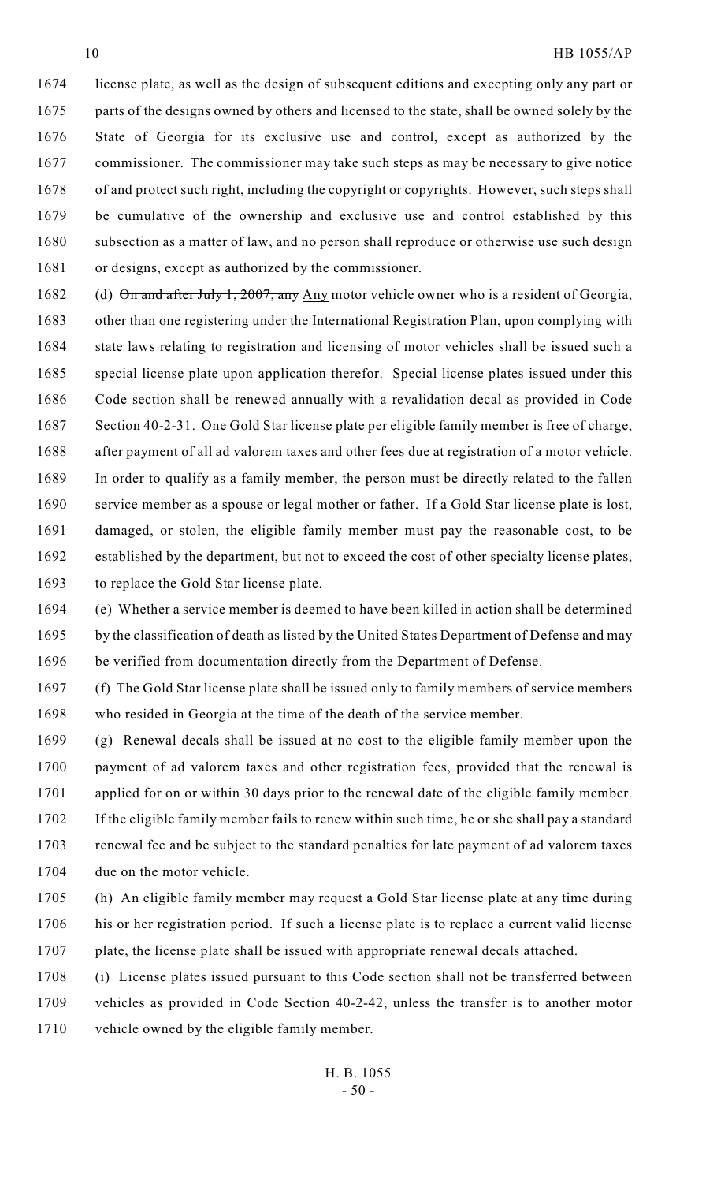license plate, as well as the design of subsequent editions and excepting only any part or parts of the designs owned by others and licensed to the state, shall be owned solely by the State of Georgia for its exclusive use and control, except as authorized by the commissioner. The commissioner may take such steps as may be necessary to give notice of and protect such right, including the copyright or copyrights. However, such steps shall be cumulative of the ownership and exclusive use and control established by this subsection as a matter of law, and no person shall reproduce or otherwise use such design or designs, except as authorized by the commissioner.

(d) ~~On and after July 1, 2007, any~~ Any motor vehicle owner who is a resident of Georgia, other than one registering under the International Registration Plan, upon complying with state laws relating to registration and licensing of motor vehicles shall be issued such a special license plate upon application therefor. Special license plates issued under this Code section shall be renewed annually with a revalidation decal as provided in Code Section 40-2-31. One Gold Star license plate per eligible family member is free of charge, after payment of all ad valorem taxes and other fees due at registration of a motor vehicle. In order to qualify as a family member, the person must be directly related to the fallen service member as a spouse or legal mother or father. If a Gold Star license plate is lost, damaged, or stolen, the eligible family member must pay the reasonable cost, to be established by the department, but not to exceed the cost of other specialty license plates, to replace the Gold Star license plate.

(e) Whether a service member is deemed to have been killed in action shall be determined by the classification of death as listed by the United States Department of Defense and may be verified from documentation directly from the Department of Defense.

(f) The Gold Star license plate shall be issued only to family members of service members who resided in Georgia at the time of the death of the service member.

(g) Renewal decals shall be issued at no cost to the eligible family member upon the payment of ad valorem taxes and other registration fees, provided that the renewal is applied for on or within 30 days prior to the renewal date of the eligible family member. If the eligible family member fails to renew within such time, he or she shall pay a standard renewal fee and be subject to the standard penalties for late payment of ad valorem taxes due on the motor vehicle.

(h) An eligible family member may request a Gold Star license plate at any time during his or her registration period. If such a license plate is to replace a current valid license plate, the license plate shall be issued with appropriate renewal decals attached.

(i) License plates issued pursuant to this Code section shall not be transferred between vehicles as provided in Code Section 40-2-42, unless the transfer is to another motor vehicle owned by the eligible family member.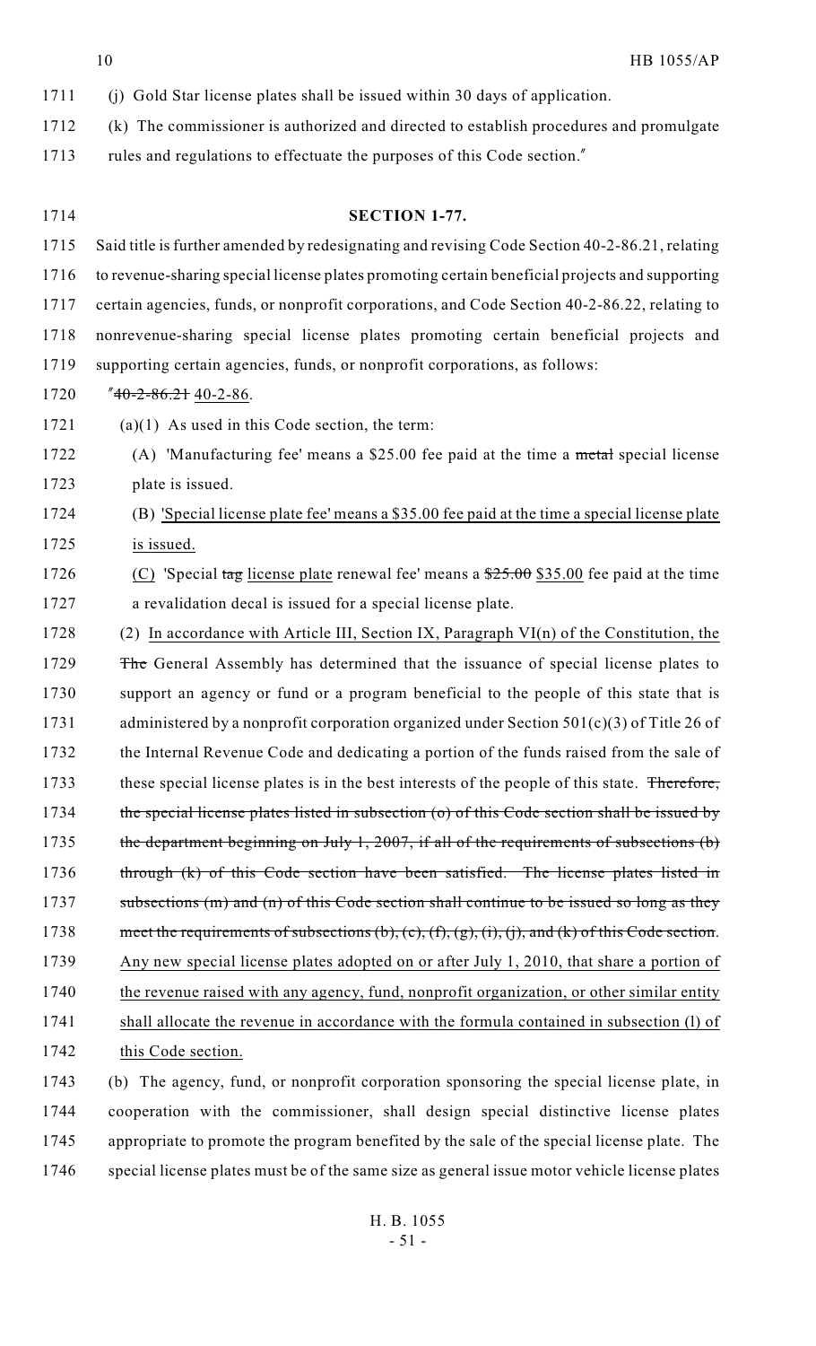(j) Gold Star license plates shall be issued within 30 days of application.

(k) The commissioner is authorized and directed to establish procedures and promulgate rules and regulations to effectuate the purposes of this Code section."

**SECTION 1-77.**

Said title is further amended by redesignating and revising Code Section 40-2-86.21, relating to revenue-sharing special license plates promoting certain beneficial projects and supporting certain agencies, funds, or nonprofit corporations, and Code Section 40-2-86.22, relating to nonrevenue-sharing special license plates promoting certain beneficial projects and supporting certain agencies, funds, or nonprofit corporations, as follows:

"~~40-2-86.21~~ 40-2-86.

(a)(1) As used in this Code section, the term:

(A) 'Manufacturing fee' means a $25.00 fee paid at the time a ~~metal~~ special license plate is issued.

(B) 'Special license plate fee' means a $35.00 fee paid at the time a special license plate is issued.

(C) 'Special ~~tag~~ license plate renewal fee' means a ~~$25.00~~ $35.00 fee paid at the time a revalidation decal is issued for a special license plate.

(2) In accordance with Article III, Section IX, Paragraph VI(n) of the Constitution, the ~~The~~ General Assembly has determined that the issuance of special license plates to support an agency or fund or a program beneficial to the people of this state that is administered by a nonprofit corporation organized under Section 501(c)(3) of Title 26 of the Internal Revenue Code and dedicating a portion of the funds raised from the sale of these special license plates is in the best interests of the people of this state. ~~Therefore, the special license plates listed in subsection (o) of this Code section shall be issued by the department beginning on July 1, 2007, if all of the requirements of subsections (b) through (k) of this Code section have been satisfied. The license plates listed in subsections (m) and (n) of this Code section shall continue to be issued so long as they meet the requirements of subsections (b), (c), (f), (g), (i), (j), and (k) of this Code section.~~ Any new special license plates adopted on or after July 1, 2010, that share a portion of the revenue raised with any agency, fund, nonprofit organization, or other similar entity shall allocate the revenue in accordance with the formula contained in subsection (l) of this Code section.

(b) The agency, fund, or nonprofit corporation sponsoring the special license plate, in cooperation with the commissioner, shall design special distinctive license plates appropriate to promote the program benefited by the sale of the special license plate. The special license plates must be of the same size as general issue motor vehicle license plates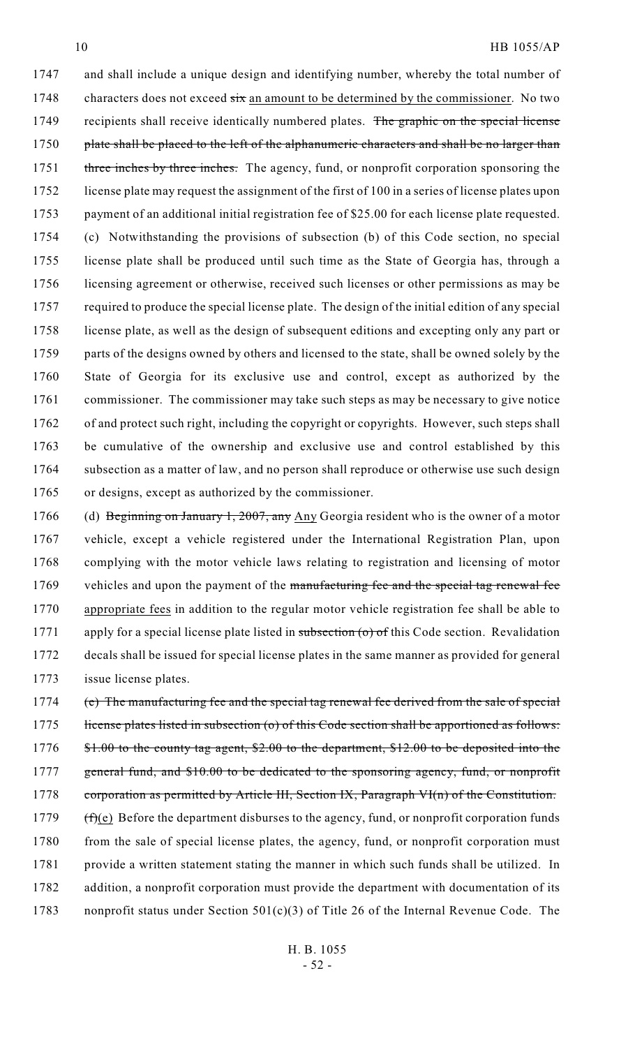and shall include a unique design and identifying number, whereby the total number of characters does not exceed ~~six~~ an amount to be determined by the commissioner. No two recipients shall receive identically numbered plates. ~~The graphic on the special license plate shall be placed to the left of the alphanumeric characters and shall be no larger than three inches by three inches.~~ The agency, fund, or nonprofit corporation sponsoring the license plate may request the assignment of the first of 100 in a series of license plates upon payment of an additional initial registration fee of $25.00 for each license plate requested.

(c) Notwithstanding the provisions of subsection (b) of this Code section, no special license plate shall be produced until such time as the State of Georgia has, through a licensing agreement or otherwise, received such licenses or other permissions as may be required to produce the special license plate. The design of the initial edition of any special license plate, as well as the design of subsequent editions and excepting only any part or parts of the designs owned by others and licensed to the state, shall be owned solely by the State of Georgia for its exclusive use and control, except as authorized by the commissioner. The commissioner may take such steps as may be necessary to give notice of and protect such right, including the copyright or copyrights. However, such steps shall be cumulative of the ownership and exclusive use and control established by this subsection as a matter of law, and no person shall reproduce or otherwise use such design or designs, except as authorized by the commissioner.

(d) ~~Beginning on January 1, 2007, any~~ Any Georgia resident who is the owner of a motor vehicle, except a vehicle registered under the International Registration Plan, upon complying with the motor vehicle laws relating to registration and licensing of motor vehicles and upon the payment of the ~~manufacturing fee and the special tag renewal fee~~ appropriate fees in addition to the regular motor vehicle registration fee shall be able to apply for a special license plate listed in ~~subsection (o) of~~ this Code section. Revalidation decals shall be issued for special license plates in the same manner as provided for general issue license plates.

~~(e) The manufacturing fee and the special tag renewal fee derived from the sale of special license plates listed in subsection (o) of this Code section shall be apportioned as follows: $1.00 to the county tag agent, $2.00 to the department, $12.00 to be deposited into the general fund, and $10.00 to be dedicated to the sponsoring agency, fund, or nonprofit corporation as permitted by Article III, Section IX, Paragraph VI(n) of the Constitution.~~

~~(f)~~(e) Before the department disburses to the agency, fund, or nonprofit corporation funds from the sale of special license plates, the agency, fund, or nonprofit corporation must provide a written statement stating the manner in which such funds shall be utilized. In addition, a nonprofit corporation must provide the department with documentation of its nonprofit status under Section 501(c)(3) of Title 26 of the Internal Revenue Code. The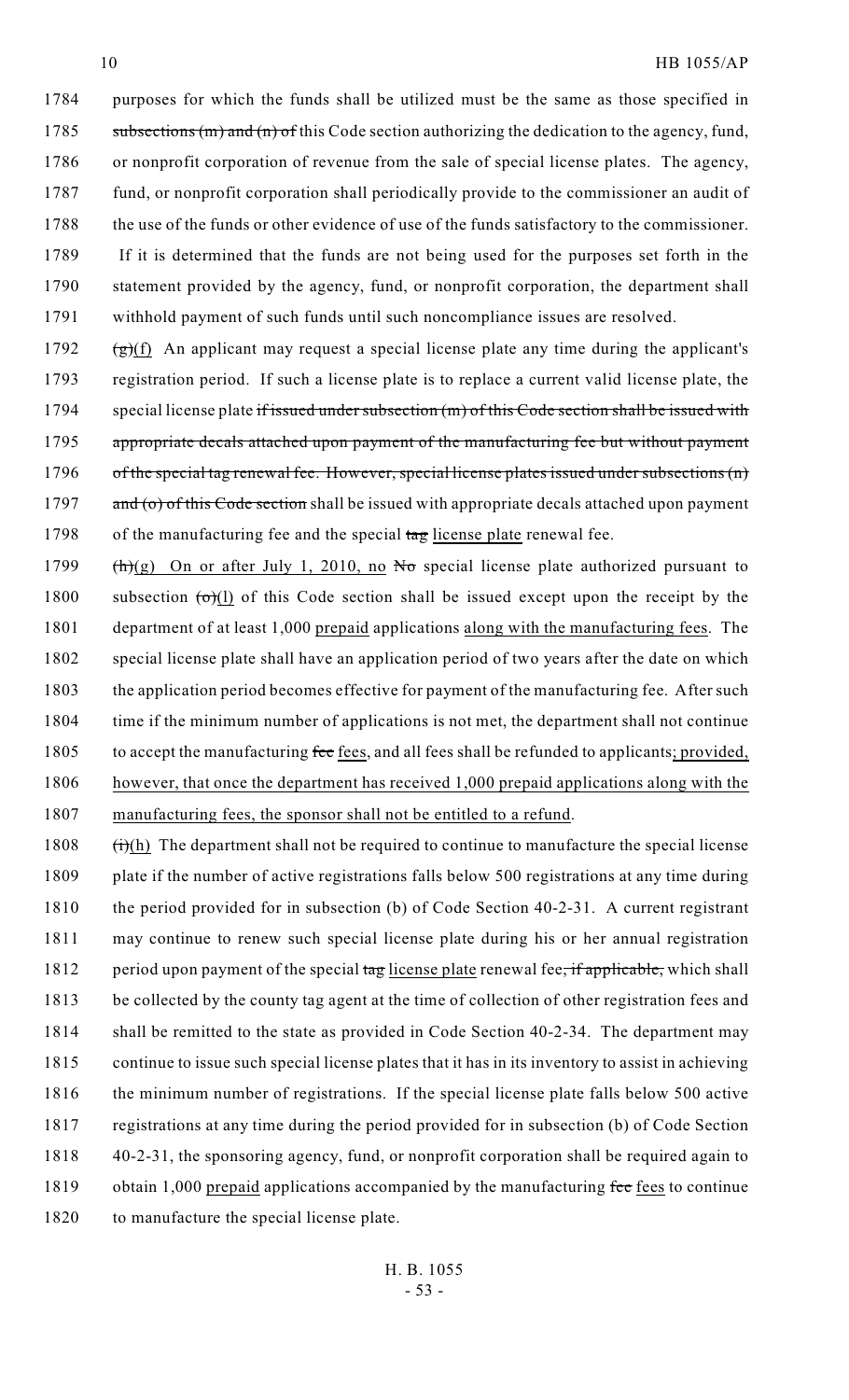1784 purposes for which the funds shall be utilized must be the same as those specified in
1785 ~~subsections (m) and (n) of~~ this Code section authorizing the dedication to the agency, fund,
1786 or nonprofit corporation of revenue from the sale of special license plates. The agency,
1787 fund, or nonprofit corporation shall periodically provide to the commissioner an audit of
1788 the use of the funds or other evidence of use of the funds satisfactory to the commissioner.
1789 If it is determined that the funds are not being used for the purposes set forth in the
1790 statement provided by the agency, fund, or nonprofit corporation, the department shall
1791 withhold payment of such funds until such noncompliance issues are resolved.

1792 ~~(g)~~(f) An applicant may request a special license plate any time during the applicant's
1793 registration period. If such a license plate is to replace a current valid license plate, the
1794 special license plate ~~if issued under subsection (m) of this Code section shall be issued with~~
1795 ~~appropriate decals attached upon payment of the manufacturing fee but without payment~~
1796 ~~of the special tag renewal fee. However, special license plates issued under subsections (n)~~
1797 ~~and (o) of this Code section~~ shall be issued with appropriate decals attached upon payment
1798 of the manufacturing fee and the special ~~tag~~ license plate renewal fee.

1799 ~~(h)~~(g) On or after July 1, 2010, no ~~No~~ special license plate authorized pursuant to
1800 subsection ~~(o)~~(l) of this Code section shall be issued except upon the receipt by the
1801 department of at least 1,000 prepaid applications along with the manufacturing fees. The
1802 special license plate shall have an application period of two years after the date on which
1803 the application period becomes effective for payment of the manufacturing fee. After such
1804 time if the minimum number of applications is not met, the department shall not continue
1805 to accept the manufacturing ~~fee~~ fees, and all fees shall be refunded to applicants; provided,
1806 however, that once the department has received 1,000 prepaid applications along with the
1807 manufacturing fees, the sponsor shall not be entitled to a refund.

1808 ~~(i)~~(h) The department shall not be required to continue to manufacture the special license
1809 plate if the number of active registrations falls below 500 registrations at any time during
1810 the period provided for in subsection (b) of Code Section 40-2-31. A current registrant
1811 may continue to renew such special license plate during his or her annual registration
1812 period upon payment of the special ~~tag~~ license plate renewal fee~~, if applicable,~~ which shall
1813 be collected by the county tag agent at the time of collection of other registration fees and
1814 shall be remitted to the state as provided in Code Section 40-2-34. The department may
1815 continue to issue such special license plates that it has in its inventory to assist in achieving
1816 the minimum number of registrations. If the special license plate falls below 500 active
1817 registrations at any time during the period provided for in subsection (b) of Code Section
1818 40-2-31, the sponsoring agency, fund, or nonprofit corporation shall be required again to
1819 obtain 1,000 prepaid applications accompanied by the manufacturing ~~fee~~ fees to continue
1820 to manufacture the special license plate.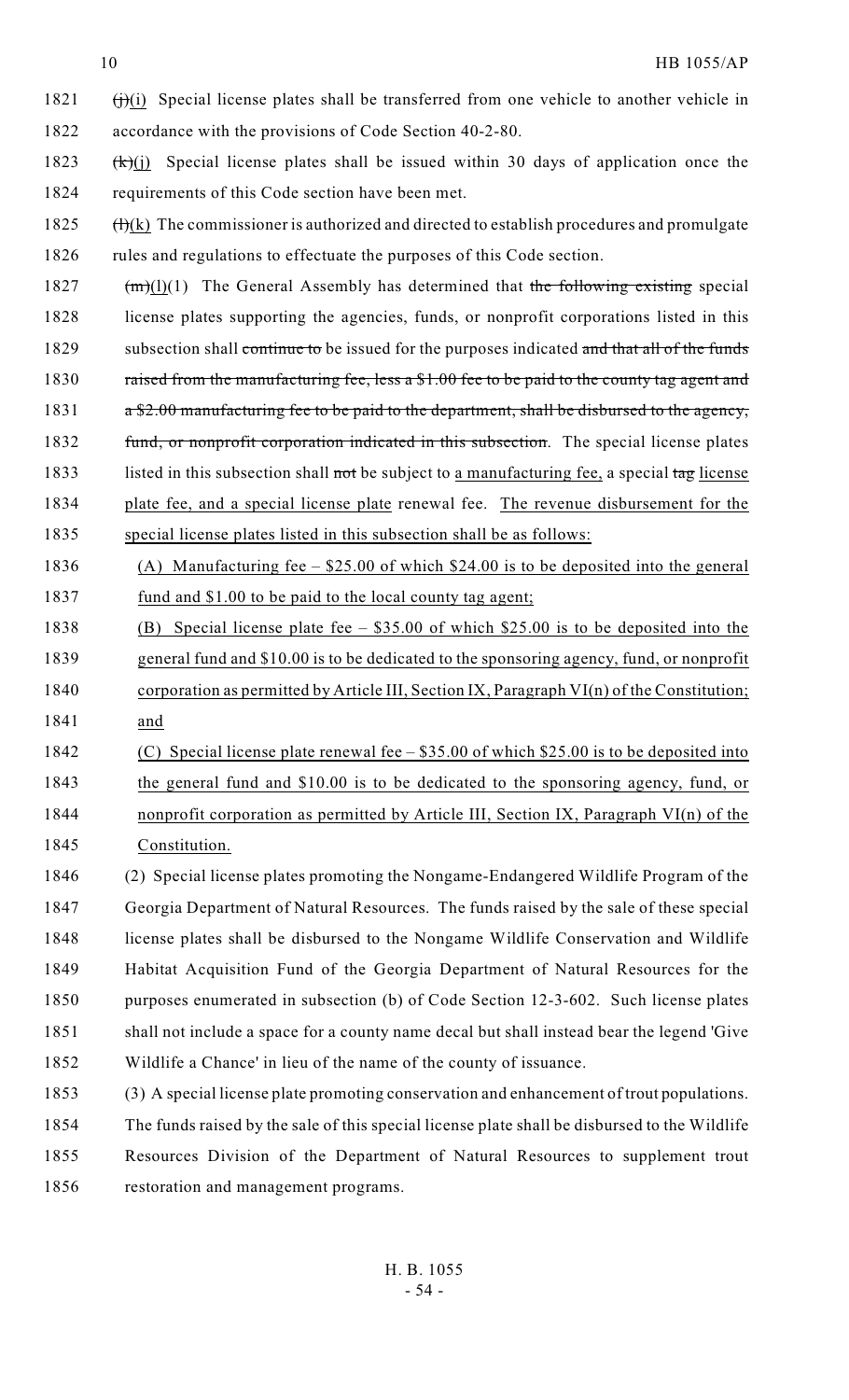~~(j)~~(i) Special license plates shall be transferred from one vehicle to another vehicle in accordance with the provisions of Code Section 40-2-80.

~~(k)~~(j) Special license plates shall be issued within 30 days of application once the requirements of this Code section have been met.

~~(l)~~(k) The commissioner is authorized and directed to establish procedures and promulgate rules and regulations to effectuate the purposes of this Code section.

~~(m)~~(l)(1) The General Assembly has determined that ~~the following existing~~ special license plates supporting the agencies, funds, or nonprofit corporations listed in this subsection shall ~~continue to~~ be issued for the purposes indicated ~~and that all of the funds raised from the manufacturing fee, less a \$1.00 fee to be paid to the county tag agent and a \$2.00 manufacturing fee to be paid to the department, shall be disbursed to the agency, fund, or nonprofit corporation indicated in this subsection~~. The special license plates listed in this subsection shall ~~not~~ be subject to <u>a manufacturing fee,</u> a special ~~tag~~ <u>license plate fee, and a special license plate</u> renewal fee. <u>The revenue disbursement for the special license plates listed in this subsection shall be as follows:</u>

<u>(A) Manufacturing fee – \$25.00 of which \$24.00 is to be deposited into the general fund and \$1.00 to be paid to the local county tag agent;</u>

<u>(B) Special license plate fee – \$35.00 of which \$25.00 is to be deposited into the general fund and \$10.00 is to be dedicated to the sponsoring agency, fund, or nonprofit corporation as permitted by Article III, Section IX, Paragraph VI(n) of the Constitution; and</u>

<u>(C) Special license plate renewal fee – \$35.00 of which \$25.00 is to be deposited into the general fund and \$10.00 is to be dedicated to the sponsoring agency, fund, or nonprofit corporation as permitted by Article III, Section IX, Paragraph VI(n) of the Constitution.</u>

(2) Special license plates promoting the Nongame-Endangered Wildlife Program of the Georgia Department of Natural Resources. The funds raised by the sale of these special license plates shall be disbursed to the Nongame Wildlife Conservation and Wildlife Habitat Acquisition Fund of the Georgia Department of Natural Resources for the purposes enumerated in subsection (b) of Code Section 12-3-602. Such license plates shall not include a space for a county name decal but shall instead bear the legend 'Give Wildlife a Chance' in lieu of the name of the county of issuance.

(3) A special license plate promoting conservation and enhancement of trout populations. The funds raised by the sale of this special license plate shall be disbursed to the Wildlife Resources Division of the Department of Natural Resources to supplement trout restoration and management programs.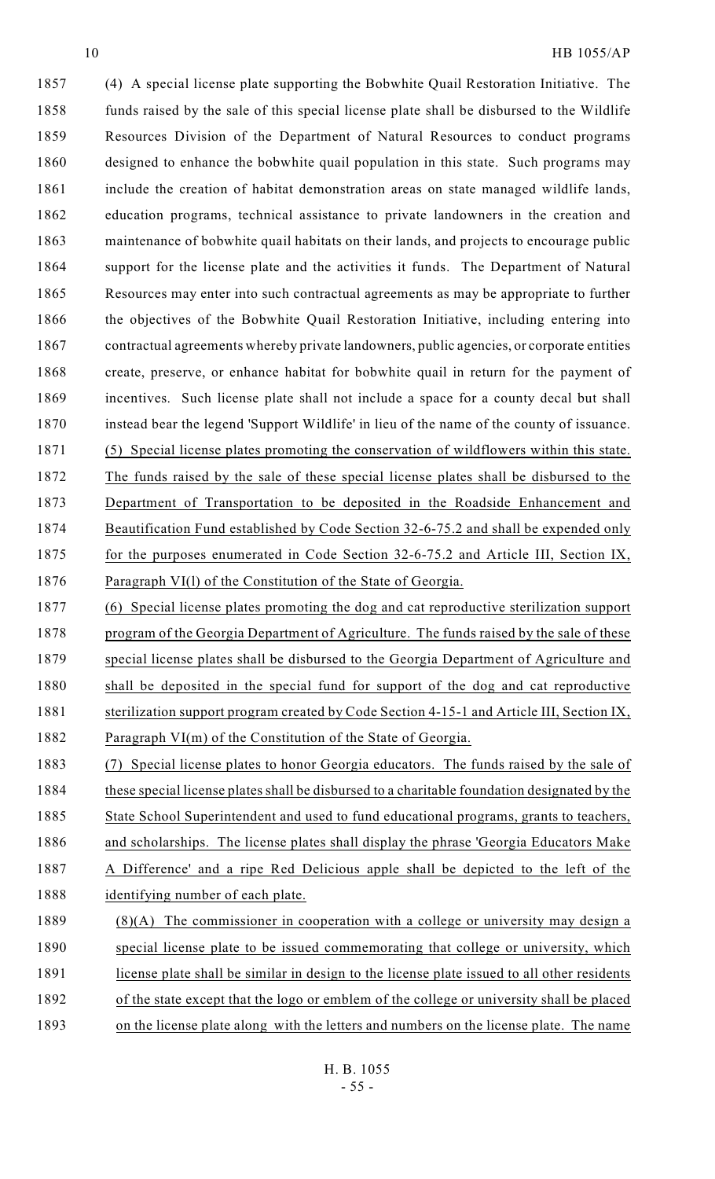(4) A special license plate supporting the Bobwhite Quail Restoration Initiative. The funds raised by the sale of this special license plate shall be disbursed to the Wildlife Resources Division of the Department of Natural Resources to conduct programs designed to enhance the bobwhite quail population in this state. Such programs may include the creation of habitat demonstration areas on state managed wildlife lands, education programs, technical assistance to private landowners in the creation and maintenance of bobwhite quail habitats on their lands, and projects to encourage public support for the license plate and the activities it funds. The Department of Natural Resources may enter into such contractual agreements as may be appropriate to further the objectives of the Bobwhite Quail Restoration Initiative, including entering into contractual agreements whereby private landowners, public agencies, or corporate entities create, preserve, or enhance habitat for bobwhite quail in return for the payment of incentives. Such license plate shall not include a space for a county decal but shall instead bear the legend 'Support Wildlife' in lieu of the name of the county of issuance.

(5) Special license plates promoting the conservation of wildflowers within this state. The funds raised by the sale of these special license plates shall be disbursed to the Department of Transportation to be deposited in the Roadside Enhancement and Beautification Fund established by Code Section 32-6-75.2 and shall be expended only for the purposes enumerated in Code Section 32-6-75.2 and Article III, Section IX, Paragraph VI(l) of the Constitution of the State of Georgia.

(6) Special license plates promoting the dog and cat reproductive sterilization support program of the Georgia Department of Agriculture. The funds raised by the sale of these special license plates shall be disbursed to the Georgia Department of Agriculture and shall be deposited in the special fund for support of the dog and cat reproductive sterilization support program created by Code Section 4-15-1 and Article III, Section IX, Paragraph VI(m) of the Constitution of the State of Georgia.

(7) Special license plates to honor Georgia educators. The funds raised by the sale of these special license plates shall be disbursed to a charitable foundation designated by the State School Superintendent and used to fund educational programs, grants to teachers, and scholarships. The license plates shall display the phrase 'Georgia Educators Make A Difference' and a ripe Red Delicious apple shall be depicted to the left of the identifying number of each plate.

(8)(A) The commissioner in cooperation with a college or university may design a special license plate to be issued commemorating that college or university, which license plate shall be similar in design to the license plate issued to all other residents of the state except that the logo or emblem of the college or university shall be placed on the license plate along with the letters and numbers on the license plate. The name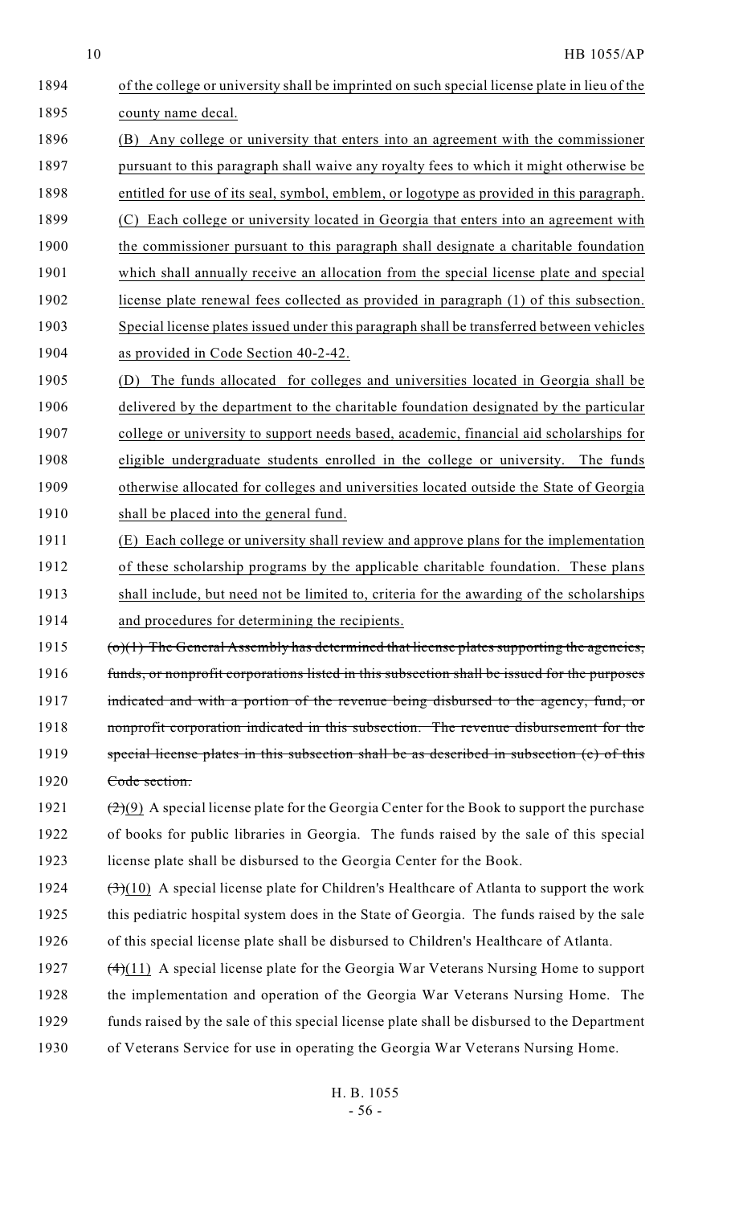1894 of the college or university shall be imprinted on such special license plate in lieu of the
1895 county name decal.
1896 (B) Any college or university that enters into an agreement with the commissioner
1897 pursuant to this paragraph shall waive any royalty fees to which it might otherwise be
1898 entitled for use of its seal, symbol, emblem, or logotype as provided in this paragraph.
1899 (C) Each college or university located in Georgia that enters into an agreement with
1900 the commissioner pursuant to this paragraph shall designate a charitable foundation
1901 which shall annually receive an allocation from the special license plate and special
1902 license plate renewal fees collected as provided in paragraph (1) of this subsection.
1903 Special license plates issued under this paragraph shall be transferred between vehicles
1904 as provided in Code Section 40-2-42.
1905 (D) The funds allocated for colleges and universities located in Georgia shall be
1906 delivered by the department to the charitable foundation designated by the particular
1907 college or university to support needs based, academic, financial aid scholarships for
1908 eligible undergraduate students enrolled in the college or university. The funds
1909 otherwise allocated for colleges and universities located outside the State of Georgia
1910 shall be placed into the general fund.
1911 (E) Each college or university shall review and approve plans for the implementation
1912 of these scholarship programs by the applicable charitable foundation. These plans
1913 shall include, but need not be limited to, criteria for the awarding of the scholarships
1914 and procedures for determining the recipients.
1915 ~~(o)(1) The General Assembly has determined that license plates supporting the agencies,~~
1916 ~~funds, or nonprofit corporations listed in this subsection shall be issued for the purposes~~
1917 ~~indicated and with a portion of the revenue being disbursed to the agency, fund, or~~
1918 ~~nonprofit corporation indicated in this subsection. The revenue disbursement for the~~
1919 ~~special license plates in this subsection shall be as described in subsection (c) of this~~
1920 ~~Code section.~~
1921 ~~(2)~~(9) A special license plate for the Georgia Center for the Book to support the purchase
1922 of books for public libraries in Georgia. The funds raised by the sale of this special
1923 license plate shall be disbursed to the Georgia Center for the Book.
1924 ~~(3)~~(10) A special license plate for Children's Healthcare of Atlanta to support the work
1925 this pediatric hospital system does in the State of Georgia. The funds raised by the sale
1926 of this special license plate shall be disbursed to Children's Healthcare of Atlanta.
1927 ~~(4)~~(11) A special license plate for the Georgia War Veterans Nursing Home to support
1928 the implementation and operation of the Georgia War Veterans Nursing Home. The
1929 funds raised by the sale of this special license plate shall be disbursed to the Department
1930 of Veterans Service for use in operating the Georgia War Veterans Nursing Home.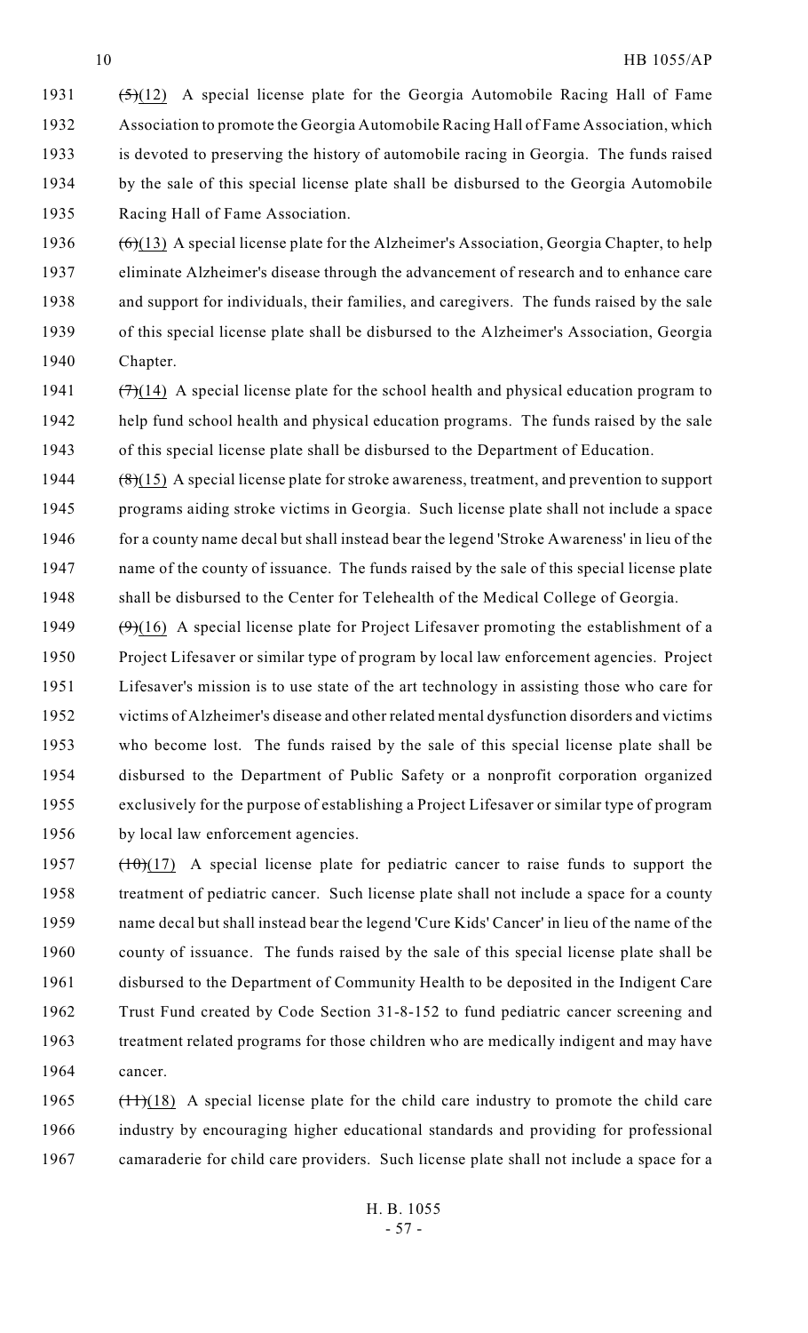~~(5)~~(12) A special license plate for the Georgia Automobile Racing Hall of Fame Association to promote the Georgia Automobile Racing Hall of Fame Association, which is devoted to preserving the history of automobile racing in Georgia. The funds raised by the sale of this special license plate shall be disbursed to the Georgia Automobile Racing Hall of Fame Association.

~~(6)~~(13) A special license plate for the Alzheimer's Association, Georgia Chapter, to help eliminate Alzheimer's disease through the advancement of research and to enhance care and support for individuals, their families, and caregivers. The funds raised by the sale of this special license plate shall be disbursed to the Alzheimer's Association, Georgia Chapter.

~~(7)~~(14) A special license plate for the school health and physical education program to help fund school health and physical education programs. The funds raised by the sale of this special license plate shall be disbursed to the Department of Education.

~~(8)~~(15) A special license plate for stroke awareness, treatment, and prevention to support programs aiding stroke victims in Georgia. Such license plate shall not include a space for a county name decal but shall instead bear the legend 'Stroke Awareness' in lieu of the name of the county of issuance. The funds raised by the sale of this special license plate shall be disbursed to the Center for Telehealth of the Medical College of Georgia.

~~(9)~~(16) A special license plate for Project Lifesaver promoting the establishment of a Project Lifesaver or similar type of program by local law enforcement agencies. Project Lifesaver's mission is to use state of the art technology in assisting those who care for victims of Alzheimer's disease and other related mental dysfunction disorders and victims who become lost. The funds raised by the sale of this special license plate shall be disbursed to the Department of Public Safety or a nonprofit corporation organized exclusively for the purpose of establishing a Project Lifesaver or similar type of program by local law enforcement agencies.

~~(10)~~(17) A special license plate for pediatric cancer to raise funds to support the treatment of pediatric cancer. Such license plate shall not include a space for a county name decal but shall instead bear the legend 'Cure Kids' Cancer' in lieu of the name of the county of issuance. The funds raised by the sale of this special license plate shall be disbursed to the Department of Community Health to be deposited in the Indigent Care Trust Fund created by Code Section 31-8-152 to fund pediatric cancer screening and treatment related programs for those children who are medically indigent and may have cancer.

~~(11)~~(18) A special license plate for the child care industry to promote the child care industry by encouraging higher educational standards and providing for professional camaraderie for child care providers. Such license plate shall not include a space for a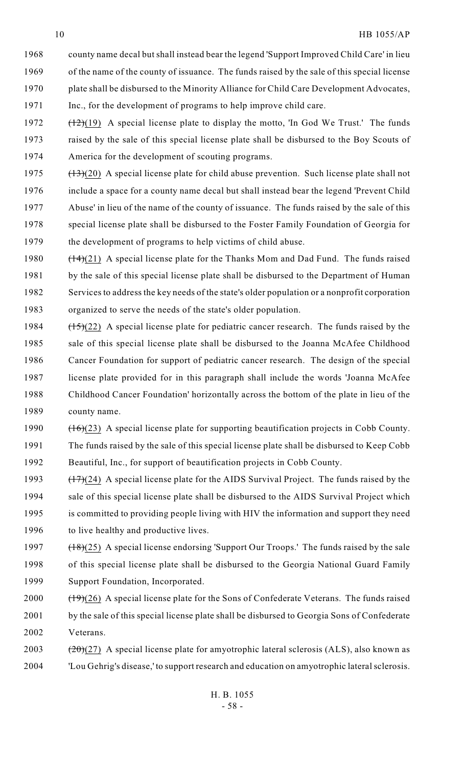county name decal but shall instead bear the legend 'Support Improved Child Care' in lieu of the name of the county of issuance. The funds raised by the sale of this special license plate shall be disbursed to the Minority Alliance for Child Care Development Advocates, Inc., for the development of programs to help improve child care.

~~(12)~~(19) A special license plate to display the motto, 'In God We Trust.' The funds raised by the sale of this special license plate shall be disbursed to the Boy Scouts of America for the development of scouting programs.

~~(13)~~(20) A special license plate for child abuse prevention. Such license plate shall not include a space for a county name decal but shall instead bear the legend 'Prevent Child Abuse' in lieu of the name of the county of issuance. The funds raised by the sale of this special license plate shall be disbursed to the Foster Family Foundation of Georgia for the development of programs to help victims of child abuse.

~~(14)~~(21) A special license plate for the Thanks Mom and Dad Fund. The funds raised by the sale of this special license plate shall be disbursed to the Department of Human Services to address the key needs of the state's older population or a nonprofit corporation organized to serve the needs of the state's older population.

~~(15)~~(22) A special license plate for pediatric cancer research. The funds raised by the sale of this special license plate shall be disbursed to the Joanna McAfee Childhood Cancer Foundation for support of pediatric cancer research. The design of the special license plate provided for in this paragraph shall include the words 'Joanna McAfee Childhood Cancer Foundation' horizontally across the bottom of the plate in lieu of the county name.

~~(16)~~(23) A special license plate for supporting beautification projects in Cobb County. The funds raised by the sale of this special license plate shall be disbursed to Keep Cobb Beautiful, Inc., for support of beautification projects in Cobb County.

~~(17)~~(24) A special license plate for the AIDS Survival Project. The funds raised by the sale of this special license plate shall be disbursed to the AIDS Survival Project which is committed to providing people living with HIV the information and support they need to live healthy and productive lives.

~~(18)~~(25) A special license endorsing 'Support Our Troops.' The funds raised by the sale of this special license plate shall be disbursed to the Georgia National Guard Family Support Foundation, Incorporated.

~~(19)~~(26) A special license plate for the Sons of Confederate Veterans. The funds raised by the sale of this special license plate shall be disbursed to Georgia Sons of Confederate Veterans.

~~(20)~~(27) A special license plate for amyotrophic lateral sclerosis (ALS), also known as 'Lou Gehrig's disease,' to support research and education on amyotrophic lateral sclerosis.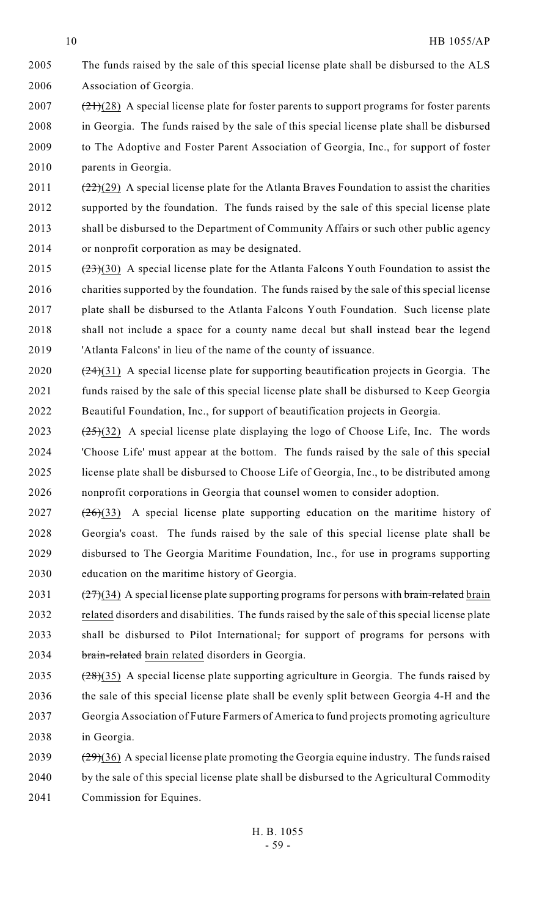The funds raised by the sale of this special license plate shall be disbursed to the ALS Association of Georgia.

~~(21)~~(28) A special license plate for foster parents to support programs for foster parents in Georgia. The funds raised by the sale of this special license plate shall be disbursed to The Adoptive and Foster Parent Association of Georgia, Inc., for support of foster parents in Georgia.

~~(22)~~(29) A special license plate for the Atlanta Braves Foundation to assist the charities supported by the foundation. The funds raised by the sale of this special license plate shall be disbursed to the Department of Community Affairs or such other public agency or nonprofit corporation as may be designated.

~~(23)~~(30) A special license plate for the Atlanta Falcons Youth Foundation to assist the charities supported by the foundation. The funds raised by the sale of this special license plate shall be disbursed to the Atlanta Falcons Youth Foundation. Such license plate shall not include a space for a county name decal but shall instead bear the legend 'Atlanta Falcons' in lieu of the name of the county of issuance.

~~(24)~~(31) A special license plate for supporting beautification projects in Georgia. The funds raised by the sale of this special license plate shall be disbursed to Keep Georgia Beautiful Foundation, Inc., for support of beautification projects in Georgia.

~~(25)~~(32) A special license plate displaying the logo of Choose Life, Inc. The words 'Choose Life' must appear at the bottom. The funds raised by the sale of this special license plate shall be disbursed to Choose Life of Georgia, Inc., to be distributed among nonprofit corporations in Georgia that counsel women to consider adoption.

~~(26)~~(33) A special license plate supporting education on the maritime history of Georgia's coast. The funds raised by the sale of this special license plate shall be disbursed to The Georgia Maritime Foundation, Inc., for use in programs supporting education on the maritime history of Georgia.

~~(27)~~(34) A special license plate supporting programs for persons with ~~brain-related~~ brain related disorders and disabilities. The funds raised by the sale of this special license plate shall be disbursed to Pilot International~~,~~ for support of programs for persons with ~~brain-related~~ brain related disorders in Georgia.

~~(28)~~(35) A special license plate supporting agriculture in Georgia. The funds raised by the sale of this special license plate shall be evenly split between Georgia 4-H and the Georgia Association of Future Farmers of America to fund projects promoting agriculture in Georgia.

~~(29)~~(36) A special license plate promoting the Georgia equine industry. The funds raised by the sale of this special license plate shall be disbursed to the Agricultural Commodity Commission for Equines.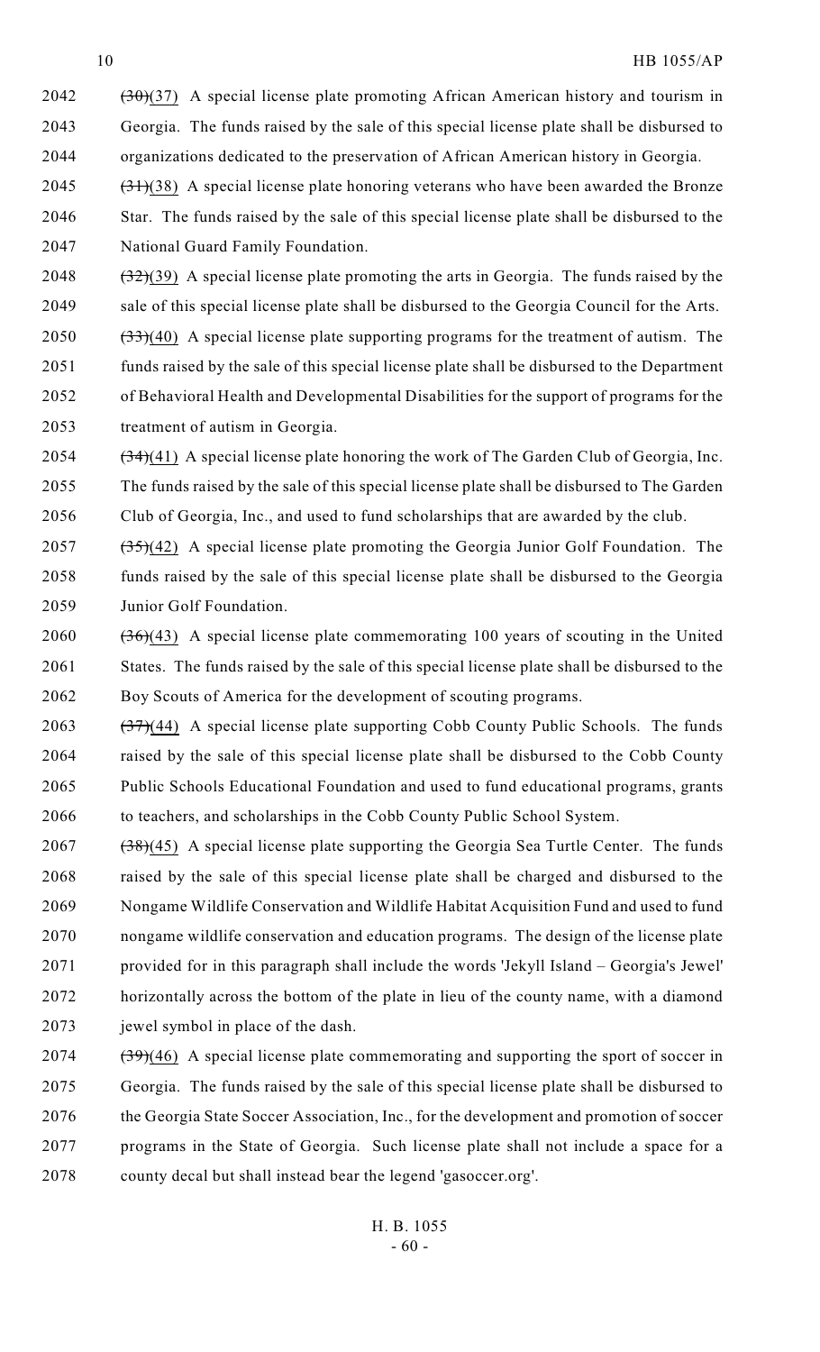2042 ~~(30)~~(37) A special license plate promoting African American history and tourism in Georgia. The funds raised by the sale of this special license plate shall be disbursed to organizations dedicated to the preservation of African American history in Georgia.

2045 ~~(31)~~(38) A special license plate honoring veterans who have been awarded the Bronze Star. The funds raised by the sale of this special license plate shall be disbursed to the National Guard Family Foundation.

2048 ~~(32)~~(39) A special license plate promoting the arts in Georgia. The funds raised by the sale of this special license plate shall be disbursed to the Georgia Council for the Arts.

2050 ~~(33)~~(40) A special license plate supporting programs for the treatment of autism. The funds raised by the sale of this special license plate shall be disbursed to the Department of Behavioral Health and Developmental Disabilities for the support of programs for the treatment of autism in Georgia.

2054 ~~(34)~~(41) A special license plate honoring the work of The Garden Club of Georgia, Inc. The funds raised by the sale of this special license plate shall be disbursed to The Garden Club of Georgia, Inc., and used to fund scholarships that are awarded by the club.

2057 ~~(35)~~(42) A special license plate promoting the Georgia Junior Golf Foundation. The funds raised by the sale of this special license plate shall be disbursed to the Georgia Junior Golf Foundation.

2060 ~~(36)~~(43) A special license plate commemorating 100 years of scouting in the United States. The funds raised by the sale of this special license plate shall be disbursed to the Boy Scouts of America for the development of scouting programs.

2063 ~~(37)~~(44) A special license plate supporting Cobb County Public Schools. The funds raised by the sale of this special license plate shall be disbursed to the Cobb County Public Schools Educational Foundation and used to fund educational programs, grants to teachers, and scholarships in the Cobb County Public School System.

2067 ~~(38)~~(45) A special license plate supporting the Georgia Sea Turtle Center. The funds raised by the sale of this special license plate shall be charged and disbursed to the Nongame Wildlife Conservation and Wildlife Habitat Acquisition Fund and used to fund nongame wildlife conservation and education programs. The design of the license plate provided for in this paragraph shall include the words 'Jekyll Island – Georgia's Jewel' horizontally across the bottom of the plate in lieu of the county name, with a diamond jewel symbol in place of the dash.

2074 ~~(39)~~(46) A special license plate commemorating and supporting the sport of soccer in Georgia. The funds raised by the sale of this special license plate shall be disbursed to the Georgia State Soccer Association, Inc., for the development and promotion of soccer programs in the State of Georgia. Such license plate shall not include a space for a county decal but shall instead bear the legend 'gasoccer.org'.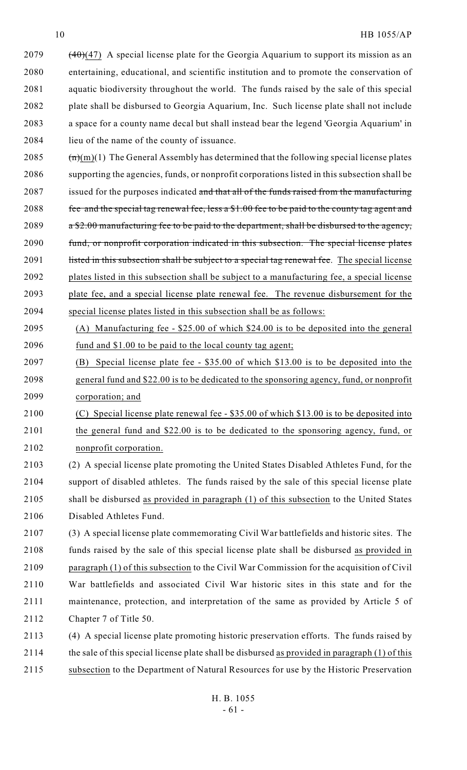2079 ~~(40)~~(47) A special license plate for the Georgia Aquarium to support its mission as an entertaining, educational, and scientific institution and to promote the conservation of aquatic biodiversity throughout the world. The funds raised by the sale of this special plate shall be disbursed to Georgia Aquarium, Inc. Such license plate shall not include a space for a county name decal but shall instead bear the legend 'Georgia Aquarium' in lieu of the name of the county of issuance.

2085 ~~(n)~~(m)(1) The General Assembly has determined that the following special license plates supporting the agencies, funds, or nonprofit corporations listed in this subsection shall be issued for the purposes indicated ~~and that all of the funds raised from the manufacturing fee and the special tag renewal fee, less a $1.00 fee to be paid to the county tag agent and a $2.00 manufacturing fee to be paid to the department, shall be disbursed to the agency, fund, or nonprofit corporation indicated in this subsection. The special license plates listed in this subsection shall be subject to a special tag renewal fee~~. The special license plates listed in this subsection shall be subject to a manufacturing fee, a special license plate fee, and a special license plate renewal fee. The revenue disbursement for the special license plates listed in this subsection shall be as follows:

2095 (A) Manufacturing fee - $25.00 of which $24.00 is to be deposited into the general fund and $1.00 to be paid to the local county tag agent;

2097 (B) Special license plate fee - $35.00 of which $13.00 is to be deposited into the general fund and $22.00 is to be dedicated to the sponsoring agency, fund, or nonprofit corporation; and

2100 (C) Special license plate renewal fee - $35.00 of which $13.00 is to be deposited into the general fund and $22.00 is to be dedicated to the sponsoring agency, fund, or nonprofit corporation.

2103 (2) A special license plate promoting the United States Disabled Athletes Fund, for the support of disabled athletes. The funds raised by the sale of this special license plate shall be disbursed as provided in paragraph (1) of this subsection to the United States Disabled Athletes Fund.

2107 (3) A special license plate commemorating Civil War battlefields and historic sites. The funds raised by the sale of this special license plate shall be disbursed as provided in paragraph (1) of this subsection to the Civil War Commission for the acquisition of Civil War battlefields and associated Civil War historic sites in this state and for the maintenance, protection, and interpretation of the same as provided by Article 5 of Chapter 7 of Title 50.

2113 (4) A special license plate promoting historic preservation efforts. The funds raised by the sale of this special license plate shall be disbursed as provided in paragraph (1) of this subsection to the Department of Natural Resources for use by the Historic Preservation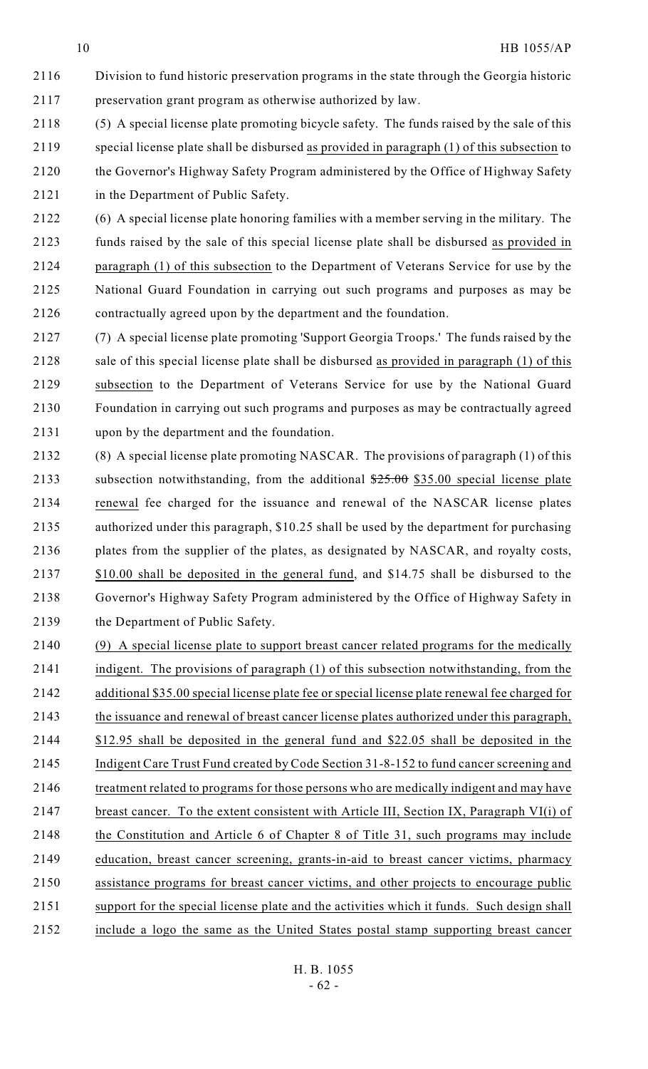Division to fund historic preservation programs in the state through the Georgia historic preservation grant program as otherwise authorized by law.

(5) A special license plate promoting bicycle safety. The funds raised by the sale of this special license plate shall be disbursed as provided in paragraph (1) of this subsection to the Governor's Highway Safety Program administered by the Office of Highway Safety in the Department of Public Safety.

(6) A special license plate honoring families with a member serving in the military. The funds raised by the sale of this special license plate shall be disbursed as provided in paragraph (1) of this subsection to the Department of Veterans Service for use by the National Guard Foundation in carrying out such programs and purposes as may be contractually agreed upon by the department and the foundation.

(7) A special license plate promoting 'Support Georgia Troops.' The funds raised by the sale of this special license plate shall be disbursed as provided in paragraph (1) of this subsection to the Department of Veterans Service for use by the National Guard Foundation in carrying out such programs and purposes as may be contractually agreed upon by the department and the foundation.

(8) A special license plate promoting NASCAR. The provisions of paragraph (1) of this subsection notwithstanding, from the additional ~~$25.00~~ $35.00 special license plate renewal fee charged for the issuance and renewal of the NASCAR license plates authorized under this paragraph, $10.25 shall be used by the department for purchasing plates from the supplier of the plates, as designated by NASCAR, and royalty costs, $10.00 shall be deposited in the general fund, and $14.75 shall be disbursed to the Governor's Highway Safety Program administered by the Office of Highway Safety in the Department of Public Safety.

(9) A special license plate to support breast cancer related programs for the medically indigent. The provisions of paragraph (1) of this subsection notwithstanding, from the additional $35.00 special license plate fee or special license plate renewal fee charged for the issuance and renewal of breast cancer license plates authorized under this paragraph, $12.95 shall be deposited in the general fund and $22.05 shall be deposited in the Indigent Care Trust Fund created by Code Section 31-8-152 to fund cancer screening and treatment related to programs for those persons who are medically indigent and may have breast cancer. To the extent consistent with Article III, Section IX, Paragraph VI(i) of the Constitution and Article 6 of Chapter 8 of Title 31, such programs may include education, breast cancer screening, grants-in-aid to breast cancer victims, pharmacy assistance programs for breast cancer victims, and other projects to encourage public support for the special license plate and the activities which it funds. Such design shall include a logo the same as the United States postal stamp supporting breast cancer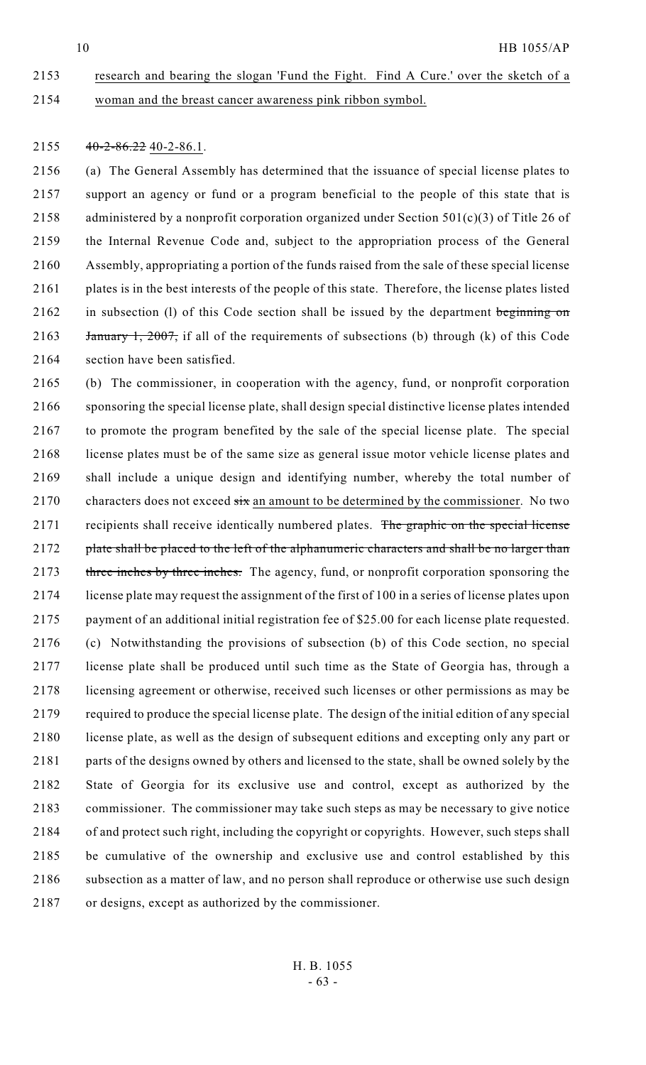research and bearing the slogan 'Fund the Fight. Find A Cure.' over the sketch of a woman and the breast cancer awareness pink ribbon symbol.

~~40-2-86.22~~ 40-2-86.1.

(a) The General Assembly has determined that the issuance of special license plates to support an agency or fund or a program beneficial to the people of this state that is administered by a nonprofit corporation organized under Section 501(c)(3) of Title 26 of the Internal Revenue Code and, subject to the appropriation process of the General Assembly, appropriating a portion of the funds raised from the sale of these special license plates is in the best interests of the people of this state. Therefore, the license plates listed in subsection (l) of this Code section shall be issued by the department ~~beginning on January 1, 2007,~~ if all of the requirements of subsections (b) through (k) of this Code section have been satisfied.

(b) The commissioner, in cooperation with the agency, fund, or nonprofit corporation sponsoring the special license plate, shall design special distinctive license plates intended to promote the program benefited by the sale of the special license plate. The special license plates must be of the same size as general issue motor vehicle license plates and shall include a unique design and identifying number, whereby the total number of characters does not exceed ~~six~~ an amount to be determined by the commissioner. No two recipients shall receive identically numbered plates. ~~The graphic on the special license plate shall be placed to the left of the alphanumeric characters and shall be no larger than three inches by three inches.~~ The agency, fund, or nonprofit corporation sponsoring the license plate may request the assignment of the first of 100 in a series of license plates upon payment of an additional initial registration fee of $25.00 for each license plate requested.

(c) Notwithstanding the provisions of subsection (b) of this Code section, no special license plate shall be produced until such time as the State of Georgia has, through a licensing agreement or otherwise, received such licenses or other permissions as may be required to produce the special license plate. The design of the initial edition of any special license plate, as well as the design of subsequent editions and excepting only any part or parts of the designs owned by others and licensed to the state, shall be owned solely by the State of Georgia for its exclusive use and control, except as authorized by the commissioner. The commissioner may take such steps as may be necessary to give notice of and protect such right, including the copyright or copyrights. However, such steps shall be cumulative of the ownership and exclusive use and control established by this subsection as a matter of law, and no person shall reproduce or otherwise use such design or designs, except as authorized by the commissioner.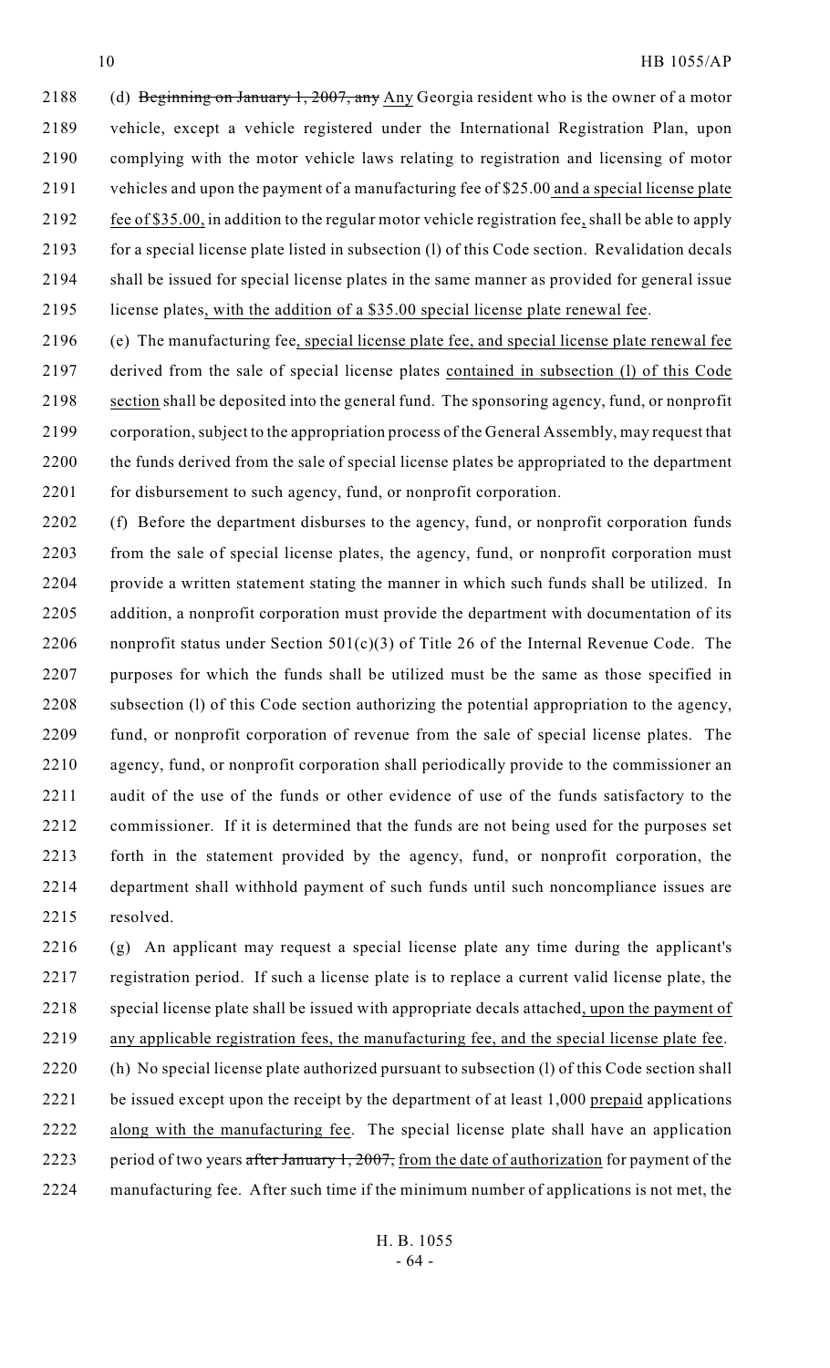(d) ~~Beginning on January 1, 2007, any~~ Any Georgia resident who is the owner of a motor vehicle, except a vehicle registered under the International Registration Plan, upon complying with the motor vehicle laws relating to registration and licensing of motor vehicles and upon the payment of a manufacturing fee of $25.00 and a special license plate fee of $35.00, in addition to the regular motor vehicle registration fee, shall be able to apply for a special license plate listed in subsection (l) of this Code section. Revalidation decals shall be issued for special license plates in the same manner as provided for general issue license plates, with the addition of a $35.00 special license plate renewal fee.

(e) The manufacturing fee, special license plate fee, and special license plate renewal fee derived from the sale of special license plates contained in subsection (l) of this Code section shall be deposited into the general fund. The sponsoring agency, fund, or nonprofit corporation, subject to the appropriation process of the General Assembly, may request that the funds derived from the sale of special license plates be appropriated to the department for disbursement to such agency, fund, or nonprofit corporation.

(f) Before the department disburses to the agency, fund, or nonprofit corporation funds from the sale of special license plates, the agency, fund, or nonprofit corporation must provide a written statement stating the manner in which such funds shall be utilized. In addition, a nonprofit corporation must provide the department with documentation of its nonprofit status under Section 501(c)(3) of Title 26 of the Internal Revenue Code. The purposes for which the funds shall be utilized must be the same as those specified in subsection (l) of this Code section authorizing the potential appropriation to the agency, fund, or nonprofit corporation of revenue from the sale of special license plates. The agency, fund, or nonprofit corporation shall periodically provide to the commissioner an audit of the use of the funds or other evidence of use of the funds satisfactory to the commissioner. If it is determined that the funds are not being used for the purposes set forth in the statement provided by the agency, fund, or nonprofit corporation, the department shall withhold payment of such funds until such noncompliance issues are resolved.

(g) An applicant may request a special license plate any time during the applicant's registration period. If such a license plate is to replace a current valid license plate, the special license plate shall be issued with appropriate decals attached, upon the payment of any applicable registration fees, the manufacturing fee, and the special license plate fee.

(h) No special license plate authorized pursuant to subsection (l) of this Code section shall be issued except upon the receipt by the department of at least 1,000 prepaid applications along with the manufacturing fee. The special license plate shall have an application period of two years ~~after January 1, 2007,~~ from the date of authorization for payment of the manufacturing fee. After such time if the minimum number of applications is not met, the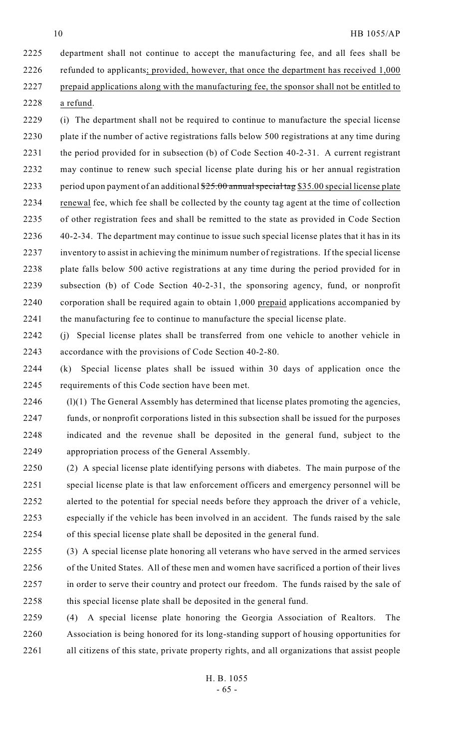department shall not continue to accept the manufacturing fee, and all fees shall be refunded to applicants; provided, however, that once the department has received 1,000 prepaid applications along with the manufacturing fee, the sponsor shall not be entitled to a refund.

(i) The department shall not be required to continue to manufacture the special license plate if the number of active registrations falls below 500 registrations at any time during the period provided for in subsection (b) of Code Section 40-2-31. A current registrant may continue to renew such special license plate during his or her annual registration period upon payment of an additional ~~$25.00 annual special tag~~ $35.00 special license plate renewal fee, which fee shall be collected by the county tag agent at the time of collection of other registration fees and shall be remitted to the state as provided in Code Section 40-2-34. The department may continue to issue such special license plates that it has in its inventory to assist in achieving the minimum number of registrations. If the special license plate falls below 500 active registrations at any time during the period provided for in subsection (b) of Code Section 40-2-31, the sponsoring agency, fund, or nonprofit corporation shall be required again to obtain 1,000 prepaid applications accompanied by the manufacturing fee to continue to manufacture the special license plate.

(j) Special license plates shall be transferred from one vehicle to another vehicle in accordance with the provisions of Code Section 40-2-80.

(k) Special license plates shall be issued within 30 days of application once the requirements of this Code section have been met.

(l)(1) The General Assembly has determined that license plates promoting the agencies, funds, or nonprofit corporations listed in this subsection shall be issued for the purposes indicated and the revenue shall be deposited in the general fund, subject to the appropriation process of the General Assembly.

(2) A special license plate identifying persons with diabetes. The main purpose of the special license plate is that law enforcement officers and emergency personnel will be alerted to the potential for special needs before they approach the driver of a vehicle, especially if the vehicle has been involved in an accident. The funds raised by the sale of this special license plate shall be deposited in the general fund.

(3) A special license plate honoring all veterans who have served in the armed services of the United States. All of these men and women have sacrificed a portion of their lives in order to serve their country and protect our freedom. The funds raised by the sale of this special license plate shall be deposited in the general fund.

(4) A special license plate honoring the Georgia Association of Realtors. The Association is being honored for its long-standing support of housing opportunities for all citizens of this state, private property rights, and all organizations that assist people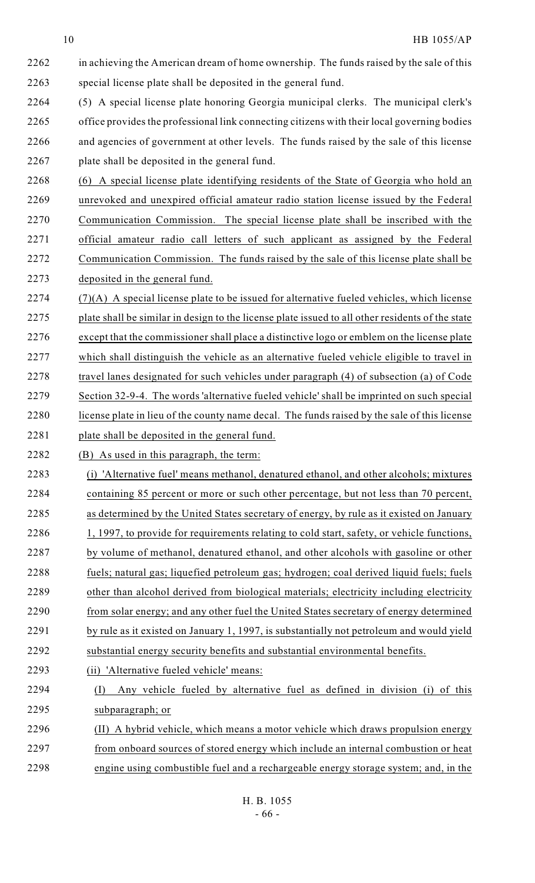in achieving the American dream of home ownership. The funds raised by the sale of this special license plate shall be deposited in the general fund.

(5) A special license plate honoring Georgia municipal clerks. The municipal clerk's office provides the professional link connecting citizens with their local governing bodies and agencies of government at other levels. The funds raised by the sale of this license plate shall be deposited in the general fund.

(6) A special license plate identifying residents of the State of Georgia who hold an unrevoked and unexpired official amateur radio station license issued by the Federal Communication Commission. The special license plate shall be inscribed with the official amateur radio call letters of such applicant as assigned by the Federal Communication Commission. The funds raised by the sale of this license plate shall be deposited in the general fund.

(7)(A) A special license plate to be issued for alternative fueled vehicles, which license plate shall be similar in design to the license plate issued to all other residents of the state except that the commissioner shall place a distinctive logo or emblem on the license plate which shall distinguish the vehicle as an alternative fueled vehicle eligible to travel in travel lanes designated for such vehicles under paragraph (4) of subsection (a) of Code Section 32-9-4. The words 'alternative fueled vehicle' shall be imprinted on such special license plate in lieu of the county name decal. The funds raised by the sale of this license plate shall be deposited in the general fund.

(B) As used in this paragraph, the term:

(i) 'Alternative fuel' means methanol, denatured ethanol, and other alcohols; mixtures containing 85 percent or more or such other percentage, but not less than 70 percent, as determined by the United States secretary of energy, by rule as it existed on January 1, 1997, to provide for requirements relating to cold start, safety, or vehicle functions, by volume of methanol, denatured ethanol, and other alcohols with gasoline or other fuels; natural gas; liquefied petroleum gas; hydrogen; coal derived liquid fuels; fuels other than alcohol derived from biological materials; electricity including electricity from solar energy; and any other fuel the United States secretary of energy determined by rule as it existed on January 1, 1997, is substantially not petroleum and would yield substantial energy security benefits and substantial environmental benefits.

(ii) 'Alternative fueled vehicle' means:

(I) Any vehicle fueled by alternative fuel as defined in division (i) of this subparagraph; or

(II) A hybrid vehicle, which means a motor vehicle which draws propulsion energy from onboard sources of stored energy which include an internal combustion or heat engine using combustible fuel and a rechargeable energy storage system; and, in the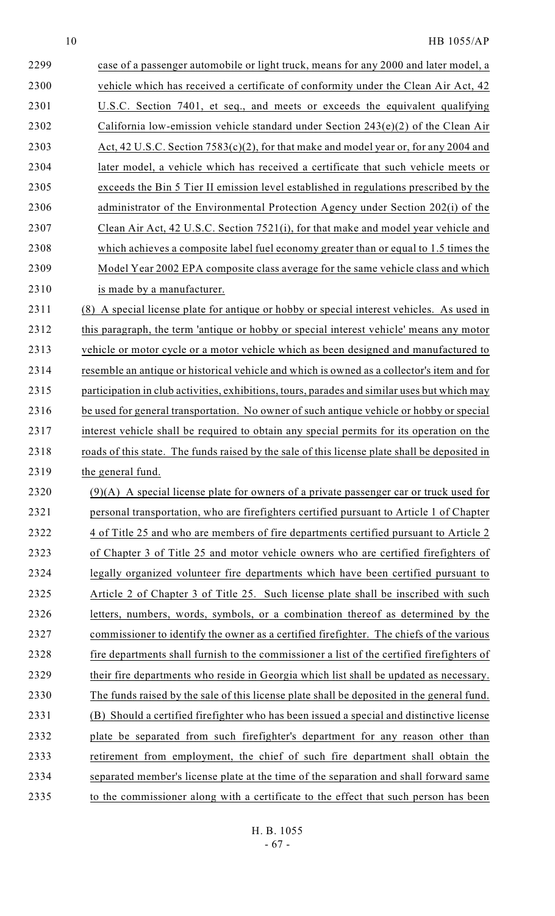case of a passenger automobile or light truck, means for any 2000 and later model, a vehicle which has received a certificate of conformity under the Clean Air Act, 42 U.S.C. Section 7401, et seq., and meets or exceeds the equivalent qualifying California low-emission vehicle standard under Section 243(e)(2) of the Clean Air Act, 42 U.S.C. Section 7583(c)(2), for that make and model year or, for any 2004 and later model, a vehicle which has received a certificate that such vehicle meets or exceeds the Bin 5 Tier II emission level established in regulations prescribed by the administrator of the Environmental Protection Agency under Section 202(i) of the Clean Air Act, 42 U.S.C. Section 7521(i), for that make and model year vehicle and which achieves a composite label fuel economy greater than or equal to 1.5 times the Model Year 2002 EPA composite class average for the same vehicle class and which is made by a manufacturer.

(8) A special license plate for antique or hobby or special interest vehicles. As used in this paragraph, the term 'antique or hobby or special interest vehicle' means any motor vehicle or motor cycle or a motor vehicle which as been designed and manufactured to resemble an antique or historical vehicle and which is owned as a collector's item and for participation in club activities, exhibitions, tours, parades and similar uses but which may be used for general transportation. No owner of such antique vehicle or hobby or special interest vehicle shall be required to obtain any special permits for its operation on the roads of this state. The funds raised by the sale of this license plate shall be deposited in the general fund.

(9)(A) A special license plate for owners of a private passenger car or truck used for personal transportation, who are firefighters certified pursuant to Article 1 of Chapter 4 of Title 25 and who are members of fire departments certified pursuant to Article 2 of Chapter 3 of Title 25 and motor vehicle owners who are certified firefighters of legally organized volunteer fire departments which have been certified pursuant to Article 2 of Chapter 3 of Title 25. Such license plate shall be inscribed with such letters, numbers, words, symbols, or a combination thereof as determined by the commissioner to identify the owner as a certified firefighter. The chiefs of the various fire departments shall furnish to the commissioner a list of the certified firefighters of their fire departments who reside in Georgia which list shall be updated as necessary. The funds raised by the sale of this license plate shall be deposited in the general fund.

(B) Should a certified firefighter who has been issued a special and distinctive license plate be separated from such firefighter's department for any reason other than retirement from employment, the chief of such fire department shall obtain the separated member's license plate at the time of the separation and shall forward same to the commissioner along with a certificate to the effect that such person has been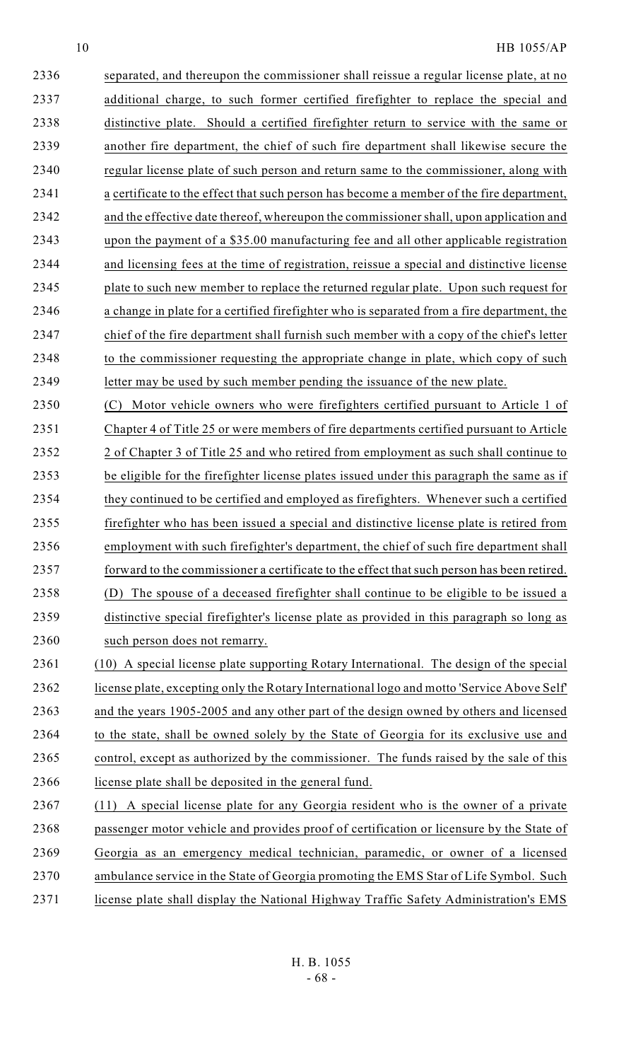separated, and thereupon the commissioner shall reissue a regular license plate, at no additional charge, to such former certified firefighter to replace the special and distinctive plate. Should a certified firefighter return to service with the same or another fire department, the chief of such fire department shall likewise secure the regular license plate of such person and return same to the commissioner, along with a certificate to the effect that such person has become a member of the fire department, and the effective date thereof, whereupon the commissioner shall, upon application and upon the payment of a $35.00 manufacturing fee and all other applicable registration and licensing fees at the time of registration, reissue a special and distinctive license plate to such new member to replace the returned regular plate. Upon such request for a change in plate for a certified firefighter who is separated from a fire department, the chief of the fire department shall furnish such member with a copy of the chief's letter to the commissioner requesting the appropriate change in plate, which copy of such letter may be used by such member pending the issuance of the new plate.

(C) Motor vehicle owners who were firefighters certified pursuant to Article 1 of Chapter 4 of Title 25 or were members of fire departments certified pursuant to Article 2 of Chapter 3 of Title 25 and who retired from employment as such shall continue to be eligible for the firefighter license plates issued under this paragraph the same as if they continued to be certified and employed as firefighters. Whenever such a certified firefighter who has been issued a special and distinctive license plate is retired from employment with such firefighter's department, the chief of such fire department shall forward to the commissioner a certificate to the effect that such person has been retired.

(D) The spouse of a deceased firefighter shall continue to be eligible to be issued a distinctive special firefighter's license plate as provided in this paragraph so long as such person does not remarry.

(10) A special license plate supporting Rotary International. The design of the special license plate, excepting only the Rotary International logo and motto 'Service Above Self' and the years 1905-2005 and any other part of the design owned by others and licensed to the state, shall be owned solely by the State of Georgia for its exclusive use and control, except as authorized by the commissioner. The funds raised by the sale of this license plate shall be deposited in the general fund.

(11) A special license plate for any Georgia resident who is the owner of a private passenger motor vehicle and provides proof of certification or licensure by the State of Georgia as an emergency medical technician, paramedic, or owner of a licensed ambulance service in the State of Georgia promoting the EMS Star of Life Symbol. Such license plate shall display the National Highway Traffic Safety Administration's EMS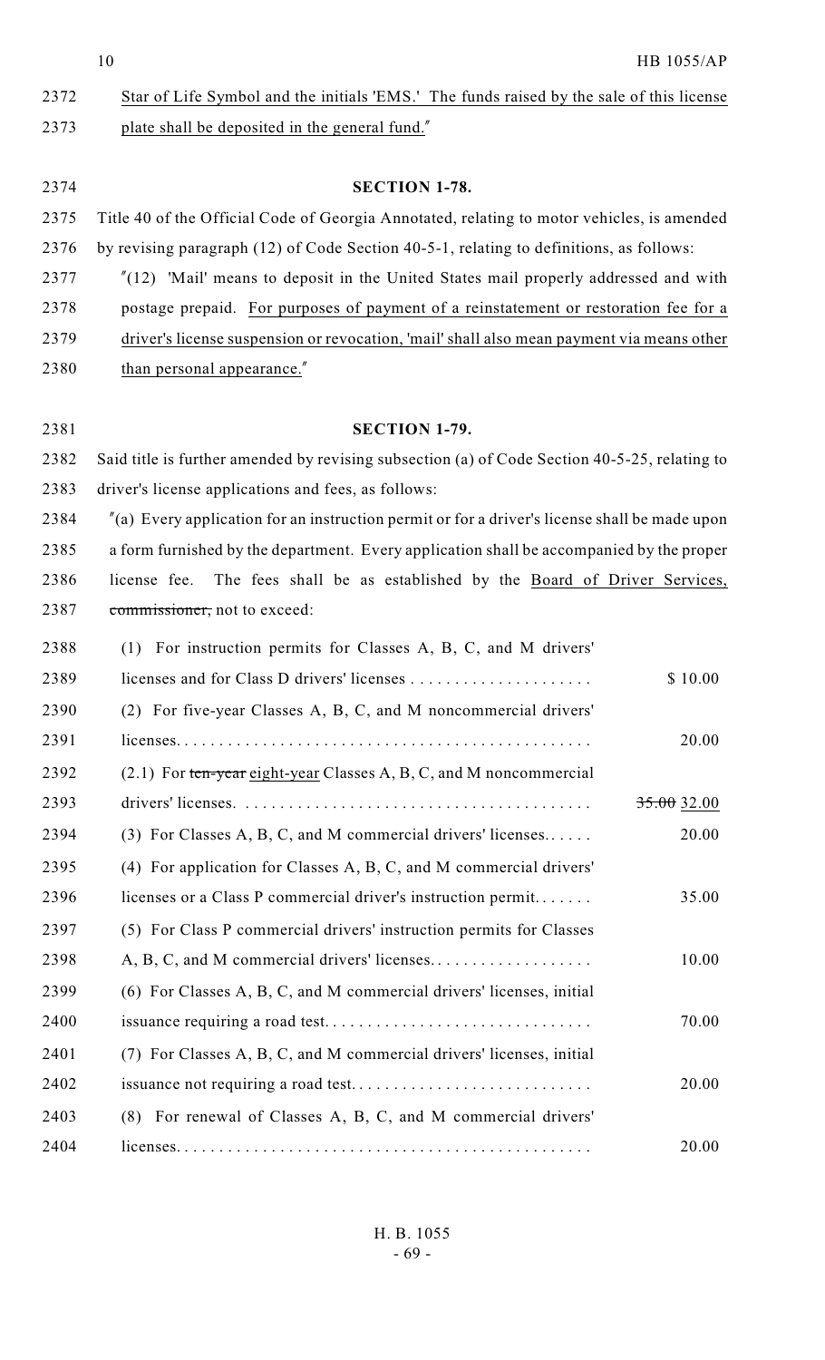Star of Life Symbol and the initials 'EMS.' The funds raised by the sale of this license plate shall be deposited in the general fund."

**SECTION 1-78.**

Title 40 of the Official Code of Georgia Annotated, relating to motor vehicles, is amended by revising paragraph (12) of Code Section 40-5-1, relating to definitions, as follows:

"(12) 'Mail' means to deposit in the United States mail properly addressed and with postage prepaid. For purposes of payment of a reinstatement or restoration fee for a driver's license suspension or revocation, 'mail' shall also mean payment via means other than personal appearance."

**SECTION 1-79.**

Said title is further amended by revising subsection (a) of Code Section 40-5-25, relating to driver's license applications and fees, as follows:

"(a) Every application for an instruction permit or for a driver's license shall be made upon a form furnished by the department. Every application shall be accompanied by the proper license fee. The fees shall be as established by the Board of Driver Services, ~~commissioner,~~ not to exceed:

| | |
|---|---|
| (1) For instruction permits for Classes A, B, C, and M drivers' licenses and for Class D drivers' licenses . . . . . . . . . . . . . . . . . . . . . | $ 10.00 |
| (2) For five-year Classes A, B, C, and M noncommercial drivers' licenses. . . . . . . . . . . . . . . . . . . . . . . . . . . . . . . . . . . . . . . . . . . . . . . | 20.00 |
| (2.1) For ~~ten-year~~ eight-year Classes A, B, C, and M noncommercial drivers' licenses. . . . . . . . . . . . . . . . . . . . . . . . . . . . . . . . . . . . . . . . | ~~35.00~~ 32.00 |
| (3) For Classes A, B, C, and M commercial drivers' licenses. . . . . . | 20.00 |
| (4) For application for Classes A, B, C, and M commercial drivers' licenses or a Class P commercial driver's instruction permit. . . . . . . | 35.00 |
| (5) For Class P commercial drivers' instruction permits for Classes A, B, C, and M commercial drivers' licenses. . . . . . . . . . . . . . . . . . . | 10.00 |
| (6) For Classes A, B, C, and M commercial drivers' licenses, initial issuance requiring a road test. . . . . . . . . . . . . . . . . . . . . . . . . . . . . . | 70.00 |
| (7) For Classes A, B, C, and M commercial drivers' licenses, initial issuance not requiring a road test. . . . . . . . . . . . . . . . . . . . . . . . . . . . | 20.00 |
| (8) For renewal of Classes A, B, C, and M commercial drivers' licenses. . . . . . . . . . . . . . . . . . . . . . . . . . . . . . . . . . . . . . . . . . . . . . . | 20.00 |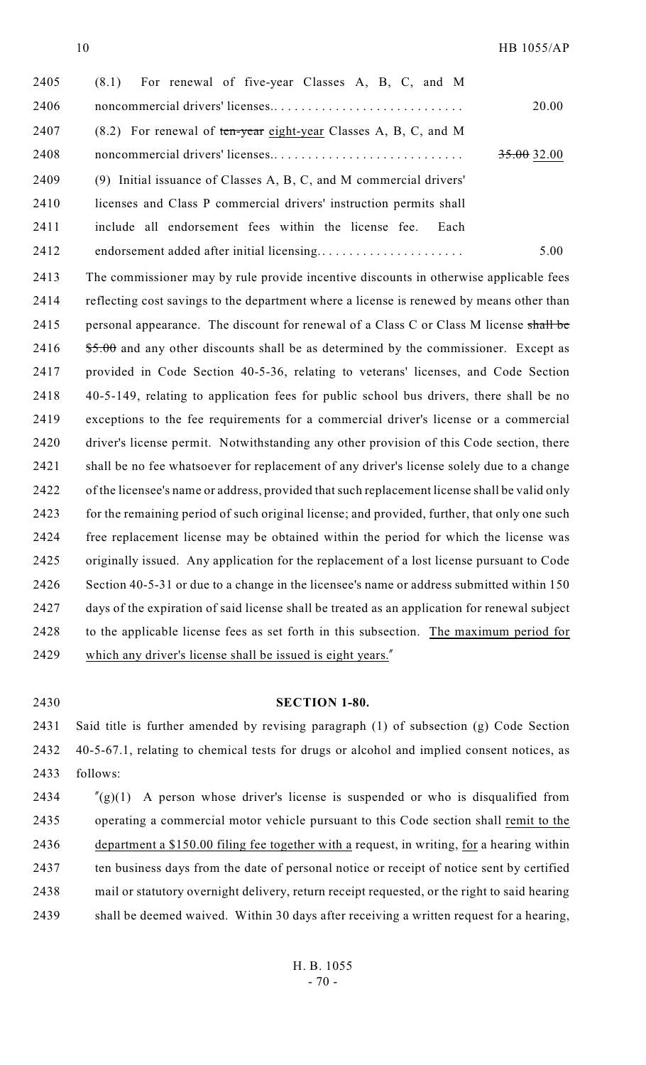(8.1) For renewal of five-year Classes A, B, C, and M noncommercial drivers' licenses.. . . . . . . . . . . . . . . . . . . . . . . . . . . . . 20.00

(8.2) For renewal of ~~ten-year~~ eight-year Classes A, B, C, and M noncommercial drivers' licenses.. . . . . . . . . . . . . . . . . . . . . . . . . . . . ~~35.00~~ 32.00

(9) Initial issuance of Classes A, B, C, and M commercial drivers' licenses and Class P commercial drivers' instruction permits shall include all endorsement fees within the license fee. Each endorsement added after initial licensing.. . . . . . . . . . . . . . . . . . . . . . 5.00

The commissioner may by rule provide incentive discounts in otherwise applicable fees reflecting cost savings to the department where a license is renewed by means other than personal appearance. The discount for renewal of a Class C or Class M license ~~shall be $5.00~~ and any other discounts shall be as determined by the commissioner. Except as provided in Code Section 40-5-36, relating to veterans' licenses, and Code Section 40-5-149, relating to application fees for public school bus drivers, there shall be no exceptions to the fee requirements for a commercial driver's license or a commercial driver's license permit. Notwithstanding any other provision of this Code section, there shall be no fee whatsoever for replacement of any driver's license solely due to a change of the licensee's name or address, provided that such replacement license shall be valid only for the remaining period of such original license; and provided, further, that only one such free replacement license may be obtained within the period for which the license was originally issued. Any application for the replacement of a lost license pursuant to Code Section 40-5-31 or due to a change in the licensee's name or address submitted within 150 days of the expiration of said license shall be treated as an application for renewal subject to the applicable license fees as set forth in this subsection. The maximum period for which any driver's license shall be issued is eight years."

**SECTION 1-80.**

Said title is further amended by revising paragraph (1) of subsection (g) Code Section 40-5-67.1, relating to chemical tests for drugs or alcohol and implied consent notices, as follows:

"(g)(1) A person whose driver's license is suspended or who is disqualified from operating a commercial motor vehicle pursuant to this Code section shall remit to the department a $150.00 filing fee together with a request, in writing, for a hearing within ten business days from the date of personal notice or receipt of notice sent by certified mail or statutory overnight delivery, return receipt requested, or the right to said hearing shall be deemed waived. Within 30 days after receiving a written request for a hearing,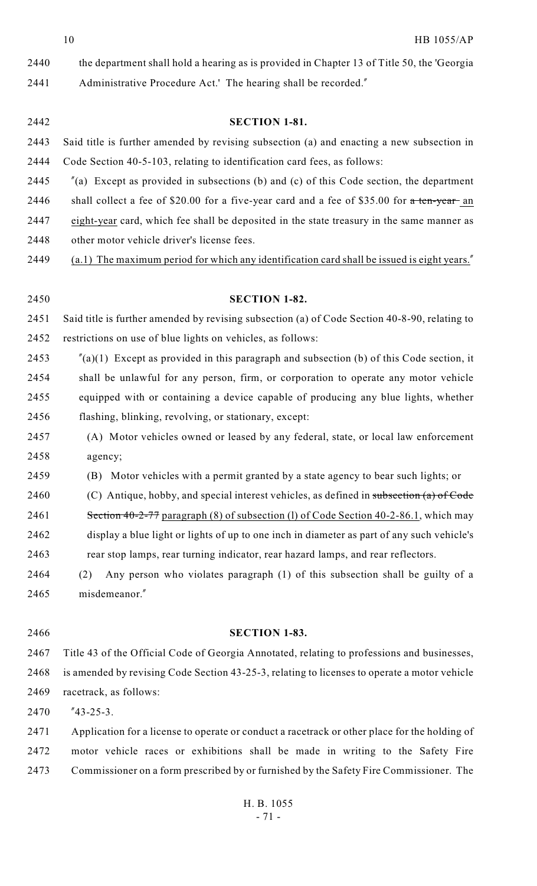the department shall hold a hearing as is provided in Chapter 13 of Title 50, the 'Georgia Administrative Procedure Act.' The hearing shall be recorded."

**SECTION 1-81.**

Said title is further amended by revising subsection (a) and enacting a new subsection in Code Section 40-5-103, relating to identification card fees, as follows:

"(a) Except as provided in subsections (b) and (c) of this Code section, the department shall collect a fee of $20.00 for a five-year card and a fee of $35.00 for ~~a ten-year~~ an eight-year card, which fee shall be deposited in the state treasury in the same manner as other motor vehicle driver's license fees.

(a.1) The maximum period for which any identification card shall be issued is eight years."

**SECTION 1-82.**

Said title is further amended by revising subsection (a) of Code Section 40-8-90, relating to restrictions on use of blue lights on vehicles, as follows:

"(a)(1) Except as provided in this paragraph and subsection (b) of this Code section, it shall be unlawful for any person, firm, or corporation to operate any motor vehicle equipped with or containing a device capable of producing any blue lights, whether flashing, blinking, revolving, or stationary, except:

(A) Motor vehicles owned or leased by any federal, state, or local law enforcement agency;

(B) Motor vehicles with a permit granted by a state agency to bear such lights; or

(C) Antique, hobby, and special interest vehicles, as defined in ~~subsection (a) of Code Section 40-2-77~~ paragraph (8) of subsection (l) of Code Section 40-2-86.1, which may display a blue light or lights of up to one inch in diameter as part of any such vehicle's rear stop lamps, rear turning indicator, rear hazard lamps, and rear reflectors.

(2) Any person who violates paragraph (1) of this subsection shall be guilty of a misdemeanor."

**SECTION 1-83.**

Title 43 of the Official Code of Georgia Annotated, relating to professions and businesses, is amended by revising Code Section 43-25-3, relating to licenses to operate a motor vehicle racetrack, as follows:

"43-25-3.

Application for a license to operate or conduct a racetrack or other place for the holding of motor vehicle races or exhibitions shall be made in writing to the Safety Fire Commissioner on a form prescribed by or furnished by the Safety Fire Commissioner. The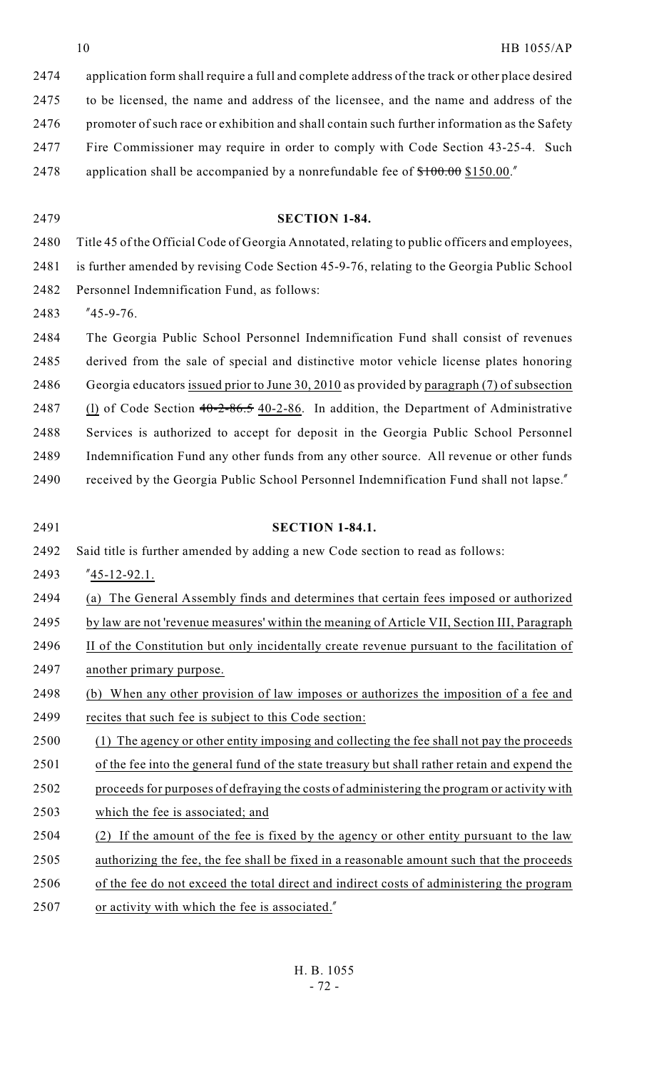application form shall require a full and complete address of the track or other place desired to be licensed, the name and address of the licensee, and the name and address of the promoter of such race or exhibition and shall contain such further information as the Safety Fire Commissioner may require in order to comply with Code Section 43-25-4. Such application shall be accompanied by a nonrefundable fee of ~~$100.00~~ $150.00."

**SECTION 1-84.**

Title 45 of the Official Code of Georgia Annotated, relating to public officers and employees, is further amended by revising Code Section 45-9-76, relating to the Georgia Public School Personnel Indemnification Fund, as follows:

"45-9-76.

The Georgia Public School Personnel Indemnification Fund shall consist of revenues derived from the sale of special and distinctive motor vehicle license plates honoring Georgia educators issued prior to June 30, 2010 as provided by paragraph (7) of subsection (l) of Code Section ~~40-2-86.5~~ 40-2-86. In addition, the Department of Administrative Services is authorized to accept for deposit in the Georgia Public School Personnel Indemnification Fund any other funds from any other source. All revenue or other funds received by the Georgia Public School Personnel Indemnification Fund shall not lapse."

**SECTION 1-84.1.**

Said title is further amended by adding a new Code section to read as follows:

"45-12-92.1.

(a) The General Assembly finds and determines that certain fees imposed or authorized by law are not 'revenue measures' within the meaning of Article VII, Section III, Paragraph II of the Constitution but only incidentally create revenue pursuant to the facilitation of another primary purpose.

(b) When any other provision of law imposes or authorizes the imposition of a fee and recites that such fee is subject to this Code section:

(1) The agency or other entity imposing and collecting the fee shall not pay the proceeds of the fee into the general fund of the state treasury but shall rather retain and expend the proceeds for purposes of defraying the costs of administering the program or activity with which the fee is associated; and

(2) If the amount of the fee is fixed by the agency or other entity pursuant to the law authorizing the fee, the fee shall be fixed in a reasonable amount such that the proceeds of the fee do not exceed the total direct and indirect costs of administering the program or activity with which the fee is associated."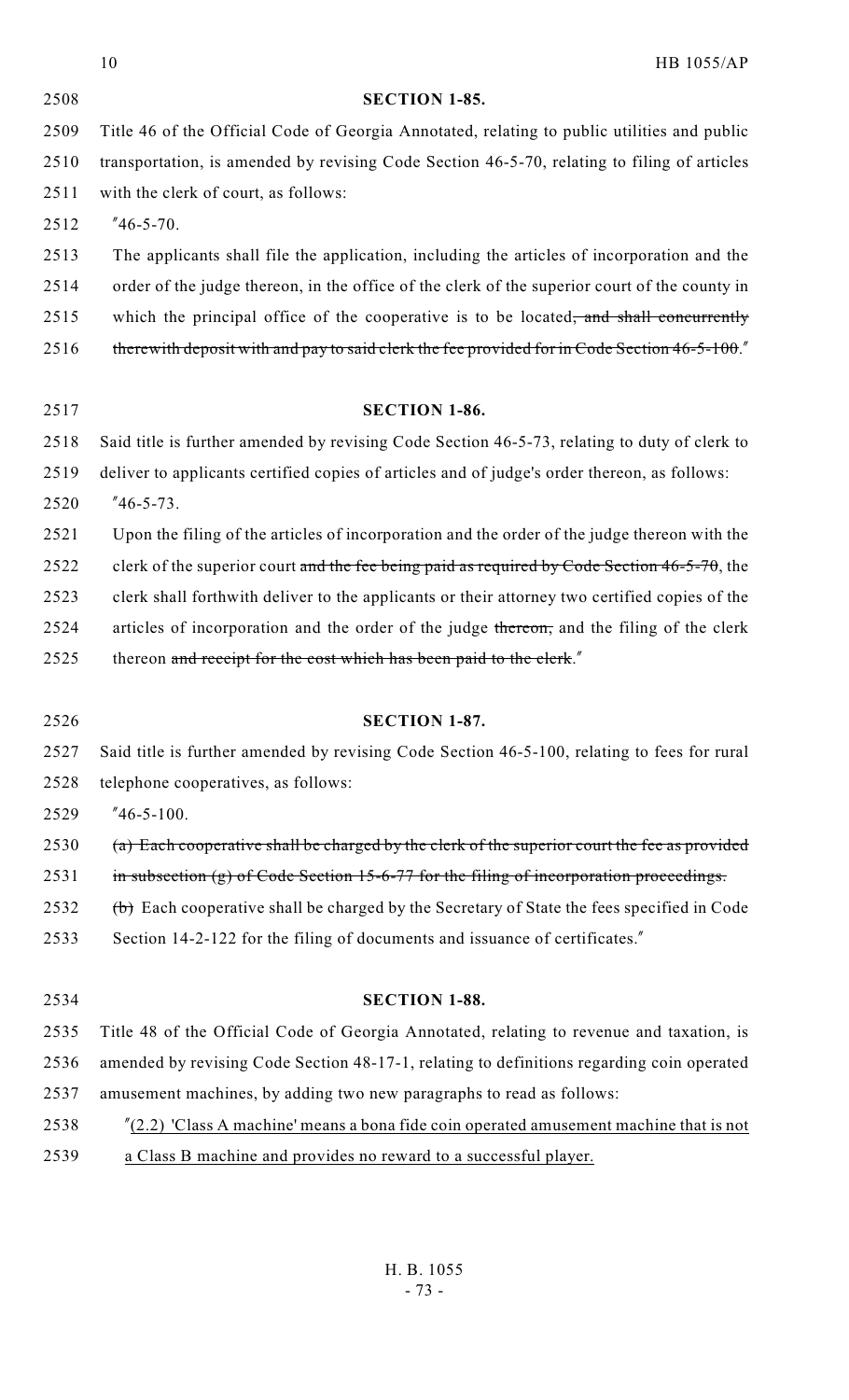**SECTION 1-85.**

Title 46 of the Official Code of Georgia Annotated, relating to public utilities and public transportation, is amended by revising Code Section 46-5-70, relating to filing of articles with the clerk of court, as follows:

"46-5-70.

The applicants shall file the application, including the articles of incorporation and the order of the judge thereon, in the office of the clerk of the superior court of the county in which the principal office of the cooperative is to be located~~, and shall concurrently therewith deposit with and pay to said clerk the fee provided for in Code Section 46-5-100~~."

**SECTION 1-86.**

Said title is further amended by revising Code Section 46-5-73, relating to duty of clerk to deliver to applicants certified copies of articles and of judge's order thereon, as follows:

"46-5-73.

Upon the filing of the articles of incorporation and the order of the judge thereon with the clerk of the superior court ~~and the fee being paid as required by Code Section 46-5-70~~, the clerk shall forthwith deliver to the applicants or their attorney two certified copies of the articles of incorporation and the order of the judge ~~thereon,~~ and the filing of the clerk thereon ~~and receipt for the cost which has been paid to the clerk~~."

**SECTION 1-87.**

Said title is further amended by revising Code Section 46-5-100, relating to fees for rural telephone cooperatives, as follows:

"46-5-100.

~~(a) Each cooperative shall be charged by the clerk of the superior court the fee as provided in subsection (g) of Code Section 15-6-77 for the filing of incorporation proceedings.~~

~~(b)~~ Each cooperative shall be charged by the Secretary of State the fees specified in Code Section 14-2-122 for the filing of documents and issuance of certificates."

**SECTION 1-88.**

Title 48 of the Official Code of Georgia Annotated, relating to revenue and taxation, is amended by revising Code Section 48-17-1, relating to definitions regarding coin operated amusement machines, by adding two new paragraphs to read as follows:

"<u>(2.2) 'Class A machine' means a bona fide coin operated amusement machine that is not a Class B machine and provides no reward to a successful player.</u>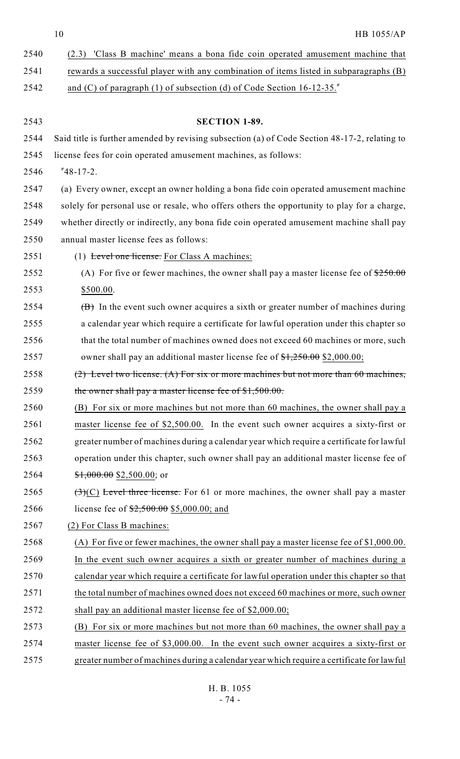2540 (2.3) 'Class B machine' means a bona fide coin operated amusement machine that
2541 rewards a successful player with any combination of items listed in subparagraphs (B)
2542 and (C) of paragraph (1) of subsection (d) of Code Section 16-12-35."

2543 **SECTION 1-89.**

2544 Said title is further amended by revising subsection (a) of Code Section 48-17-2, relating to
2545 license fees for coin operated amusement machines, as follows:

2546 "48-17-2.

2547 (a) Every owner, except an owner holding a bona fide coin operated amusement machine
2548 solely for personal use or resale, who offers others the opportunity to play for a charge,
2549 whether directly or indirectly, any bona fide coin operated amusement machine shall pay
2550 annual master license fees as follows:

2551 (1) ~~Level one license.~~ For Class A machines:

2552 (A) For five or fewer machines, the owner shall pay a master license fee of ~~$250.00~~
2553 $500.00.

2554 ~~(B)~~ In the event such owner acquires a sixth or greater number of machines during
2555 a calendar year which require a certificate for lawful operation under this chapter so
2556 that the total number of machines owned does not exceed 60 machines or more, such
2557 owner shall pay an additional master license fee of ~~$1,250.00~~ $2,000.00;

2558 ~~(2) Level two license. (A) For six or more machines but not more than 60 machines,~~
2559 ~~the owner shall pay a master license fee of $1,500.00.~~

2560 (B) For six or more machines but not more than 60 machines, the owner shall pay a
2561 master license fee of $2,500.00. In the event such owner acquires a sixty-first or
2562 greater number of machines during a calendar year which require a certificate for lawful
2563 operation under this chapter, such owner shall pay an additional master license fee of
2564 ~~$1,000.00~~ $2,500.00; or

2565 ~~(3)~~(C) ~~Level three license.~~ For 61 or more machines, the owner shall pay a master
2566 license fee of ~~$2,500.00~~ $5,000.00; and

2567 (2) For Class B machines:

2568 (A) For five or fewer machines, the owner shall pay a master license fee of $1,000.00.
2569 In the event such owner acquires a sixth or greater number of machines during a
2570 calendar year which require a certificate for lawful operation under this chapter so that
2571 the total number of machines owned does not exceed 60 machines or more, such owner
2572 shall pay an additional master license fee of $2,000.00;

2573 (B) For six or more machines but not more than 60 machines, the owner shall pay a
2574 master license fee of $3,000.00. In the event such owner acquires a sixty-first or
2575 greater number of machines during a calendar year which require a certificate for lawful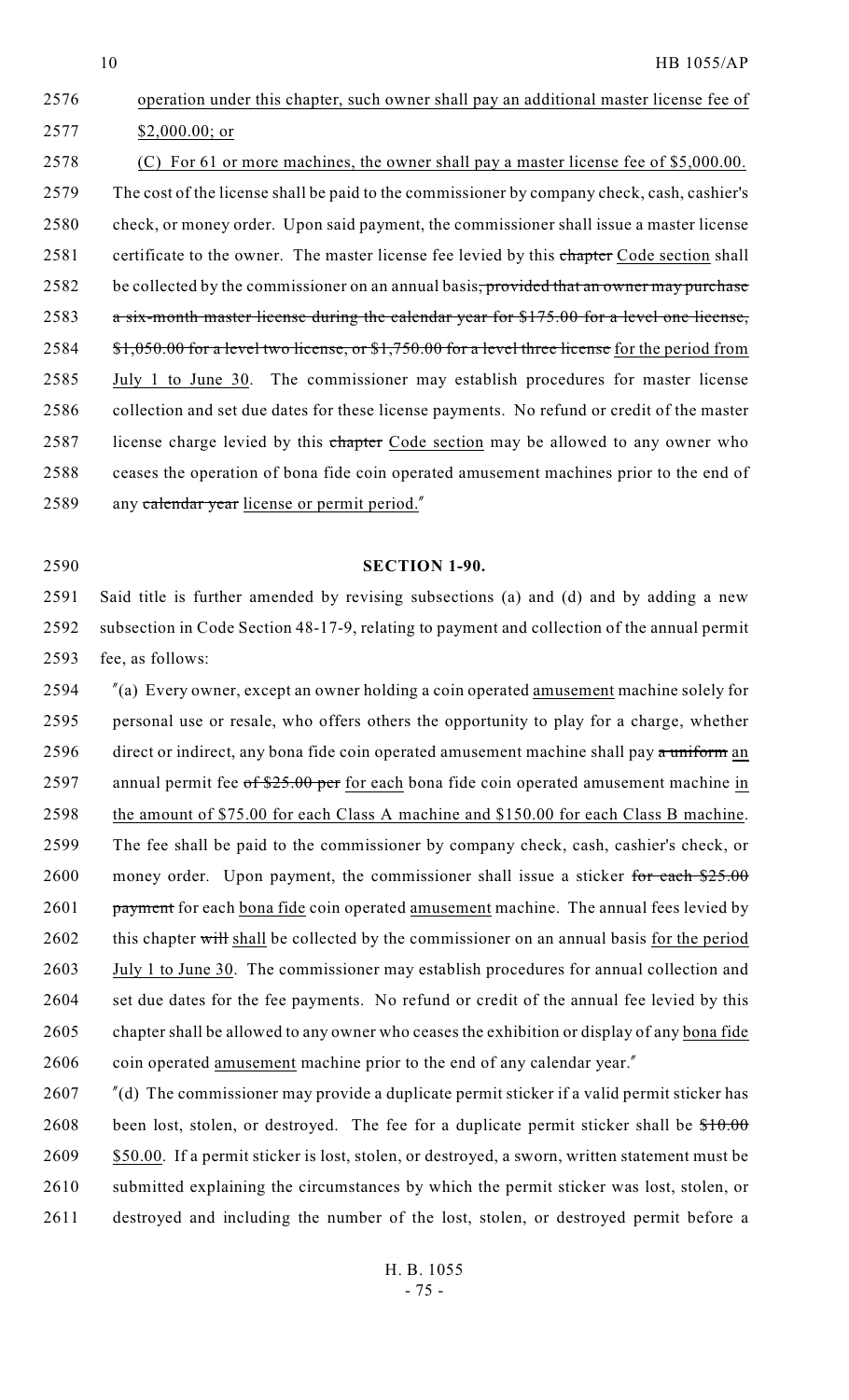operation under this chapter, such owner shall pay an additional master license fee of $2,000.00; or

(C) For 61 or more machines, the owner shall pay a master license fee of $5,000.00. The cost of the license shall be paid to the commissioner by company check, cash, cashier's check, or money order. Upon said payment, the commissioner shall issue a master license certificate to the owner. The master license fee levied by this ~~chapter~~ Code section shall be collected by the commissioner on an annual basis~~, provided that an owner may purchase a six-month master license during the calendar year for $175.00 for a level one license, $1,050.00 for a level two license, or $1,750.00 for a level three license~~ for the period from July 1 to June 30. The commissioner may establish procedures for master license collection and set due dates for these license payments. No refund or credit of the master license charge levied by this ~~chapter~~ Code section may be allowed to any owner who ceases the operation of bona fide coin operated amusement machines prior to the end of any ~~calendar year~~ license or permit period."

**SECTION 1-90.**

Said title is further amended by revising subsections (a) and (d) and by adding a new subsection in Code Section 48-17-9, relating to payment and collection of the annual permit fee, as follows:

"(a) Every owner, except an owner holding a coin operated amusement machine solely for personal use or resale, who offers others the opportunity to play for a charge, whether direct or indirect, any bona fide coin operated amusement machine shall pay ~~a uniform~~ an annual permit fee ~~of $25.00 per~~ for each bona fide coin operated amusement machine in the amount of $75.00 for each Class A machine and $150.00 for each Class B machine. The fee shall be paid to the commissioner by company check, cash, cashier's check, or money order. Upon payment, the commissioner shall issue a sticker ~~for each $25.00 payment~~ for each bona fide coin operated amusement machine. The annual fees levied by this chapter ~~will~~ shall be collected by the commissioner on an annual basis for the period July 1 to June 30. The commissioner may establish procedures for annual collection and set due dates for the fee payments. No refund or credit of the annual fee levied by this chapter shall be allowed to any owner who ceases the exhibition or display of any bona fide coin operated amusement machine prior to the end of any calendar year."

"(d) The commissioner may provide a duplicate permit sticker if a valid permit sticker has been lost, stolen, or destroyed. The fee for a duplicate permit sticker shall be ~~$10.00~~ $50.00. If a permit sticker is lost, stolen, or destroyed, a sworn, written statement must be submitted explaining the circumstances by which the permit sticker was lost, stolen, or destroyed and including the number of the lost, stolen, or destroyed permit before a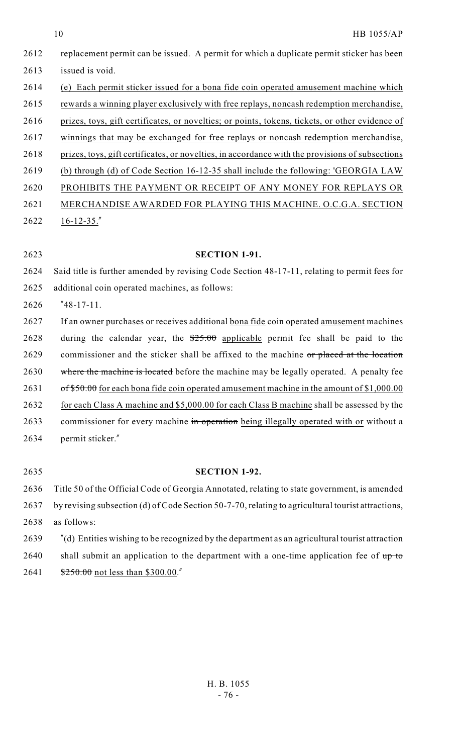replacement permit can be issued. A permit for which a duplicate permit sticker has been issued is void.

(e) Each permit sticker issued for a bona fide coin operated amusement machine which rewards a winning player exclusively with free replays, noncash redemption merchandise, prizes, toys, gift certificates, or novelties; or points, tokens, tickets, or other evidence of winnings that may be exchanged for free replays or noncash redemption merchandise, prizes, toys, gift certificates, or novelties, in accordance with the provisions of subsections (b) through (d) of Code Section 16-12-35 shall include the following: 'GEORGIA LAW PROHIBITS THE PAYMENT OR RECEIPT OF ANY MONEY FOR REPLAYS OR MERCHANDISE AWARDED FOR PLAYING THIS MACHINE. O.C.G.A. SECTION 16-12-35.''

**SECTION 1-91.**

Said title is further amended by revising Code Section 48-17-11, relating to permit fees for additional coin operated machines, as follows:

''48-17-11.

If an owner purchases or receives additional bona fide coin operated amusement machines during the calendar year, the ~~$25.00~~ applicable permit fee shall be paid to the commissioner and the sticker shall be affixed to the machine ~~or placed at the location where the machine is located~~ before the machine may be legally operated. A penalty fee ~~of $50.00~~ for each bona fide coin operated amusement machine in the amount of $1,000.00 for each Class A machine and $5,000.00 for each Class B machine shall be assessed by the commissioner for every machine ~~in operation~~ being illegally operated with or without a permit sticker.''

**SECTION 1-92.**

Title 50 of the Official Code of Georgia Annotated, relating to state government, is amended by revising subsection (d) of Code Section 50-7-70, relating to agricultural tourist attractions, as follows:

''(d) Entities wishing to be recognized by the department as an agricultural tourist attraction shall submit an application to the department with a one-time application fee of ~~up to $250.00~~ not less than $300.00.''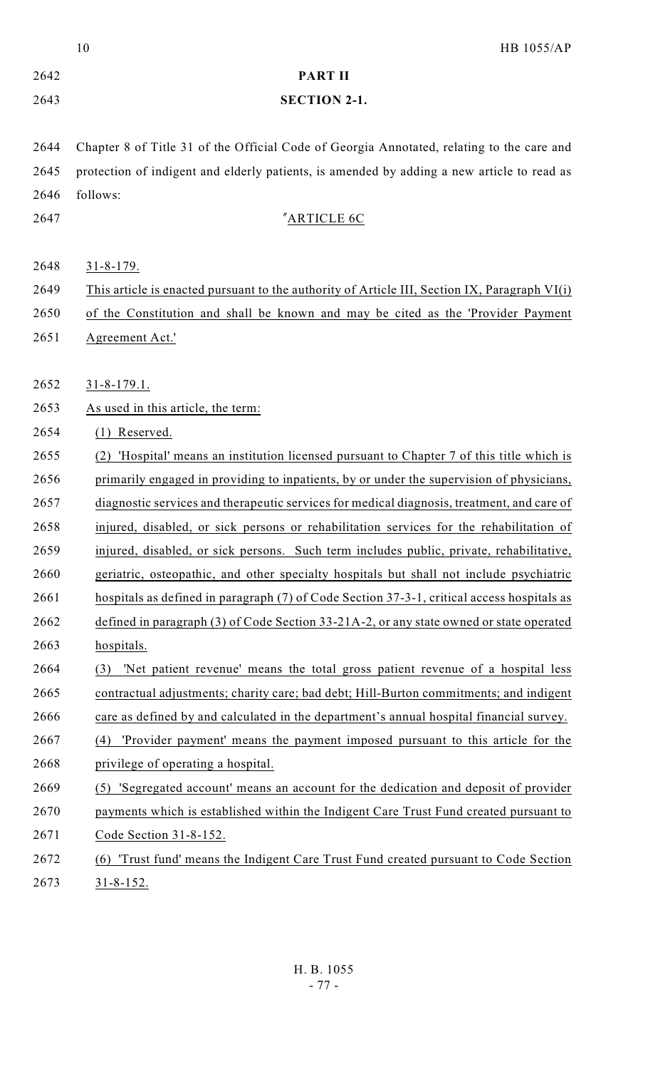**PART II**

**SECTION 2-1.**

Chapter 8 of Title 31 of the Official Code of Georgia Annotated, relating to the care and protection of indigent and elderly patients, is amended by adding a new article to read as follows:

"ARTICLE 6C

31-8-179.

This article is enacted pursuant to the authority of Article III, Section IX, Paragraph VI(i) of the Constitution and shall be known and may be cited as the 'Provider Payment Agreement Act.'

31-8-179.1.

As used in this article, the term:

(1) Reserved.

(2) 'Hospital' means an institution licensed pursuant to Chapter 7 of this title which is primarily engaged in providing to inpatients, by or under the supervision of physicians, diagnostic services and therapeutic services for medical diagnosis, treatment, and care of injured, disabled, or sick persons or rehabilitation services for the rehabilitation of injured, disabled, or sick persons. Such term includes public, private, rehabilitative, geriatric, osteopathic, and other specialty hospitals but shall not include psychiatric hospitals as defined in paragraph (7) of Code Section 37-3-1, critical access hospitals as defined in paragraph (3) of Code Section 33-21A-2, or any state owned or state operated hospitals.

(3) 'Net patient revenue' means the total gross patient revenue of a hospital less contractual adjustments; charity care; bad debt; Hill-Burton commitments; and indigent care as defined by and calculated in the department's annual hospital financial survey.

(4) 'Provider payment' means the payment imposed pursuant to this article for the privilege of operating a hospital.

(5) 'Segregated account' means an account for the dedication and deposit of provider payments which is established within the Indigent Care Trust Fund created pursuant to Code Section 31-8-152.

(6) 'Trust fund' means the Indigent Care Trust Fund created pursuant to Code Section 31-8-152.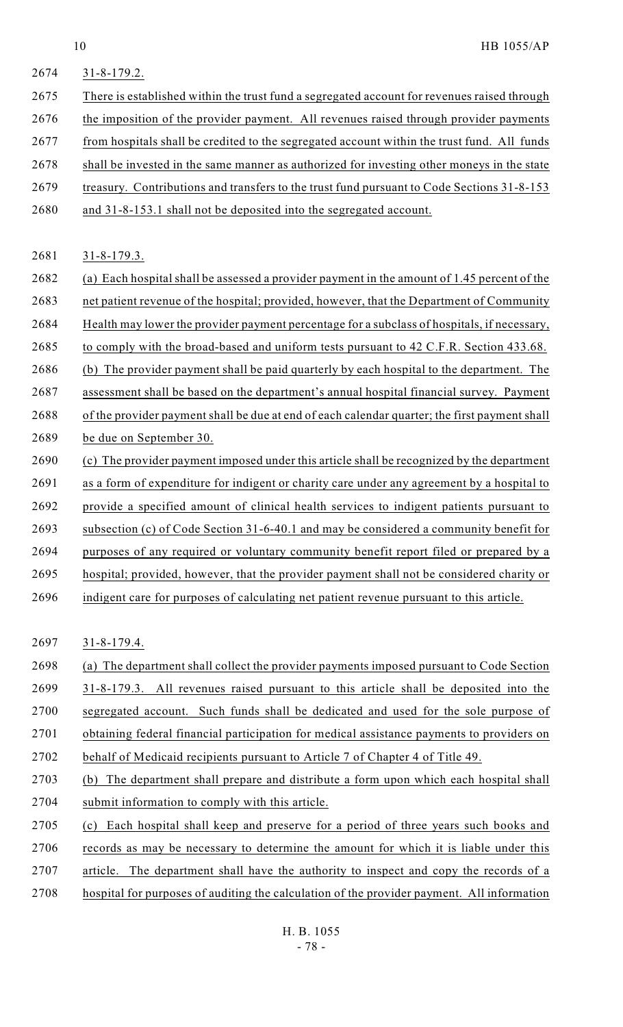31-8-179.2.

There is established within the trust fund a segregated account for revenues raised through the imposition of the provider payment. All revenues raised through provider payments from hospitals shall be credited to the segregated account within the trust fund. All funds shall be invested in the same manner as authorized for investing other moneys in the state treasury. Contributions and transfers to the trust fund pursuant to Code Sections 31-8-153 and 31-8-153.1 shall not be deposited into the segregated account.

31-8-179.3.

(a) Each hospital shall be assessed a provider payment in the amount of 1.45 percent of the net patient revenue of the hospital; provided, however, that the Department of Community Health may lower the provider payment percentage for a subclass of hospitals, if necessary, to comply with the broad-based and uniform tests pursuant to 42 C.F.R. Section 433.68.

(b) The provider payment shall be paid quarterly by each hospital to the department. The assessment shall be based on the department's annual hospital financial survey. Payment of the provider payment shall be due at end of each calendar quarter; the first payment shall be due on September 30.

(c) The provider payment imposed under this article shall be recognized by the department as a form of expenditure for indigent or charity care under any agreement by a hospital to provide a specified amount of clinical health services to indigent patients pursuant to subsection (c) of Code Section 31-6-40.1 and may be considered a community benefit for purposes of any required or voluntary community benefit report filed or prepared by a hospital; provided, however, that the provider payment shall not be considered charity or indigent care for purposes of calculating net patient revenue pursuant to this article.

31-8-179.4.

(a) The department shall collect the provider payments imposed pursuant to Code Section 31-8-179.3. All revenues raised pursuant to this article shall be deposited into the segregated account. Such funds shall be dedicated and used for the sole purpose of obtaining federal financial participation for medical assistance payments to providers on behalf of Medicaid recipients pursuant to Article 7 of Chapter 4 of Title 49.

(b) The department shall prepare and distribute a form upon which each hospital shall submit information to comply with this article.

(c) Each hospital shall keep and preserve for a period of three years such books and records as may be necessary to determine the amount for which it is liable under this article. The department shall have the authority to inspect and copy the records of a hospital for purposes of auditing the calculation of the provider payment. All information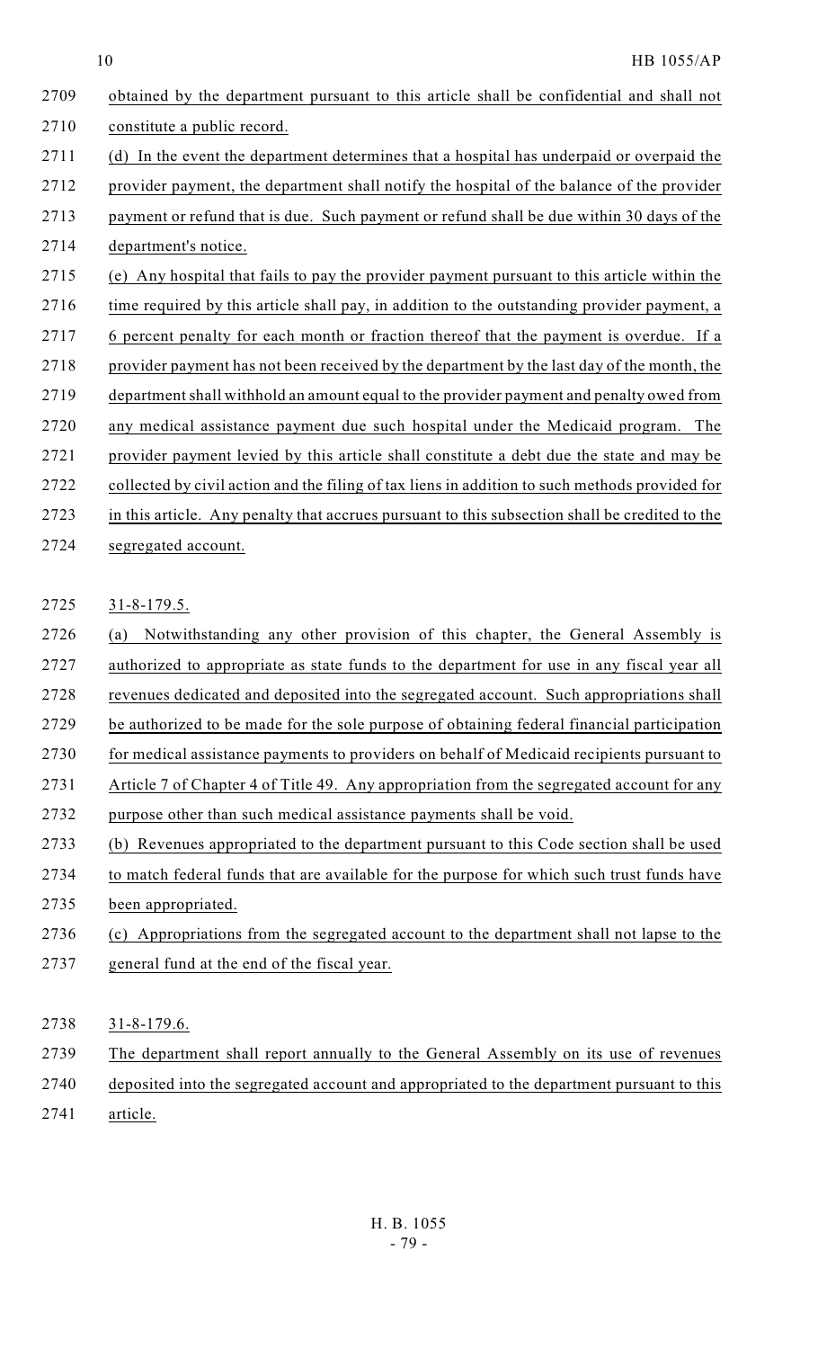obtained by the department pursuant to this article shall be confidential and shall not constitute a public record.

(d) In the event the department determines that a hospital has underpaid or overpaid the provider payment, the department shall notify the hospital of the balance of the provider payment or refund that is due. Such payment or refund shall be due within 30 days of the department's notice.

(e) Any hospital that fails to pay the provider payment pursuant to this article within the time required by this article shall pay, in addition to the outstanding provider payment, a 6 percent penalty for each month or fraction thereof that the payment is overdue. If a provider payment has not been received by the department by the last day of the month, the department shall withhold an amount equal to the provider payment and penalty owed from any medical assistance payment due such hospital under the Medicaid program. The provider payment levied by this article shall constitute a debt due the state and may be collected by civil action and the filing of tax liens in addition to such methods provided for in this article. Any penalty that accrues pursuant to this subsection shall be credited to the segregated account.

31-8-179.5.

(a) Notwithstanding any other provision of this chapter, the General Assembly is authorized to appropriate as state funds to the department for use in any fiscal year all revenues dedicated and deposited into the segregated account. Such appropriations shall be authorized to be made for the sole purpose of obtaining federal financial participation for medical assistance payments to providers on behalf of Medicaid recipients pursuant to Article 7 of Chapter 4 of Title 49. Any appropriation from the segregated account for any purpose other than such medical assistance payments shall be void.

(b) Revenues appropriated to the department pursuant to this Code section shall be used to match federal funds that are available for the purpose for which such trust funds have been appropriated.

(c) Appropriations from the segregated account to the department shall not lapse to the general fund at the end of the fiscal year.

31-8-179.6.

The department shall report annually to the General Assembly on its use of revenues deposited into the segregated account and appropriated to the department pursuant to this article.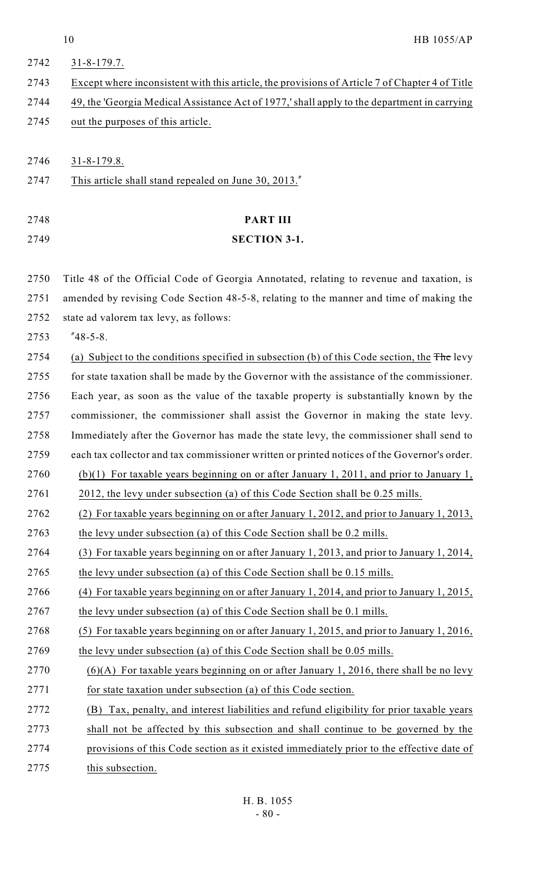31-8-179.7.

Except where inconsistent with this article, the provisions of Article 7 of Chapter 4 of Title 49, the 'Georgia Medical Assistance Act of 1977,' shall apply to the department in carrying out the purposes of this article.

31-8-179.8.

This article shall stand repealed on June 30, 2013."

## PART III

### SECTION 3-1.

Title 48 of the Official Code of Georgia Annotated, relating to revenue and taxation, is amended by revising Code Section 48-5-8, relating to the manner and time of making the state ad valorem tax levy, as follows:

"48-5-8.

(a) Subject to the conditions specified in subsection (b) of this Code section, the ~~The~~ levy for state taxation shall be made by the Governor with the assistance of the commissioner. Each year, as soon as the value of the taxable property is substantially known by the commissioner, the commissioner shall assist the Governor in making the state levy. Immediately after the Governor has made the state levy, the commissioner shall send to each tax collector and tax commissioner written or printed notices of the Governor's order.

(b)(1) For taxable years beginning on or after January 1, 2011, and prior to January 1, 2012, the levy under subsection (a) of this Code Section shall be 0.25 mills.

(2) For taxable years beginning on or after January 1, 2012, and prior to January 1, 2013, the levy under subsection (a) of this Code Section shall be 0.2 mills.

(3) For taxable years beginning on or after January 1, 2013, and prior to January 1, 2014, the levy under subsection (a) of this Code Section shall be 0.15 mills.

(4) For taxable years beginning on or after January 1, 2014, and prior to January 1, 2015, the levy under subsection (a) of this Code Section shall be 0.1 mills.

(5) For taxable years beginning on or after January 1, 2015, and prior to January 1, 2016, the levy under subsection (a) of this Code Section shall be 0.05 mills.

(6)(A) For taxable years beginning on or after January 1, 2016, there shall be no levy for state taxation under subsection (a) of this Code section.

(B) Tax, penalty, and interest liabilities and refund eligibility for prior taxable years shall not be affected by this subsection and shall continue to be governed by the provisions of this Code section as it existed immediately prior to the effective date of this subsection.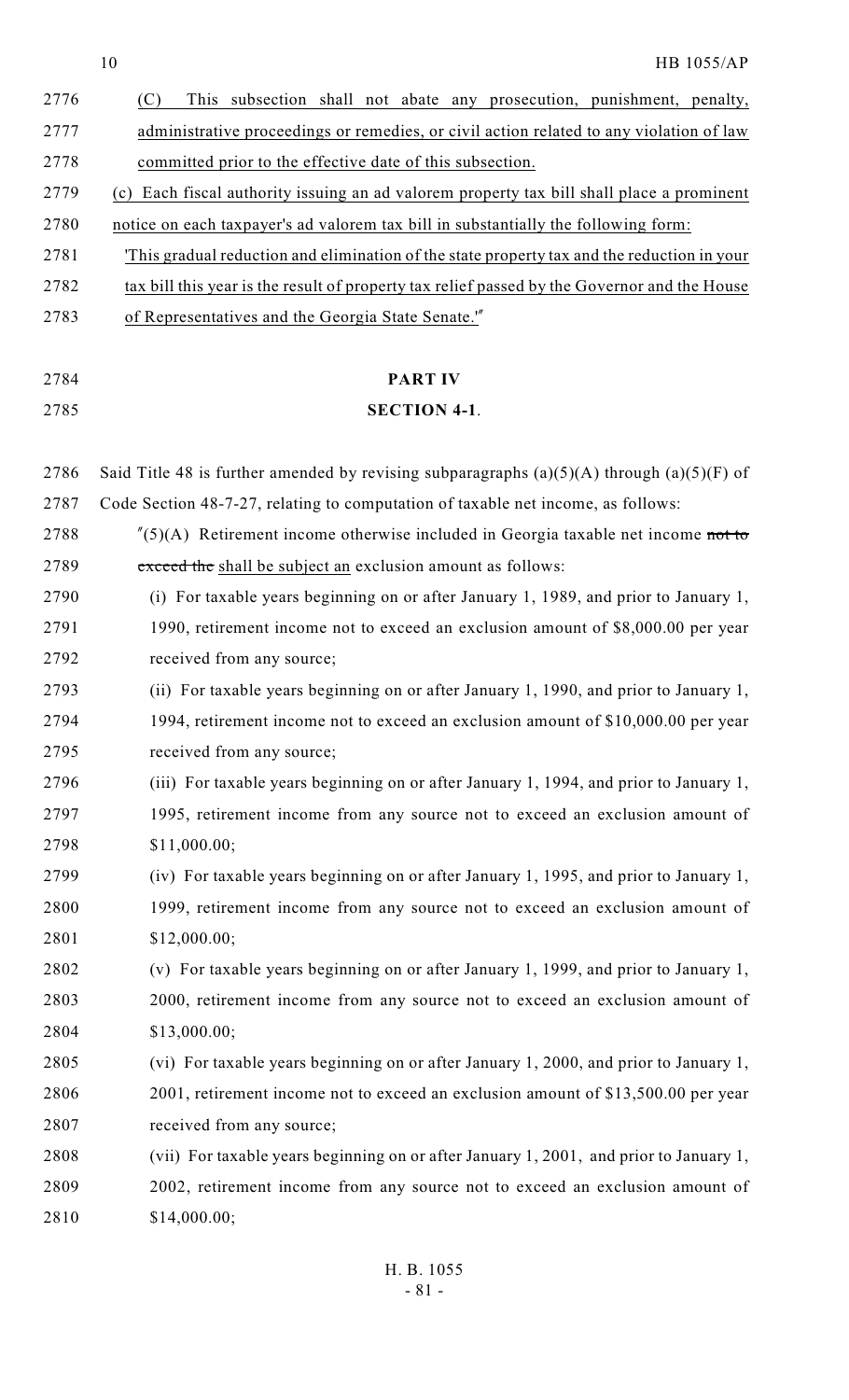(C) This subsection shall not abate any prosecution, punishment, penalty, administrative proceedings or remedies, or civil action related to any violation of law committed prior to the effective date of this subsection.

(c) Each fiscal authority issuing an ad valorem property tax bill shall place a prominent notice on each taxpayer's ad valorem tax bill in substantially the following form:

'This gradual reduction and elimination of the state property tax and the reduction in your tax bill this year is the result of property tax relief passed by the Governor and the House of Representatives and the Georgia State Senate.'"

## PART IV

### SECTION 4-1.

Said Title 48 is further amended by revising subparagraphs (a)(5)(A) through (a)(5)(F) of Code Section 48-7-27, relating to computation of taxable net income, as follows:

"(5)(A) Retirement income otherwise included in Georgia taxable net income ~~not to exceed the~~ shall be subject an exclusion amount as follows:

(i) For taxable years beginning on or after January 1, 1989, and prior to January 1, 1990, retirement income not to exceed an exclusion amount of \$8,000.00 per year received from any source;

(ii) For taxable years beginning on or after January 1, 1990, and prior to January 1, 1994, retirement income not to exceed an exclusion amount of \$10,000.00 per year received from any source;

(iii) For taxable years beginning on or after January 1, 1994, and prior to January 1, 1995, retirement income from any source not to exceed an exclusion amount of \$11,000.00;

(iv) For taxable years beginning on or after January 1, 1995, and prior to January 1, 1999, retirement income from any source not to exceed an exclusion amount of \$12,000.00;

(v) For taxable years beginning on or after January 1, 1999, and prior to January 1, 2000, retirement income from any source not to exceed an exclusion amount of \$13,000.00;

(vi) For taxable years beginning on or after January 1, 2000, and prior to January 1, 2001, retirement income not to exceed an exclusion amount of \$13,500.00 per year received from any source;

(vii) For taxable years beginning on or after January 1, 2001, and prior to January 1, 2002, retirement income from any source not to exceed an exclusion amount of \$14,000.00;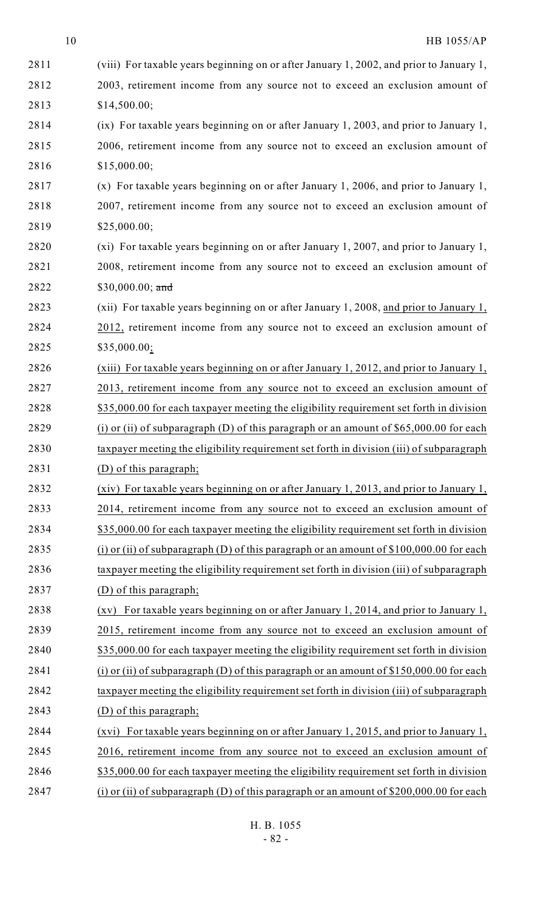(viii) For taxable years beginning on or after January 1, 2002, and prior to January 1, 2003, retirement income from any source not to exceed an exclusion amount of $14,500.00;

(ix) For taxable years beginning on or after January 1, 2003, and prior to January 1, 2006, retirement income from any source not to exceed an exclusion amount of $15,000.00;

(x) For taxable years beginning on or after January 1, 2006, and prior to January 1, 2007, retirement income from any source not to exceed an exclusion amount of $25,000.00;

(xi) For taxable years beginning on or after January 1, 2007, and prior to January 1, 2008, retirement income from any source not to exceed an exclusion amount of $30,000.00; ~~and~~

(xii) For taxable years beginning on or after January 1, 2008, and prior to January 1, 2012, retirement income from any source not to exceed an exclusion amount of $35,000.00;

(xiii) For taxable years beginning on or after January 1, 2012, and prior to January 1, 2013, retirement income from any source not to exceed an exclusion amount of $35,000.00 for each taxpayer meeting the eligibility requirement set forth in division (i) or (ii) of subparagraph (D) of this paragraph or an amount of $65,000.00 for each taxpayer meeting the eligibility requirement set forth in division (iii) of subparagraph (D) of this paragraph;

(xiv) For taxable years beginning on or after January 1, 2013, and prior to January 1, 2014, retirement income from any source not to exceed an exclusion amount of $35,000.00 for each taxpayer meeting the eligibility requirement set forth in division (i) or (ii) of subparagraph (D) of this paragraph or an amount of $100,000.00 for each taxpayer meeting the eligibility requirement set forth in division (iii) of subparagraph (D) of this paragraph;

(xv) For taxable years beginning on or after January 1, 2014, and prior to January 1, 2015, retirement income from any source not to exceed an exclusion amount of $35,000.00 for each taxpayer meeting the eligibility requirement set forth in division (i) or (ii) of subparagraph (D) of this paragraph or an amount of $150,000.00 for each taxpayer meeting the eligibility requirement set forth in division (iii) of subparagraph (D) of this paragraph;

(xvi) For taxable years beginning on or after January 1, 2015, and prior to January 1, 2016, retirement income from any source not to exceed an exclusion amount of $35,000.00 for each taxpayer meeting the eligibility requirement set forth in division (i) or (ii) of subparagraph (D) of this paragraph or an amount of $200,000.00 for each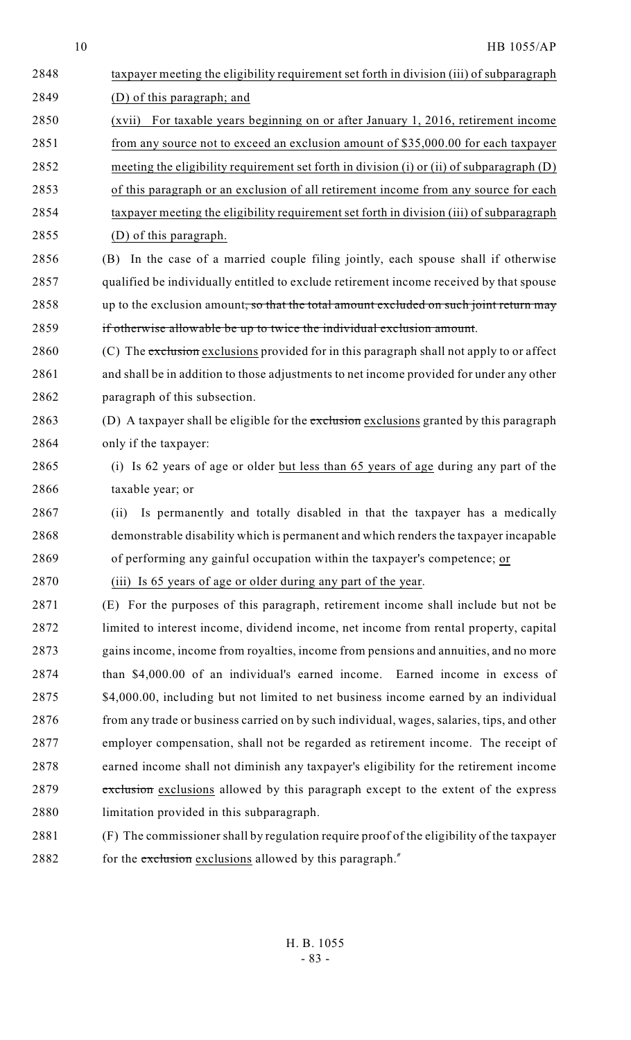taxpayer meeting the eligibility requirement set forth in division (iii) of subparagraph (D) of this paragraph; and

(xvii) For taxable years beginning on or after January 1, 2016, retirement income from any source not to exceed an exclusion amount of $35,000.00 for each taxpayer meeting the eligibility requirement set forth in division (i) or (ii) of subparagraph (D) of this paragraph or an exclusion of all retirement income from any source for each taxpayer meeting the eligibility requirement set forth in division (iii) of subparagraph (D) of this paragraph.

(B) In the case of a married couple filing jointly, each spouse shall if otherwise qualified be individually entitled to exclude retirement income received by that spouse up to the exclusion amount~~, so that the total amount excluded on such joint return may if otherwise allowable be up to twice the individual exclusion amount~~.

(C) The ~~exclusion~~ exclusions provided for in this paragraph shall not apply to or affect and shall be in addition to those adjustments to net income provided for under any other paragraph of this subsection.

(D) A taxpayer shall be eligible for the ~~exclusion~~ exclusions granted by this paragraph only if the taxpayer:

(i) Is 62 years of age or older but less than 65 years of age during any part of the taxable year; or

(ii) Is permanently and totally disabled in that the taxpayer has a medically demonstrable disability which is permanent and which renders the taxpayer incapable of performing any gainful occupation within the taxpayer's competence; or

(iii) Is 65 years of age or older during any part of the year.

(E) For the purposes of this paragraph, retirement income shall include but not be limited to interest income, dividend income, net income from rental property, capital gains income, income from royalties, income from pensions and annuities, and no more than $4,000.00 of an individual's earned income. Earned income in excess of $4,000.00, including but not limited to net business income earned by an individual from any trade or business carried on by such individual, wages, salaries, tips, and other employer compensation, shall not be regarded as retirement income. The receipt of earned income shall not diminish any taxpayer's eligibility for the retirement income ~~exclusion~~ exclusions allowed by this paragraph except to the extent of the express limitation provided in this subparagraph.

(F) The commissioner shall by regulation require proof of the eligibility of the taxpayer for the ~~exclusion~~ exclusions allowed by this paragraph."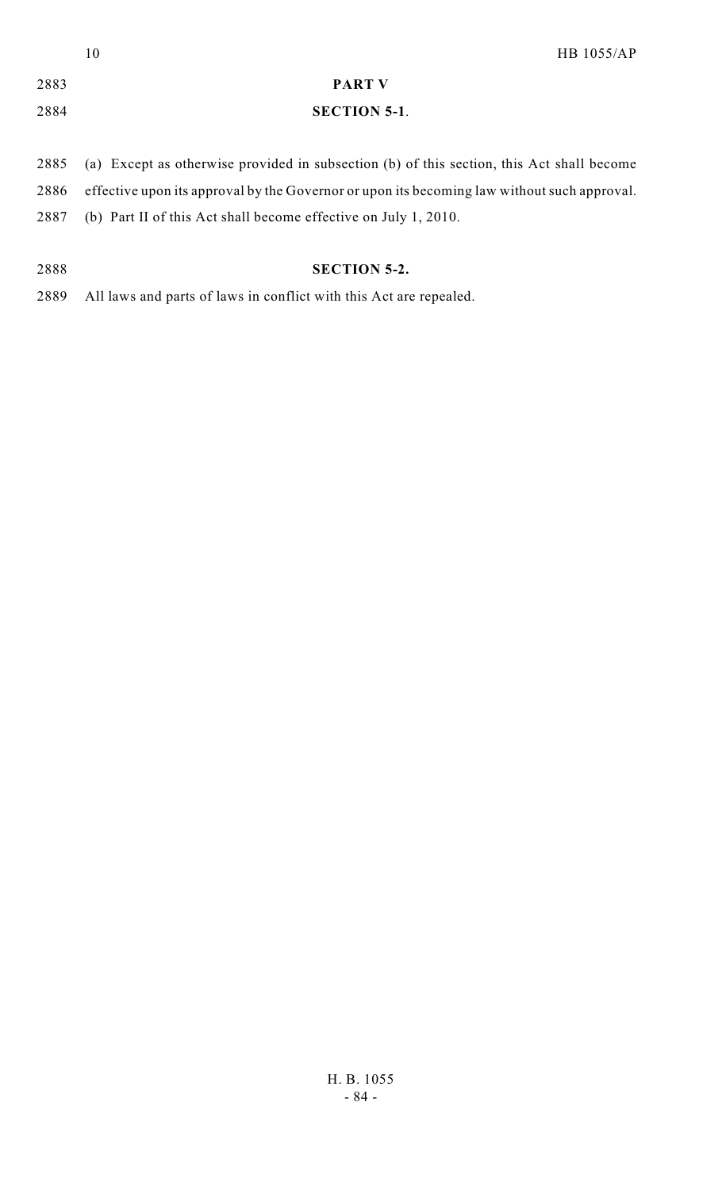## PART V

### SECTION 5-1.

(a) Except as otherwise provided in subsection (b) of this section, this Act shall become effective upon its approval by the Governor or upon its becoming law without such approval.

(b) Part II of this Act shall become effective on July 1, 2010.

### SECTION 5-2.

All laws and parts of laws in conflict with this Act are repealed.